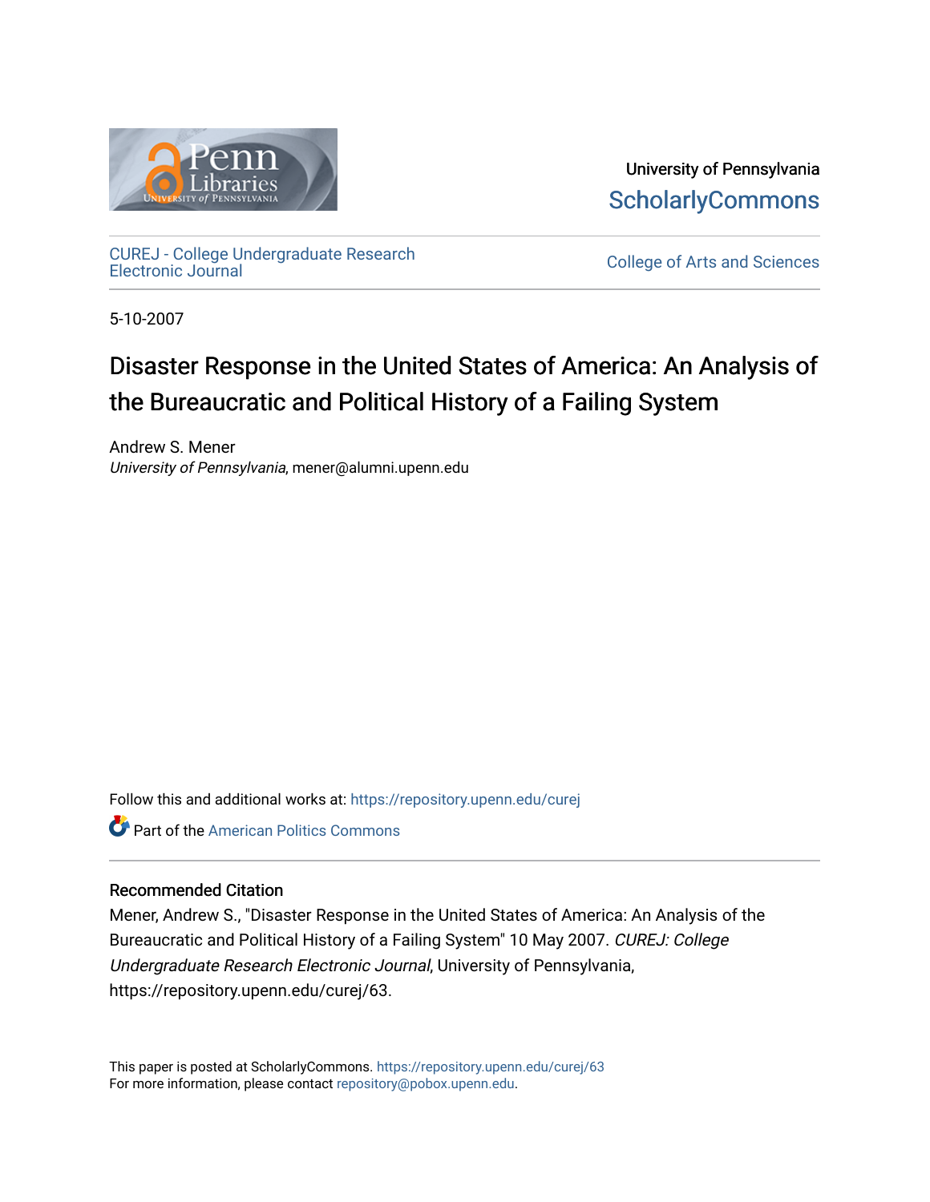University of Pennsylvania
ScholarlyCommons

CUREJ - College Undergraduate Research Electronic Journal

College of Arts and Sciences

5-10-2007

# Disaster Response in the United States of America: An Analysis of the Bureaucratic and Political History of a Failing System

Andrew S. Mener
*University of Pennsylvania*, mener@alumni.upenn.edu

Follow this and additional works at: https://repository.upenn.edu/curej

Part of the American Politics Commons

### Recommended Citation

Mener, Andrew S., "Disaster Response in the United States of America: An Analysis of the Bureaucratic and Political History of a Failing System" 10 May 2007. *CUREJ: College Undergraduate Research Electronic Journal*, University of Pennsylvania, https://repository.upenn.edu/curej/63.

This paper is posted at ScholarlyCommons. https://repository.upenn.edu/curej/63
For more information, please contact repository@pobox.upenn.edu.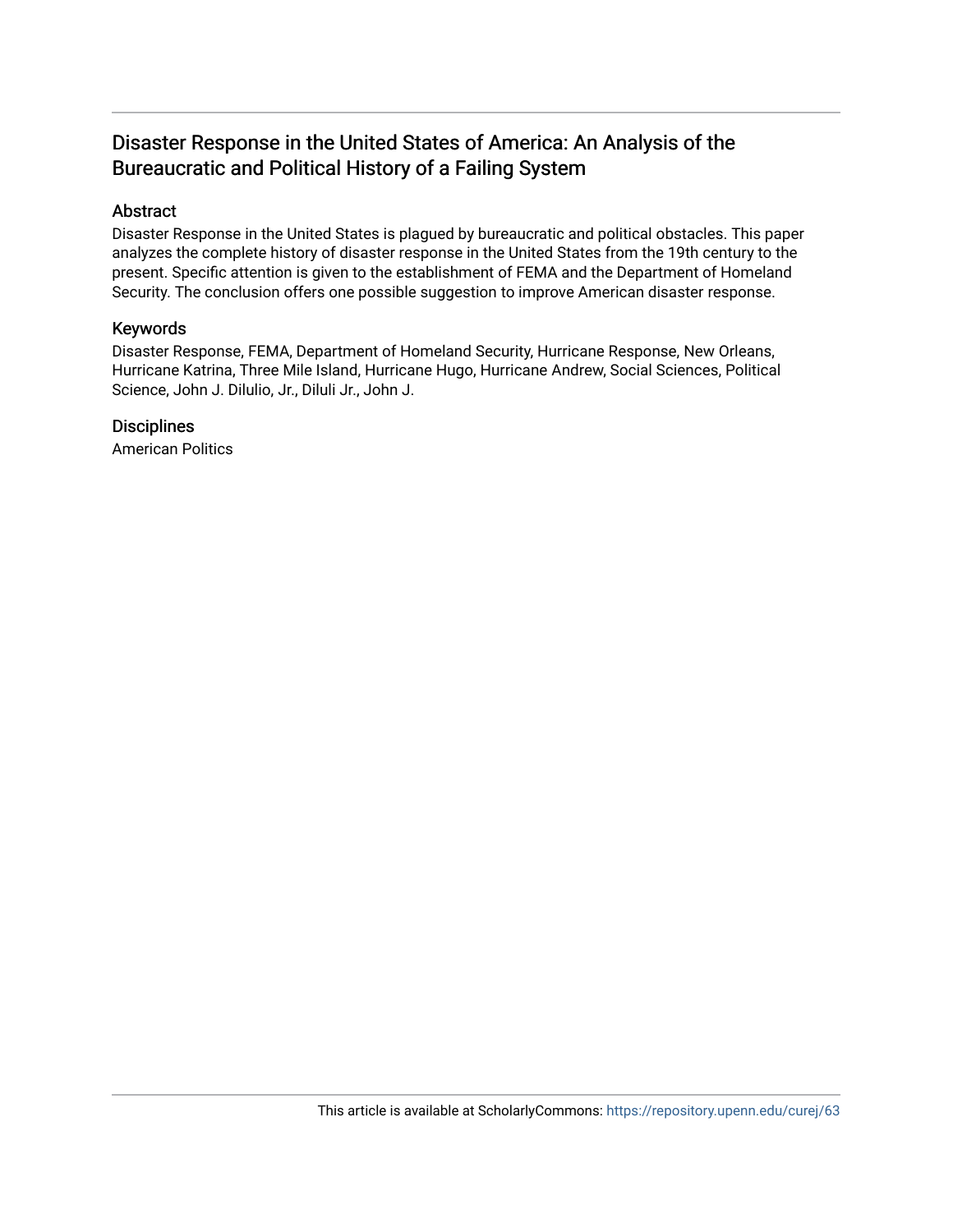## Disaster Response in the United States of America: An Analysis of the Bureaucratic and Political History of a Failing System

### Abstract

Disaster Response in the United States is plagued by bureaucratic and political obstacles. This paper analyzes the complete history of disaster response in the United States from the 19th century to the present. Specific attention is given to the establishment of FEMA and the Department of Homeland Security. The conclusion offers one possible suggestion to improve American disaster response.

### Keywords

Disaster Response, FEMA, Department of Homeland Security, Hurricane Response, New Orleans, Hurricane Katrina, Three Mile Island, Hurricane Hugo, Hurricane Andrew, Social Sciences, Political Science, John J. Dilulio, Jr., Diluli Jr., John J.

### Disciplines

American Politics

This article is available at ScholarlyCommons: https://repository.upenn.edu/curej/63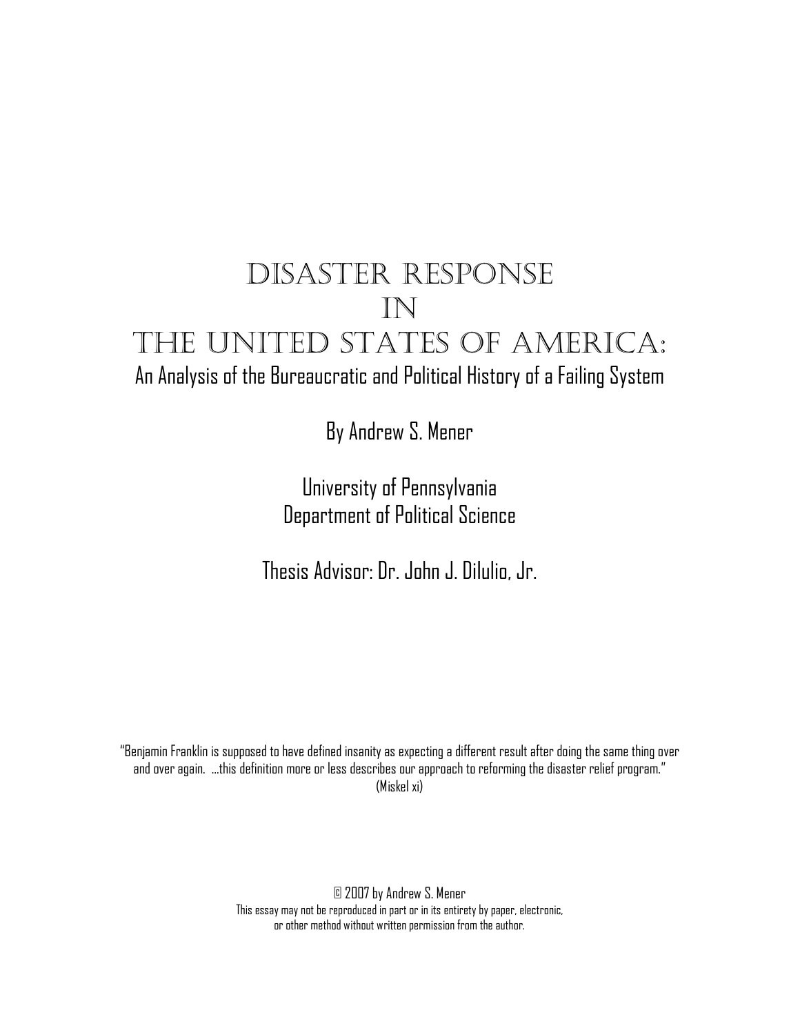# Disaster Response in The United States of America:

## An Analysis of the Bureaucratic and Political History of a Failing System

By Andrew S. Mener

University of Pennsylvania
Department of Political Science

Thesis Advisor: Dr. John J. DiIulio, Jr.

"Benjamin Franklin is supposed to have defined insanity as expecting a different result after doing the same thing over and over again. …this definition more or less describes our approach to reforming the disaster relief program." (Miskel xi)

© 2007 by Andrew S. Mener
This essay may not be reproduced in part or in its entirety by paper, electronic, or other method without written permission from the author.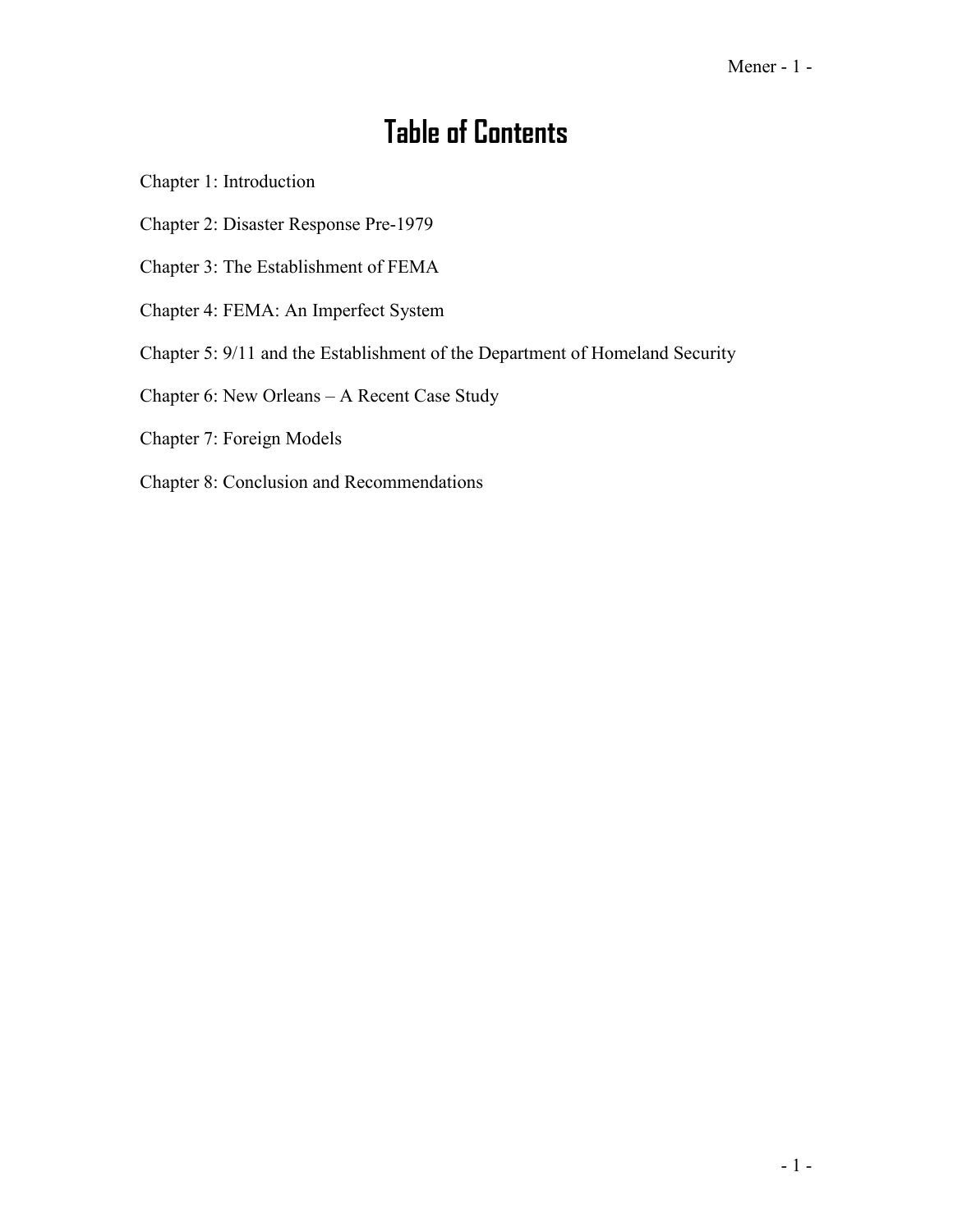# Table of Contents

Chapter 1: Introduction

Chapter 2: Disaster Response Pre-1979

Chapter 3: The Establishment of FEMA

Chapter 4: FEMA: An Imperfect System

Chapter 5: 9/11 and the Establishment of the Department of Homeland Security

Chapter 6: New Orleans – A Recent Case Study

Chapter 7: Foreign Models

Chapter 8: Conclusion and Recommendations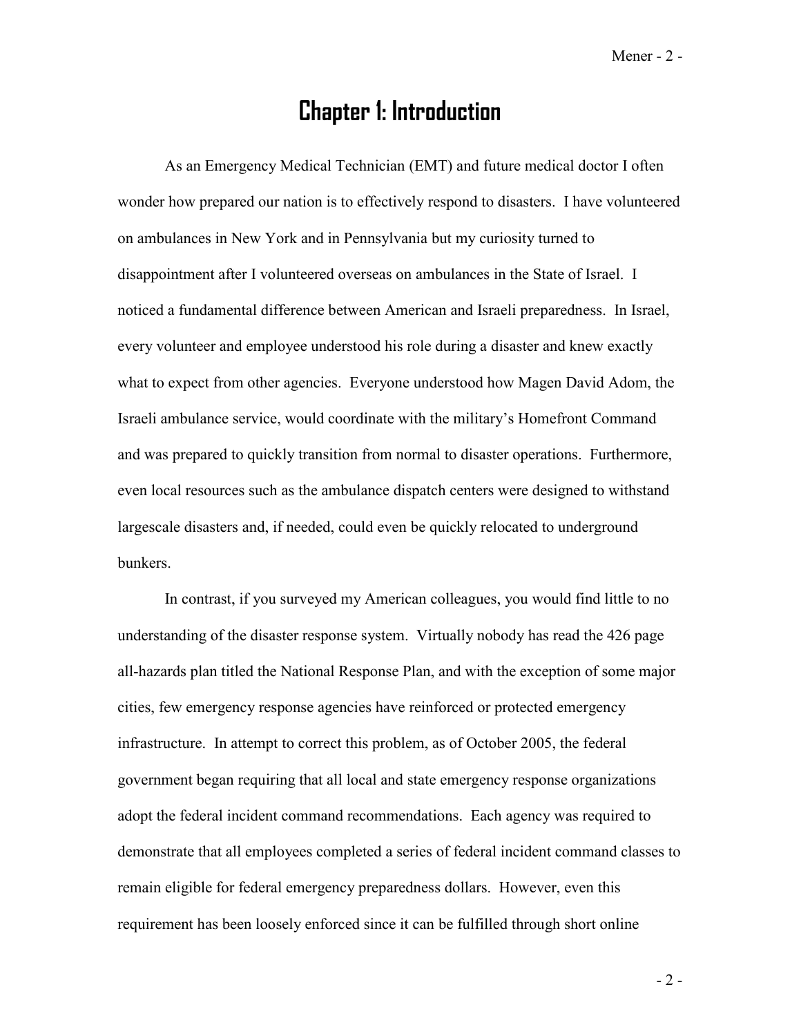# Chapter 1: Introduction

As an Emergency Medical Technician (EMT) and future medical doctor I often wonder how prepared our nation is to effectively respond to disasters. I have volunteered on ambulances in New York and in Pennsylvania but my curiosity turned to disappointment after I volunteered overseas on ambulances in the State of Israel. I noticed a fundamental difference between American and Israeli preparedness. In Israel, every volunteer and employee understood his role during a disaster and knew exactly what to expect from other agencies. Everyone understood how Magen David Adom, the Israeli ambulance service, would coordinate with the military's Homefront Command and was prepared to quickly transition from normal to disaster operations. Furthermore, even local resources such as the ambulance dispatch centers were designed to withstand largescale disasters and, if needed, could even be quickly relocated to underground bunkers.

In contrast, if you surveyed my American colleagues, you would find little to no understanding of the disaster response system. Virtually nobody has read the 426 page all-hazards plan titled the National Response Plan, and with the exception of some major cities, few emergency response agencies have reinforced or protected emergency infrastructure. In attempt to correct this problem, as of October 2005, the federal government began requiring that all local and state emergency response organizations adopt the federal incident command recommendations. Each agency was required to demonstrate that all employees completed a series of federal incident command classes to remain eligible for federal emergency preparedness dollars. However, even this requirement has been loosely enforced since it can be fulfilled through short online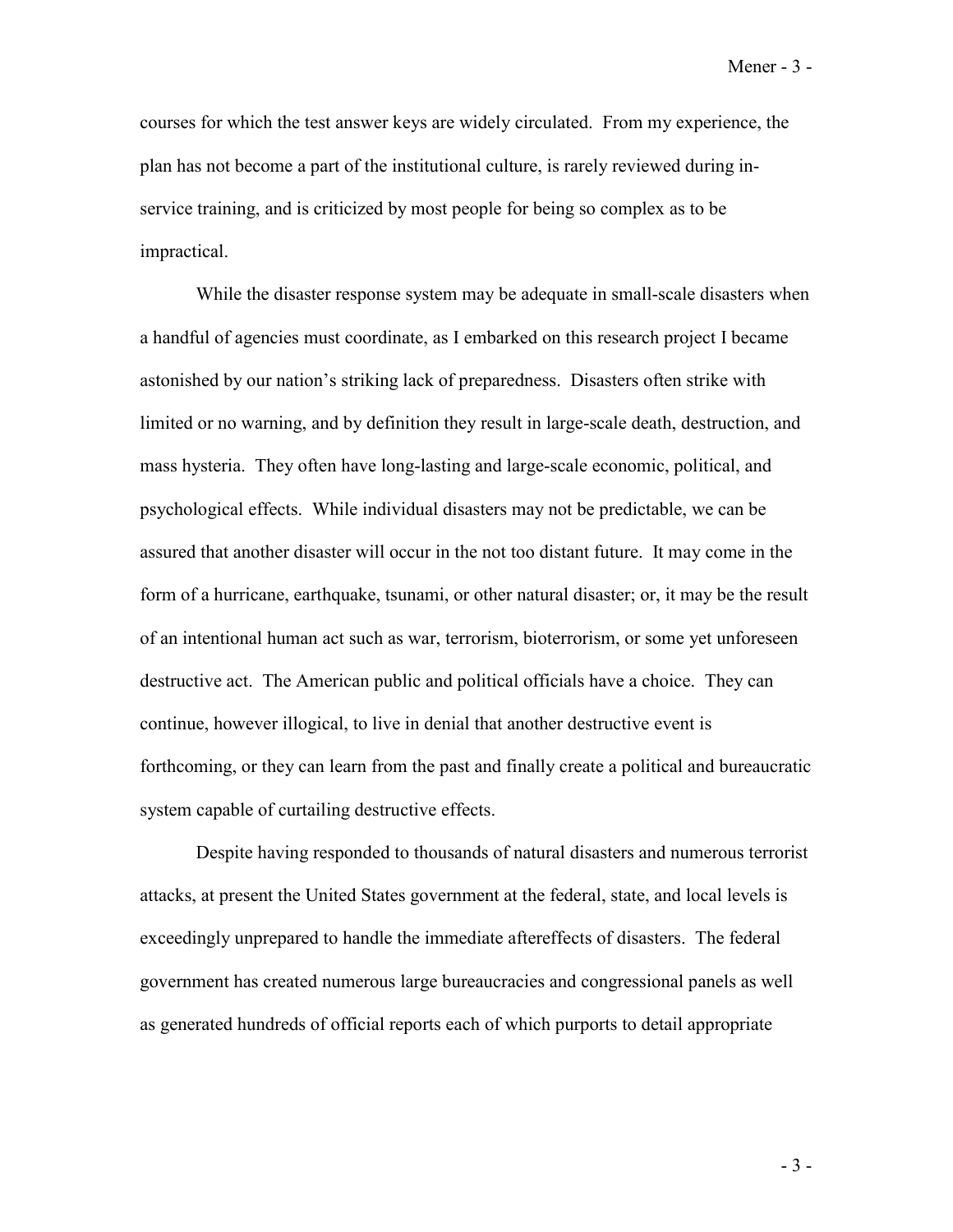courses for which the test answer keys are widely circulated. From my experience, the plan has not become a part of the institutional culture, is rarely reviewed during in-service training, and is criticized by most people for being so complex as to be impractical.

While the disaster response system may be adequate in small-scale disasters when a handful of agencies must coordinate, as I embarked on this research project I became astonished by our nation's striking lack of preparedness. Disasters often strike with limited or no warning, and by definition they result in large-scale death, destruction, and mass hysteria. They often have long-lasting and large-scale economic, political, and psychological effects. While individual disasters may not be predictable, we can be assured that another disaster will occur in the not too distant future. It may come in the form of a hurricane, earthquake, tsunami, or other natural disaster; or, it may be the result of an intentional human act such as war, terrorism, bioterrorism, or some yet unforeseen destructive act. The American public and political officials have a choice. They can continue, however illogical, to live in denial that another destructive event is forthcoming, or they can learn from the past and finally create a political and bureaucratic system capable of curtailing destructive effects.

Despite having responded to thousands of natural disasters and numerous terrorist attacks, at present the United States government at the federal, state, and local levels is exceedingly unprepared to handle the immediate aftereffects of disasters. The federal government has created numerous large bureaucracies and congressional panels as well as generated hundreds of official reports each of which purports to detail appropriate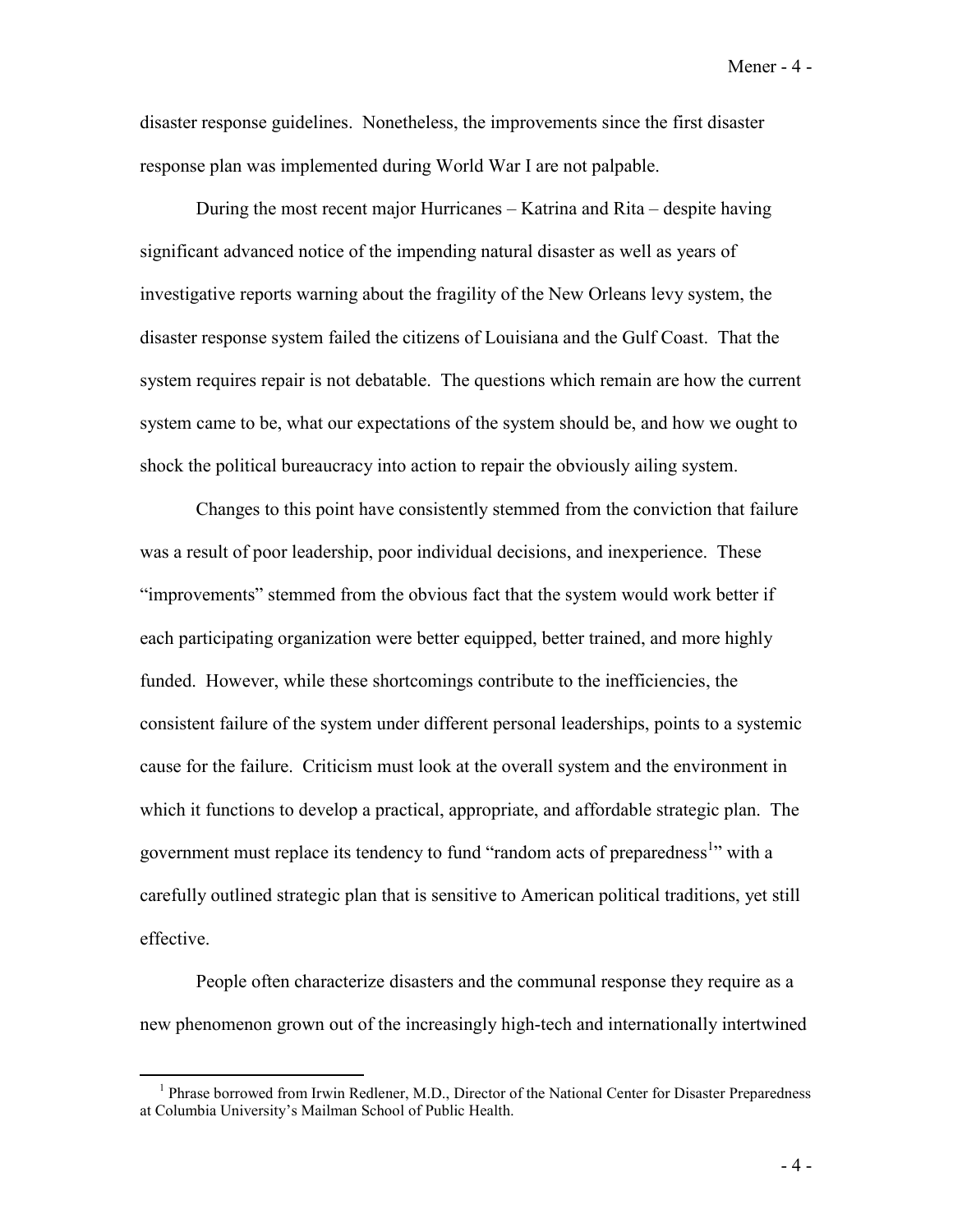disaster response guidelines. Nonetheless, the improvements since the first disaster response plan was implemented during World War I are not palpable.

During the most recent major Hurricanes – Katrina and Rita – despite having significant advanced notice of the impending natural disaster as well as years of investigative reports warning about the fragility of the New Orleans levy system, the disaster response system failed the citizens of Louisiana and the Gulf Coast. That the system requires repair is not debatable. The questions which remain are how the current system came to be, what our expectations of the system should be, and how we ought to shock the political bureaucracy into action to repair the obviously ailing system.

Changes to this point have consistently stemmed from the conviction that failure was a result of poor leadership, poor individual decisions, and inexperience. These "improvements" stemmed from the obvious fact that the system would work better if each participating organization were better equipped, better trained, and more highly funded. However, while these shortcomings contribute to the inefficiencies, the consistent failure of the system under different personal leaderships, points to a systemic cause for the failure. Criticism must look at the overall system and the environment in which it functions to develop a practical, appropriate, and affordable strategic plan. The government must replace its tendency to fund "random acts of preparedness[1]" with a carefully outlined strategic plan that is sensitive to American political traditions, yet still effective.

People often characterize disasters and the communal response they require as a new phenomenon grown out of the increasingly high-tech and internationally intertwined

---

[1] Phrase borrowed from Irwin Redlener, M.D., Director of the National Center for Disaster Preparedness at Columbia University's Mailman School of Public Health.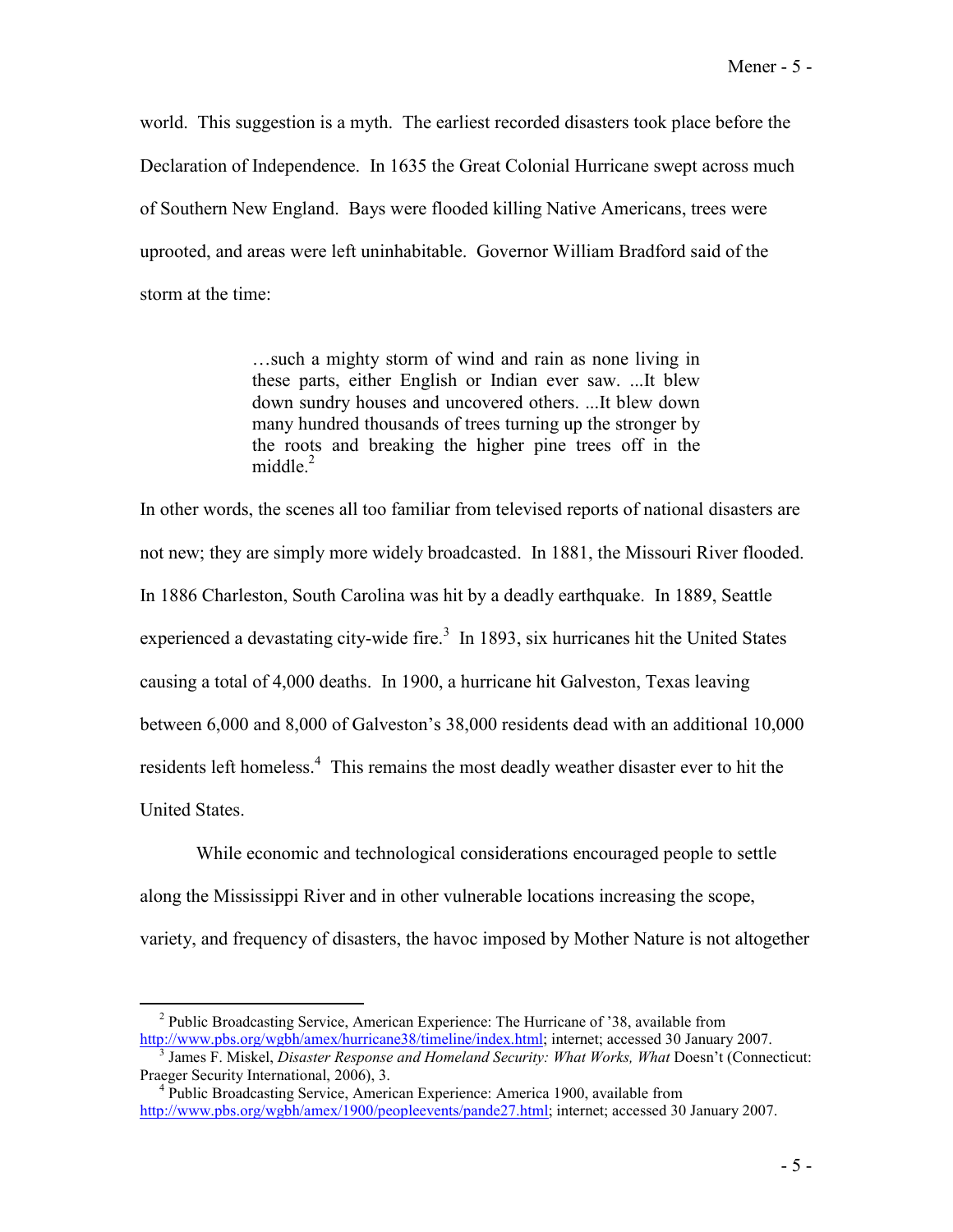world. This suggestion is a myth. The earliest recorded disasters took place before the Declaration of Independence. In 1635 the Great Colonial Hurricane swept across much of Southern New England. Bays were flooded killing Native Americans, trees were uprooted, and areas were left uninhabitable. Governor William Bradford said of the storm at the time:

> …such a mighty storm of wind and rain as none living in these parts, either English or Indian ever saw. ...It blew down sundry houses and uncovered others. ...It blew down many hundred thousands of trees turning up the stronger by the roots and breaking the higher pine trees off in the middle.[2]

In other words, the scenes all too familiar from televised reports of national disasters are not new; they are simply more widely broadcasted. In 1881, the Missouri River flooded. In 1886 Charleston, South Carolina was hit by a deadly earthquake. In 1889, Seattle experienced a devastating city-wide fire.[3] In 1893, six hurricanes hit the United States causing a total of 4,000 deaths. In 1900, a hurricane hit Galveston, Texas leaving between 6,000 and 8,000 of Galveston's 38,000 residents dead with an additional 10,000 residents left homeless.[4] This remains the most deadly weather disaster ever to hit the United States.

While economic and technological considerations encouraged people to settle along the Mississippi River and in other vulnerable locations increasing the scope, variety, and frequency of disasters, the havoc imposed by Mother Nature is not altogether

---

[2] Public Broadcasting Service, American Experience: The Hurricane of '38, available from http://www.pbs.org/wgbh/amex/hurricane38/timeline/index.html; internet; accessed 30 January 2007.

[3] James F. Miskel, *Disaster Response and Homeland Security: What Works, What* Doesn't (Connecticut: Praeger Security International, 2006), 3.

[4] Public Broadcasting Service, American Experience: America 1900, available from http://www.pbs.org/wgbh/amex/1900/peopleevents/pande27.html; internet; accessed 30 January 2007.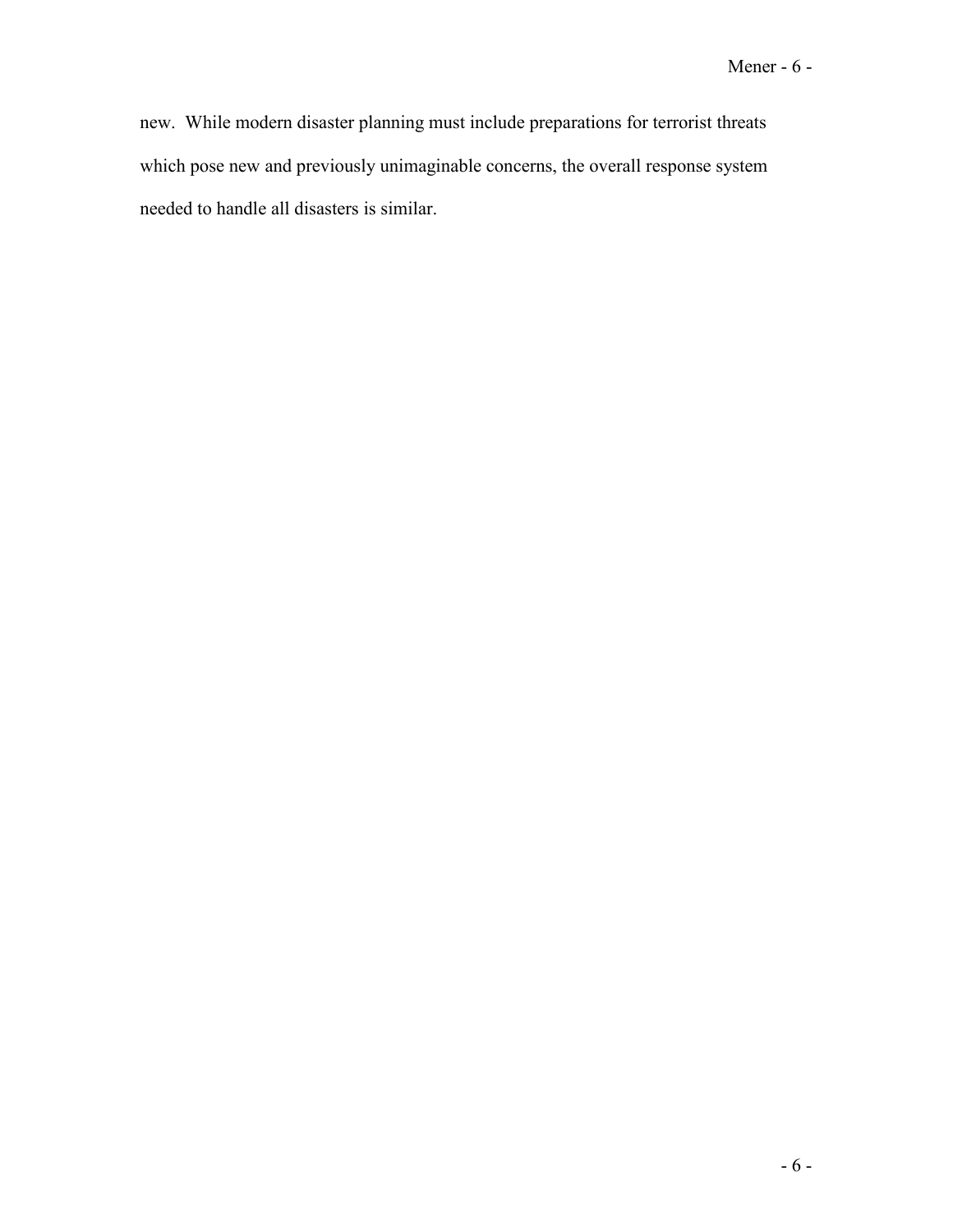new. While modern disaster planning must include preparations for terrorist threats which pose new and previously unimaginable concerns, the overall response system needed to handle all disasters is similar.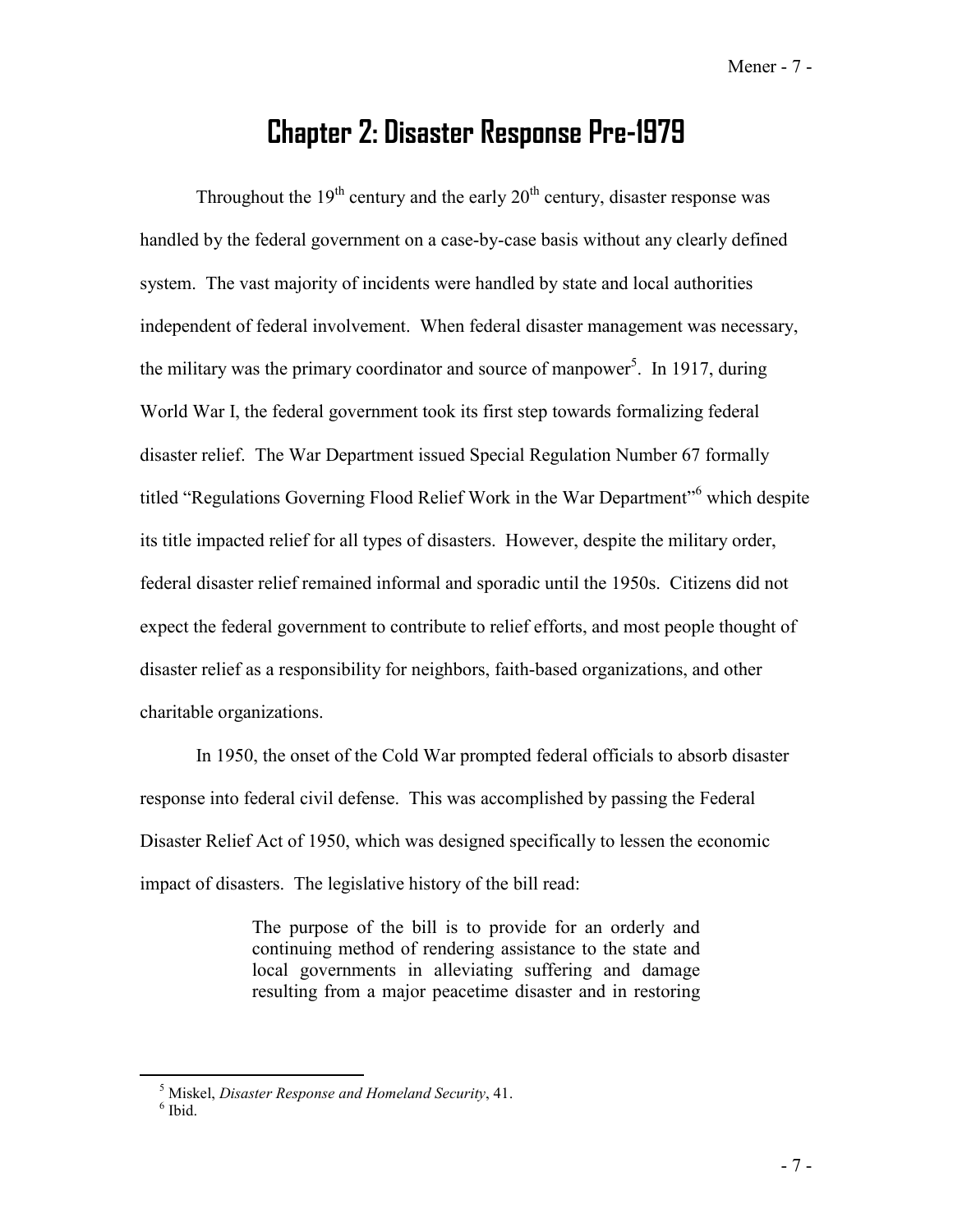# Chapter 2: Disaster Response Pre-1979

Throughout the 19th century and the early 20th century, disaster response was handled by the federal government on a case-by-case basis without any clearly defined system. The vast majority of incidents were handled by state and local authorities independent of federal involvement. When federal disaster management was necessary, the military was the primary coordinator and source of manpower[5]. In 1917, during World War I, the federal government took its first step towards formalizing federal disaster relief. The War Department issued Special Regulation Number 67 formally titled "Regulations Governing Flood Relief Work in the War Department"[6] which despite its title impacted relief for all types of disasters. However, despite the military order, federal disaster relief remained informal and sporadic until the 1950s. Citizens did not expect the federal government to contribute to relief efforts, and most people thought of disaster relief as a responsibility for neighbors, faith-based organizations, and other charitable organizations.

In 1950, the onset of the Cold War prompted federal officials to absorb disaster response into federal civil defense. This was accomplished by passing the Federal Disaster Relief Act of 1950, which was designed specifically to lessen the economic impact of disasters. The legislative history of the bill read:

> The purpose of the bill is to provide for an orderly and continuing method of rendering assistance to the state and local governments in alleviating suffering and damage resulting from a major peacetime disaster and in restoring

---

[5] Miskel, *Disaster Response and Homeland Security*, 41.

[6] Ibid.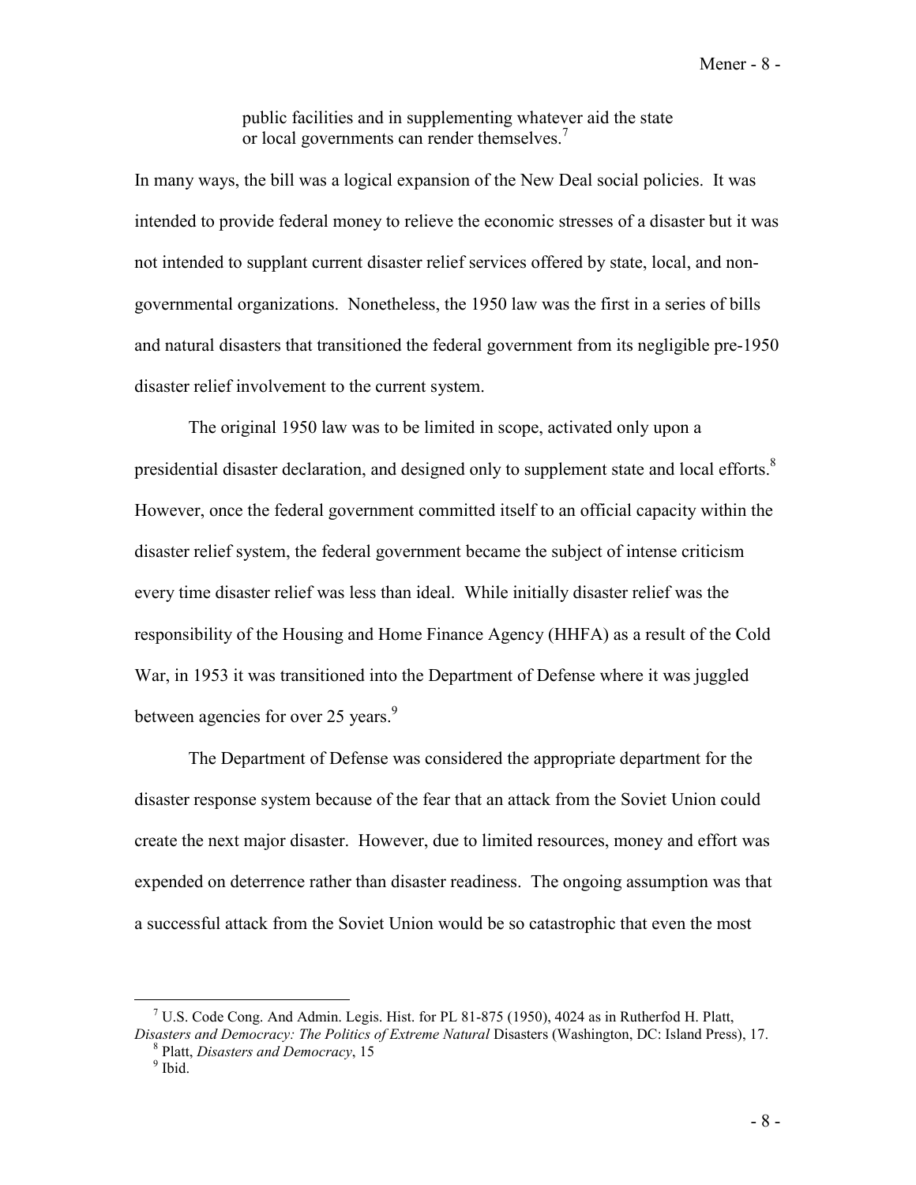> public facilities and in supplementing whatever aid the state or local governments can render themselves.[7]

In many ways, the bill was a logical expansion of the New Deal social policies. It was intended to provide federal money to relieve the economic stresses of a disaster but it was not intended to supplant current disaster relief services offered by state, local, and non-governmental organizations. Nonetheless, the 1950 law was the first in a series of bills and natural disasters that transitioned the federal government from its negligible pre-1950 disaster relief involvement to the current system.

The original 1950 law was to be limited in scope, activated only upon a presidential disaster declaration, and designed only to supplement state and local efforts.[8] However, once the federal government committed itself to an official capacity within the disaster relief system, the federal government became the subject of intense criticism every time disaster relief was less than ideal. While initially disaster relief was the responsibility of the Housing and Home Finance Agency (HHFA) as a result of the Cold War, in 1953 it was transitioned into the Department of Defense where it was juggled between agencies for over 25 years.[9]

The Department of Defense was considered the appropriate department for the disaster response system because of the fear that an attack from the Soviet Union could create the next major disaster. However, due to limited resources, money and effort was expended on deterrence rather than disaster readiness. The ongoing assumption was that a successful attack from the Soviet Union would be so catastrophic that even the most

---

[7] U.S. Code Cong. And Admin. Legis. Hist. for PL 81-875 (1950), 4024 as in Rutherfod H. Platt, *Disasters and Democracy: The Politics of Extreme Natural* Disasters (Washington, DC: Island Press), 17.

[8] Platt, *Disasters and Democracy*, 15

[9] Ibid.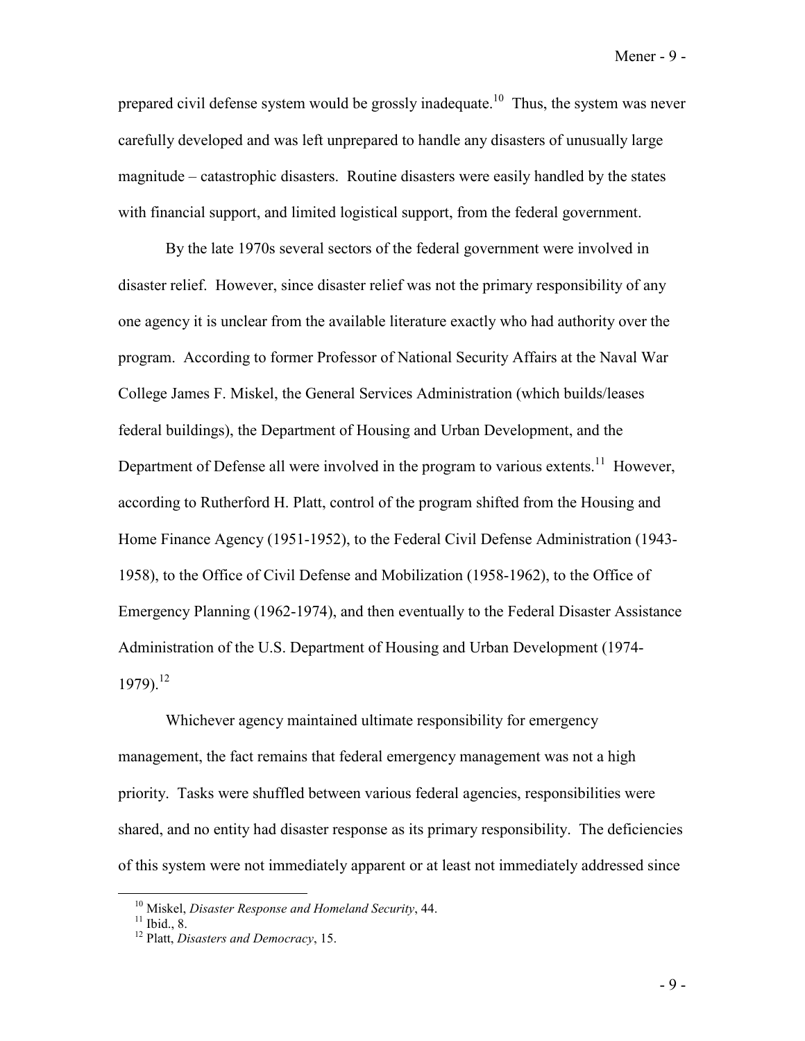prepared civil defense system would be grossly inadequate.[10] Thus, the system was never carefully developed and was left unprepared to handle any disasters of unusually large magnitude – catastrophic disasters. Routine disasters were easily handled by the states with financial support, and limited logistical support, from the federal government.

By the late 1970s several sectors of the federal government were involved in disaster relief. However, since disaster relief was not the primary responsibility of any one agency it is unclear from the available literature exactly who had authority over the program. According to former Professor of National Security Affairs at the Naval War College James F. Miskel, the General Services Administration (which builds/leases federal buildings), the Department of Housing and Urban Development, and the Department of Defense all were involved in the program to various extents.[11] However, according to Rutherford H. Platt, control of the program shifted from the Housing and Home Finance Agency (1951-1952), to the Federal Civil Defense Administration (1943-1958), to the Office of Civil Defense and Mobilization (1958-1962), to the Office of Emergency Planning (1962-1974), and then eventually to the Federal Disaster Assistance Administration of the U.S. Department of Housing and Urban Development (1974-1979).[12]

Whichever agency maintained ultimate responsibility for emergency management, the fact remains that federal emergency management was not a high priority. Tasks were shuffled between various federal agencies, responsibilities were shared, and no entity had disaster response as its primary responsibility. The deficiencies of this system were not immediately apparent or at least not immediately addressed since

---

[10] Miskel, *Disaster Response and Homeland Security*, 44.
[11] Ibid., 8.
[12] Platt, *Disasters and Democracy*, 15.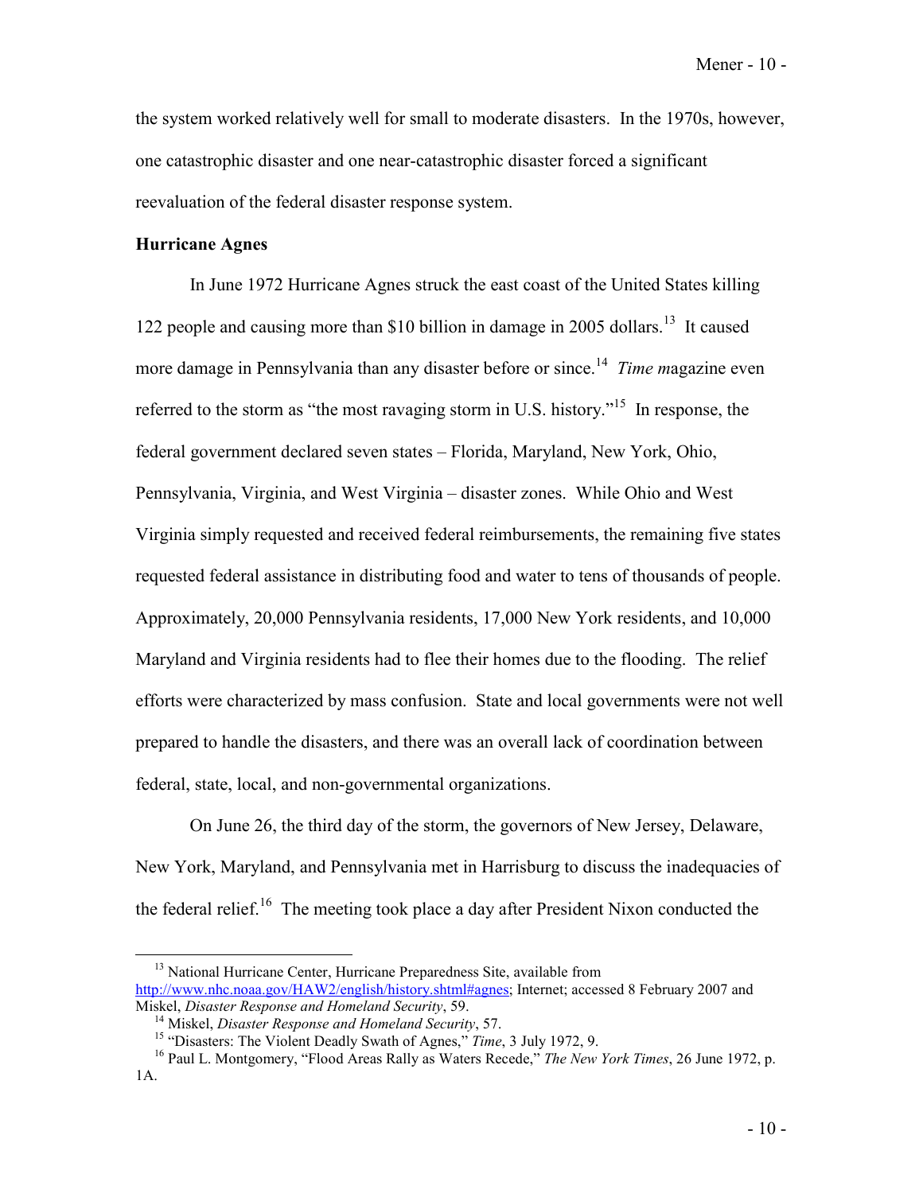the system worked relatively well for small to moderate disasters. In the 1970s, however, one catastrophic disaster and one near-catastrophic disaster forced a significant reevaluation of the federal disaster response system.

**Hurricane Agnes**

In June 1972 Hurricane Agnes struck the east coast of the United States killing 122 people and causing more than $10 billion in damage in 2005 dollars.[13] It caused more damage in Pennsylvania than any disaster before or since.[14] *Time m*agazine even referred to the storm as "the most ravaging storm in U.S. history."[15] In response, the federal government declared seven states – Florida, Maryland, New York, Ohio, Pennsylvania, Virginia, and West Virginia – disaster zones. While Ohio and West Virginia simply requested and received federal reimbursements, the remaining five states requested federal assistance in distributing food and water to tens of thousands of people. Approximately, 20,000 Pennsylvania residents, 17,000 New York residents, and 10,000 Maryland and Virginia residents had to flee their homes due to the flooding. The relief efforts were characterized by mass confusion. State and local governments were not well prepared to handle the disasters, and there was an overall lack of coordination between federal, state, local, and non-governmental organizations.

On June 26, the third day of the storm, the governors of New Jersey, Delaware, New York, Maryland, and Pennsylvania met in Harrisburg to discuss the inadequacies of the federal relief.[16] The meeting took place a day after President Nixon conducted the

---

[13] National Hurricane Center, Hurricane Preparedness Site, available from http://www.nhc.noaa.gov/HAW2/english/history.shtml#agnes; Internet; accessed 8 February 2007 and Miskel, *Disaster Response and Homeland Security*, 59.

[14] Miskel, *Disaster Response and Homeland Security*, 57.

[15] "Disasters: The Violent Deadly Swath of Agnes," *Time*, 3 July 1972, 9.

[16] Paul L. Montgomery, "Flood Areas Rally as Waters Recede," *The New York Times*, 26 June 1972, p. 1A.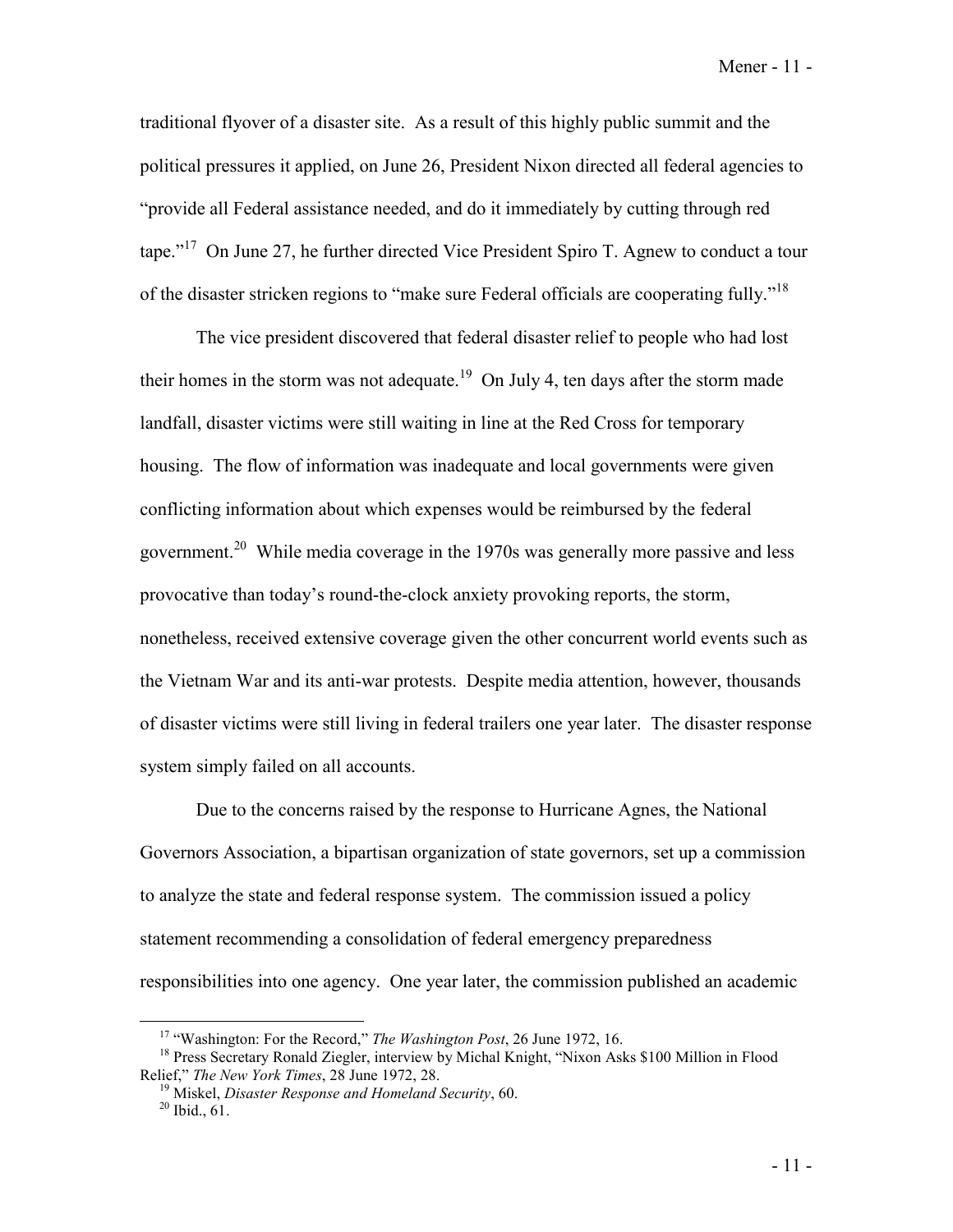traditional flyover of a disaster site. As a result of this highly public summit and the political pressures it applied, on June 26, President Nixon directed all federal agencies to "provide all Federal assistance needed, and do it immediately by cutting through red tape."[17] On June 27, he further directed Vice President Spiro T. Agnew to conduct a tour of the disaster stricken regions to "make sure Federal officials are cooperating fully."[18]

The vice president discovered that federal disaster relief to people who had lost their homes in the storm was not adequate.[19] On July 4, ten days after the storm made landfall, disaster victims were still waiting in line at the Red Cross for temporary housing. The flow of information was inadequate and local governments were given conflicting information about which expenses would be reimbursed by the federal government.[20] While media coverage in the 1970s was generally more passive and less provocative than today's round-the-clock anxiety provoking reports, the storm, nonetheless, received extensive coverage given the other concurrent world events such as the Vietnam War and its anti-war protests. Despite media attention, however, thousands of disaster victims were still living in federal trailers one year later. The disaster response system simply failed on all accounts.

Due to the concerns raised by the response to Hurricane Agnes, the National Governors Association, a bipartisan organization of state governors, set up a commission to analyze the state and federal response system. The commission issued a policy statement recommending a consolidation of federal emergency preparedness responsibilities into one agency. One year later, the commission published an academic

---

[17] "Washington: For the Record," *The Washington Post*, 26 June 1972, 16.

[18] Press Secretary Ronald Ziegler, interview by Michal Knight, "Nixon Asks $100 Million in Flood Relief," *The New York Times*, 28 June 1972, 28.

[19] Miskel, *Disaster Response and Homeland Security*, 60.

[20] Ibid., 61.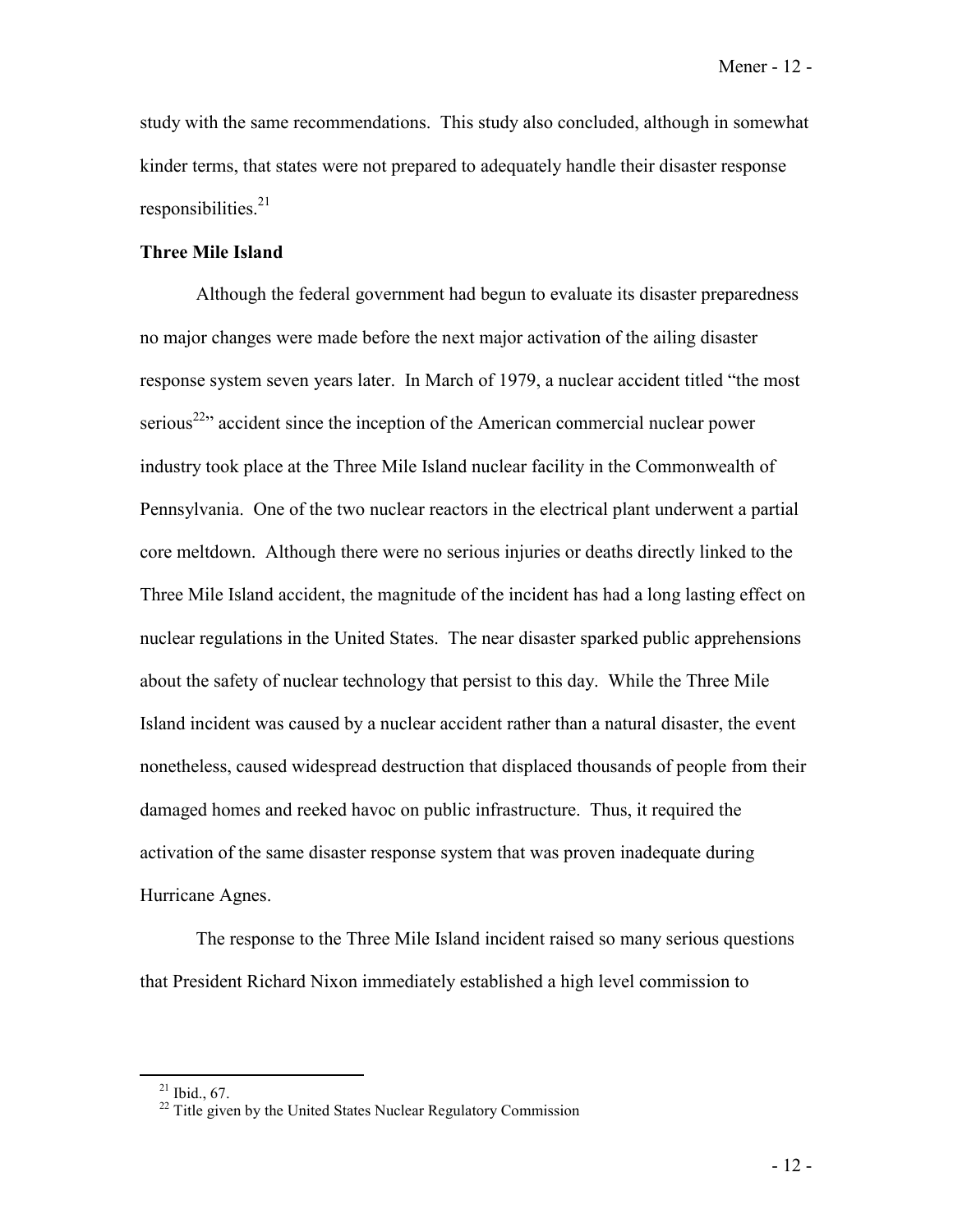study with the same recommendations. This study also concluded, although in somewhat kinder terms, that states were not prepared to adequately handle their disaster response responsibilities.[21]

**Three Mile Island**

Although the federal government had begun to evaluate its disaster preparedness no major changes were made before the next major activation of the ailing disaster response system seven years later. In March of 1979, a nuclear accident titled "the most serious[22]" accident since the inception of the American commercial nuclear power industry took place at the Three Mile Island nuclear facility in the Commonwealth of Pennsylvania. One of the two nuclear reactors in the electrical plant underwent a partial core meltdown. Although there were no serious injuries or deaths directly linked to the Three Mile Island accident, the magnitude of the incident has had a long lasting effect on nuclear regulations in the United States. The near disaster sparked public apprehensions about the safety of nuclear technology that persist to this day. While the Three Mile Island incident was caused by a nuclear accident rather than a natural disaster, the event nonetheless, caused widespread destruction that displaced thousands of people from their damaged homes and reeked havoc on public infrastructure. Thus, it required the activation of the same disaster response system that was proven inadequate during Hurricane Agnes.

The response to the Three Mile Island incident raised so many serious questions that President Richard Nixon immediately established a high level commission to

---

[21] Ibid., 67.

[22] Title given by the United States Nuclear Regulatory Commission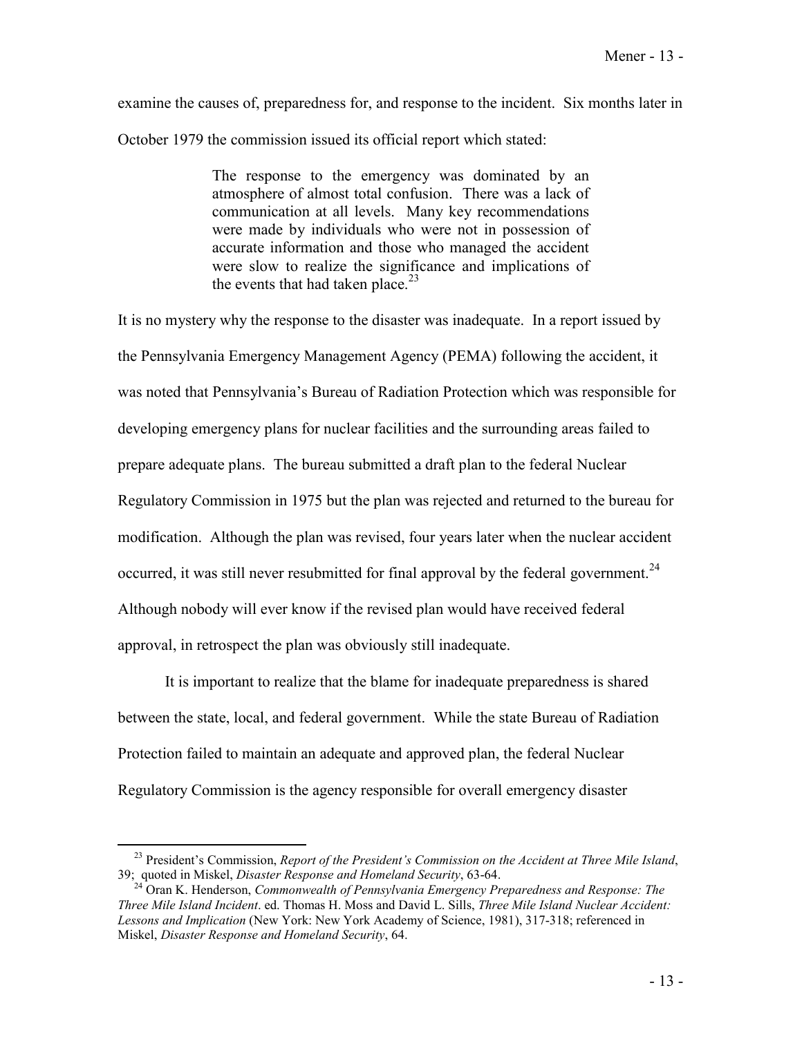examine the causes of, preparedness for, and response to the incident. Six months later in October 1979 the commission issued its official report which stated:

> The response to the emergency was dominated by an atmosphere of almost total confusion. There was a lack of communication at all levels. Many key recommendations were made by individuals who were not in possession of accurate information and those who managed the accident were slow to realize the significance and implications of the events that had taken place.[23]

It is no mystery why the response to the disaster was inadequate. In a report issued by the Pennsylvania Emergency Management Agency (PEMA) following the accident, it was noted that Pennsylvania's Bureau of Radiation Protection which was responsible for developing emergency plans for nuclear facilities and the surrounding areas failed to prepare adequate plans. The bureau submitted a draft plan to the federal Nuclear Regulatory Commission in 1975 but the plan was rejected and returned to the bureau for modification. Although the plan was revised, four years later when the nuclear accident occurred, it was still never resubmitted for final approval by the federal government.[24] Although nobody will ever know if the revised plan would have received federal approval, in retrospect the plan was obviously still inadequate.

It is important to realize that the blame for inadequate preparedness is shared between the state, local, and federal government. While the state Bureau of Radiation Protection failed to maintain an adequate and approved plan, the federal Nuclear Regulatory Commission is the agency responsible for overall emergency disaster

---

[23] President's Commission, *Report of the President's Commission on the Accident at Three Mile Island*, 39; quoted in Miskel, *Disaster Response and Homeland Security*, 63-64.

[24] Oran K. Henderson, *Commonwealth of Pennsylvania Emergency Preparedness and Response: The Three Mile Island Incident*. ed. Thomas H. Moss and David L. Sills, *Three Mile Island Nuclear Accident: Lessons and Implication* (New York: New York Academy of Science, 1981), 317-318; referenced in Miskel, *Disaster Response and Homeland Security*, 64.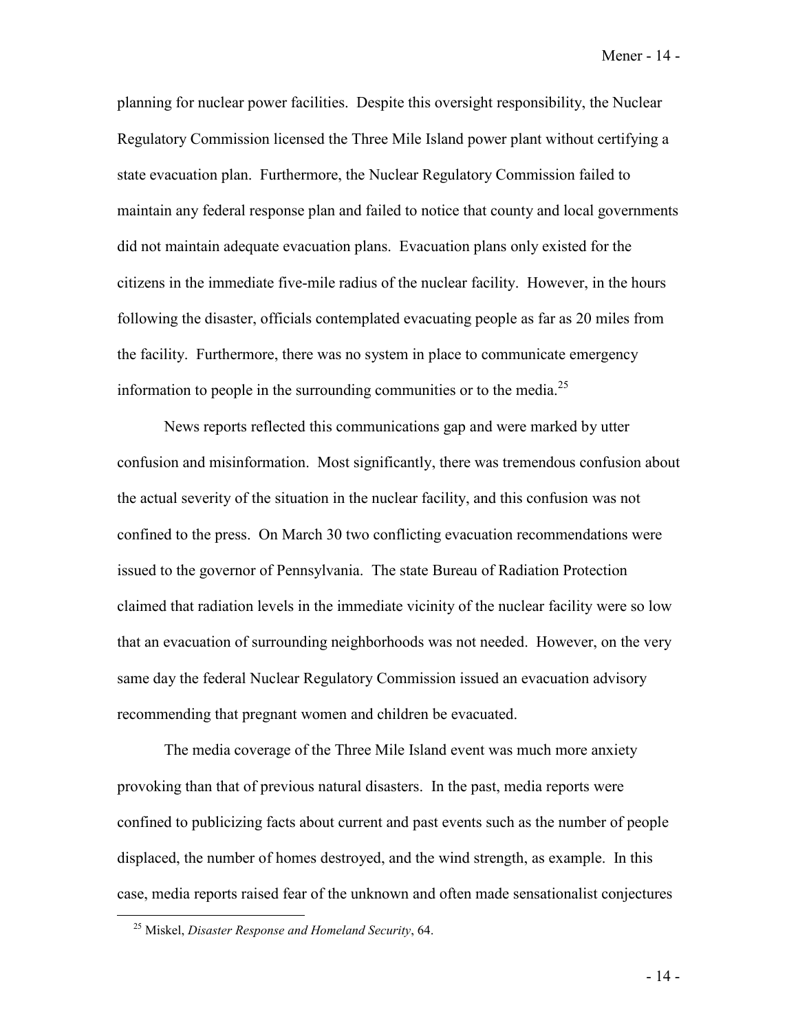planning for nuclear power facilities. Despite this oversight responsibility, the Nuclear Regulatory Commission licensed the Three Mile Island power plant without certifying a state evacuation plan. Furthermore, the Nuclear Regulatory Commission failed to maintain any federal response plan and failed to notice that county and local governments did not maintain adequate evacuation plans. Evacuation plans only existed for the citizens in the immediate five-mile radius of the nuclear facility. However, in the hours following the disaster, officials contemplated evacuating people as far as 20 miles from the facility. Furthermore, there was no system in place to communicate emergency information to people in the surrounding communities or to the media.[25]

News reports reflected this communications gap and were marked by utter confusion and misinformation. Most significantly, there was tremendous confusion about the actual severity of the situation in the nuclear facility, and this confusion was not confined to the press. On March 30 two conflicting evacuation recommendations were issued to the governor of Pennsylvania. The state Bureau of Radiation Protection claimed that radiation levels in the immediate vicinity of the nuclear facility were so low that an evacuation of surrounding neighborhoods was not needed. However, on the very same day the federal Nuclear Regulatory Commission issued an evacuation advisory recommending that pregnant women and children be evacuated.

The media coverage of the Three Mile Island event was much more anxiety provoking than that of previous natural disasters. In the past, media reports were confined to publicizing facts about current and past events such as the number of people displaced, the number of homes destroyed, and the wind strength, as example. In this case, media reports raised fear of the unknown and often made sensationalist conjectures

---

[25] Miskel, *Disaster Response and Homeland Security*, 64.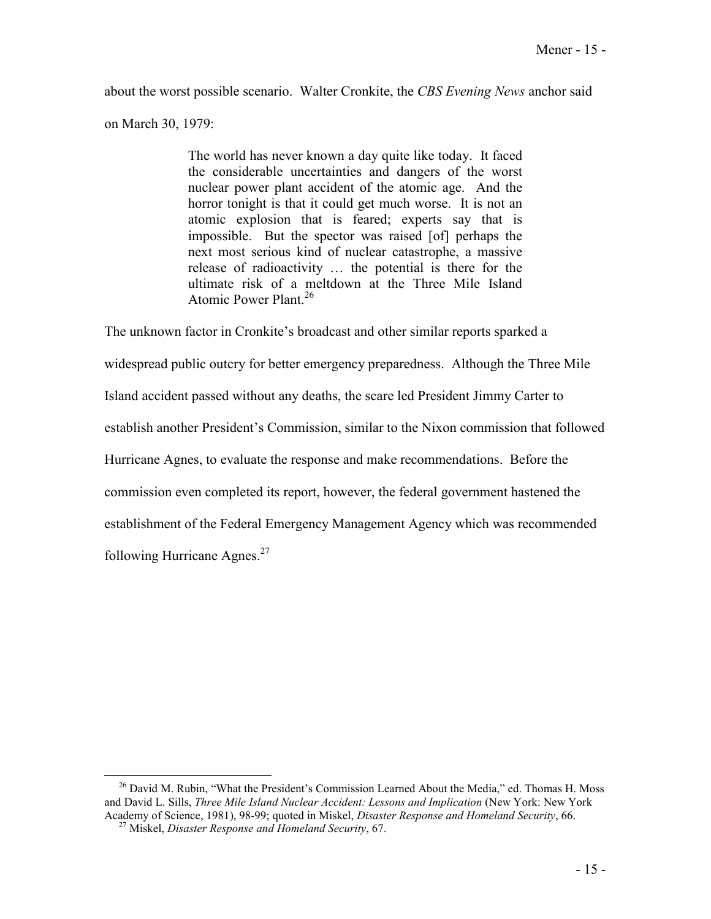about the worst possible scenario. Walter Cronkite, the *CBS Evening News* anchor said on March 30, 1979:

> The world has never known a day quite like today. It faced the considerable uncertainties and dangers of the worst nuclear power plant accident of the atomic age. And the horror tonight is that it could get much worse. It is not an atomic explosion that is feared; experts say that is impossible. But the spector was raised [of] perhaps the next most serious kind of nuclear catastrophe, a massive release of radioactivity … the potential is there for the ultimate risk of a meltdown at the Three Mile Island Atomic Power Plant.[26]

The unknown factor in Cronkite's broadcast and other similar reports sparked a widespread public outcry for better emergency preparedness. Although the Three Mile Island accident passed without any deaths, the scare led President Jimmy Carter to establish another President's Commission, similar to the Nixon commission that followed Hurricane Agnes, to evaluate the response and make recommendations. Before the commission even completed its report, however, the federal government hastened the establishment of the Federal Emergency Management Agency which was recommended following Hurricane Agnes.[27]

---

[26] David M. Rubin, "What the President's Commission Learned About the Media," ed. Thomas H. Moss and David L. Sills, *Three Mile Island Nuclear Accident: Lessons and Implication* (New York: New York Academy of Science, 1981), 98-99; quoted in Miskel, *Disaster Response and Homeland Security*, 66.

[27] Miskel, *Disaster Response and Homeland Security*, 67.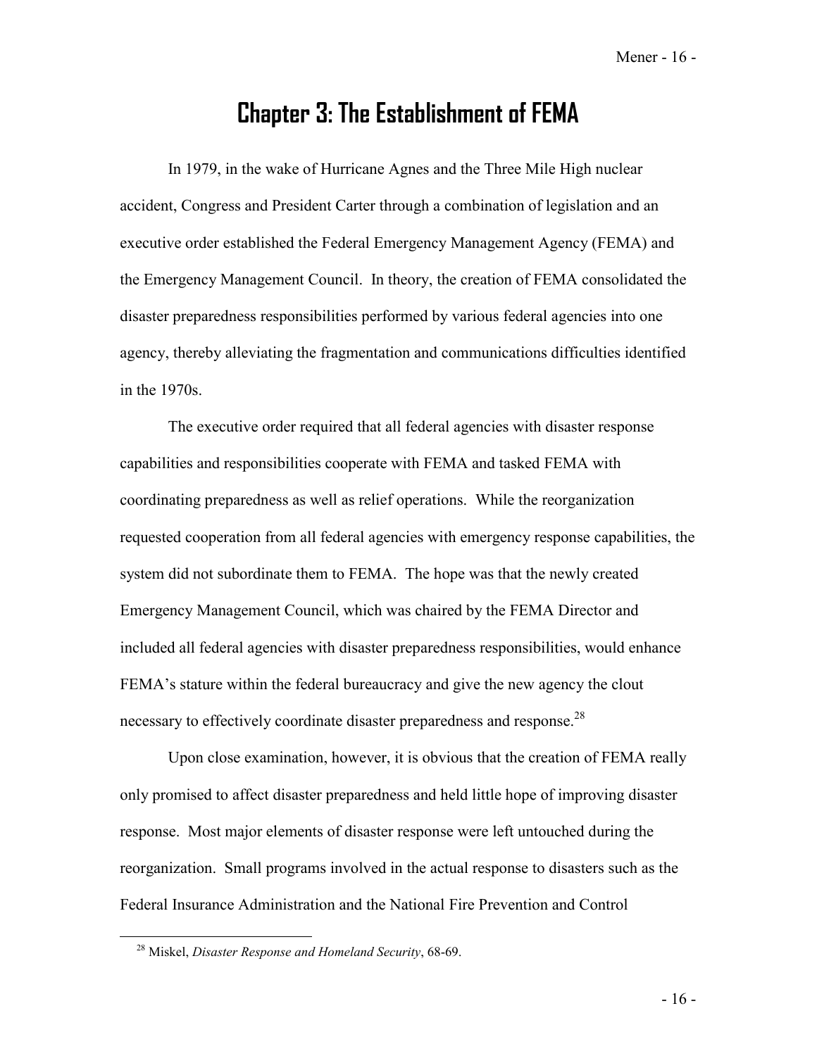# Chapter 3: The Establishment of FEMA

In 1979, in the wake of Hurricane Agnes and the Three Mile High nuclear accident, Congress and President Carter through a combination of legislation and an executive order established the Federal Emergency Management Agency (FEMA) and the Emergency Management Council. In theory, the creation of FEMA consolidated the disaster preparedness responsibilities performed by various federal agencies into one agency, thereby alleviating the fragmentation and communications difficulties identified in the 1970s.

The executive order required that all federal agencies with disaster response capabilities and responsibilities cooperate with FEMA and tasked FEMA with coordinating preparedness as well as relief operations. While the reorganization requested cooperation from all federal agencies with emergency response capabilities, the system did not subordinate them to FEMA. The hope was that the newly created Emergency Management Council, which was chaired by the FEMA Director and included all federal agencies with disaster preparedness responsibilities, would enhance FEMA's stature within the federal bureaucracy and give the new agency the clout necessary to effectively coordinate disaster preparedness and response.[28]

Upon close examination, however, it is obvious that the creation of FEMA really only promised to affect disaster preparedness and held little hope of improving disaster response. Most major elements of disaster response were left untouched during the reorganization. Small programs involved in the actual response to disasters such as the Federal Insurance Administration and the National Fire Prevention and Control

[28] Miskel, *Disaster Response and Homeland Security*, 68-69.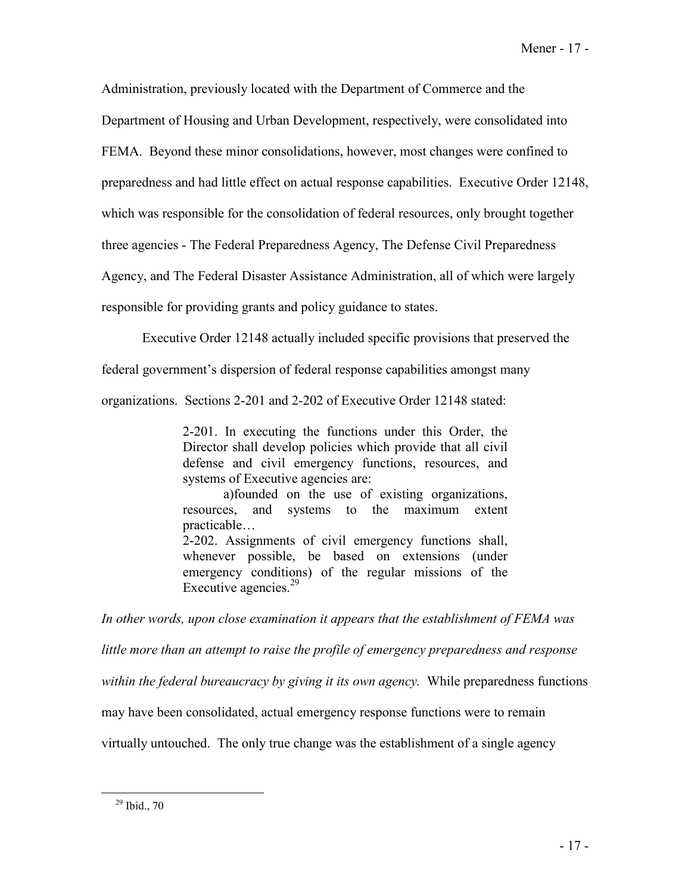Administration, previously located with the Department of Commerce and the Department of Housing and Urban Development, respectively, were consolidated into FEMA. Beyond these minor consolidations, however, most changes were confined to preparedness and had little effect on actual response capabilities. Executive Order 12148, which was responsible for the consolidation of federal resources, only brought together three agencies - The Federal Preparedness Agency, The Defense Civil Preparedness Agency, and The Federal Disaster Assistance Administration, all of which were largely responsible for providing grants and policy guidance to states.

Executive Order 12148 actually included specific provisions that preserved the federal government's dispersion of federal response capabilities amongst many organizations. Sections 2-201 and 2-202 of Executive Order 12148 stated:

> 2-201. In executing the functions under this Order, the Director shall develop policies which provide that all civil defense and civil emergency functions, resources, and systems of Executive agencies are:
>
> a)founded on the use of existing organizations, resources, and systems to the maximum extent practicable…
>
> 2-202. Assignments of civil emergency functions shall, whenever possible, be based on extensions (under emergency conditions) of the regular missions of the Executive agencies.[29]

*In other words, upon close examination it appears that the establishment of FEMA was little more than an attempt to raise the profile of emergency preparedness and response within the federal bureaucracy by giving it its own agency.* While preparedness functions may have been consolidated, actual emergency response functions were to remain virtually untouched. The only true change was the establishment of a single agency

[29] Ibid., 70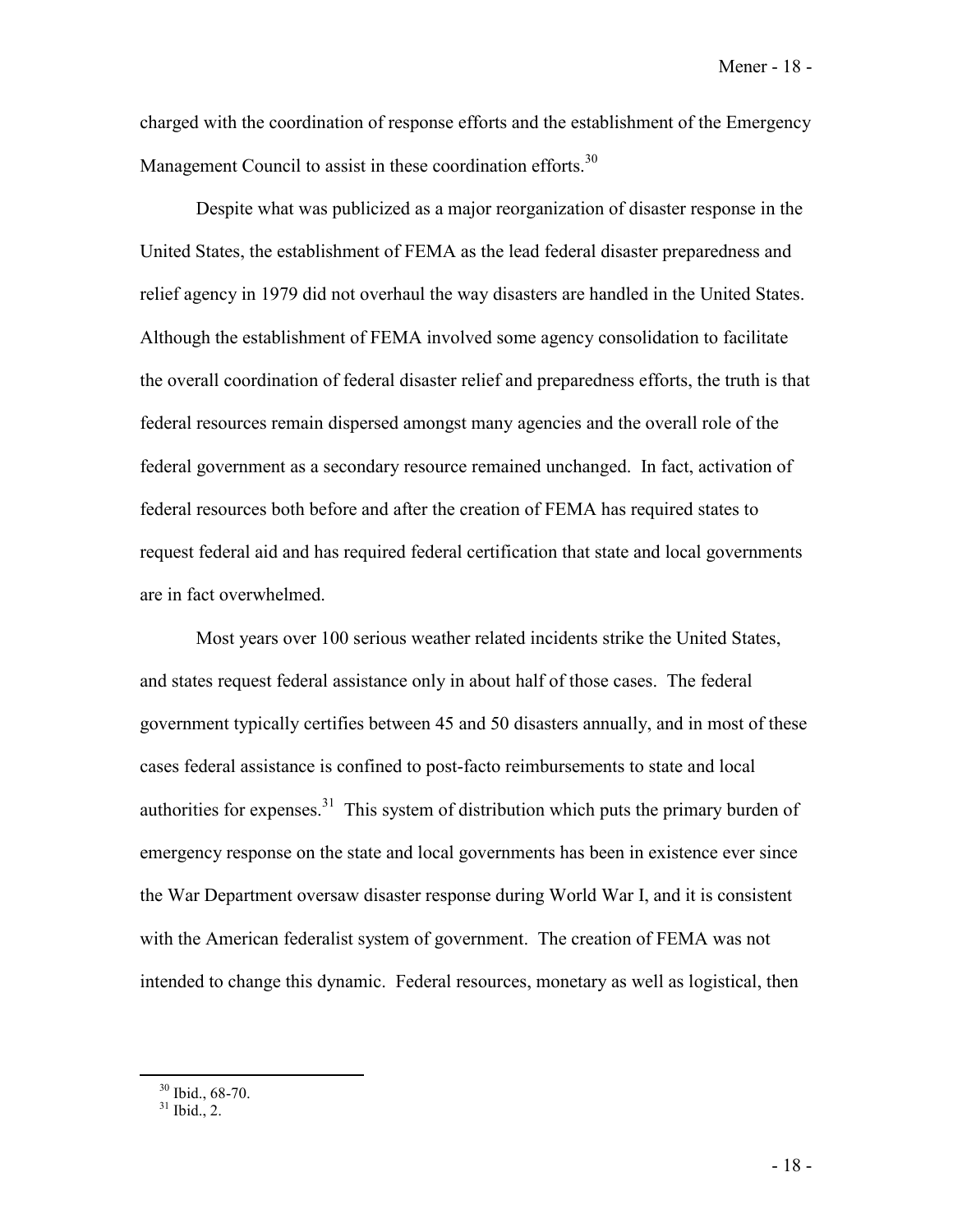charged with the coordination of response efforts and the establishment of the Emergency Management Council to assist in these coordination efforts.[30]

Despite what was publicized as a major reorganization of disaster response in the United States, the establishment of FEMA as the lead federal disaster preparedness and relief agency in 1979 did not overhaul the way disasters are handled in the United States. Although the establishment of FEMA involved some agency consolidation to facilitate the overall coordination of federal disaster relief and preparedness efforts, the truth is that federal resources remain dispersed amongst many agencies and the overall role of the federal government as a secondary resource remained unchanged. In fact, activation of federal resources both before and after the creation of FEMA has required states to request federal aid and has required federal certification that state and local governments are in fact overwhelmed.

Most years over 100 serious weather related incidents strike the United States, and states request federal assistance only in about half of those cases. The federal government typically certifies between 45 and 50 disasters annually, and in most of these cases federal assistance is confined to post-facto reimbursements to state and local authorities for expenses.[31] This system of distribution which puts the primary burden of emergency response on the state and local governments has been in existence ever since the War Department oversaw disaster response during World War I, and it is consistent with the American federalist system of government. The creation of FEMA was not intended to change this dynamic. Federal resources, monetary as well as logistical, then

---

[30] Ibid., 68-70.

[31] Ibid., 2.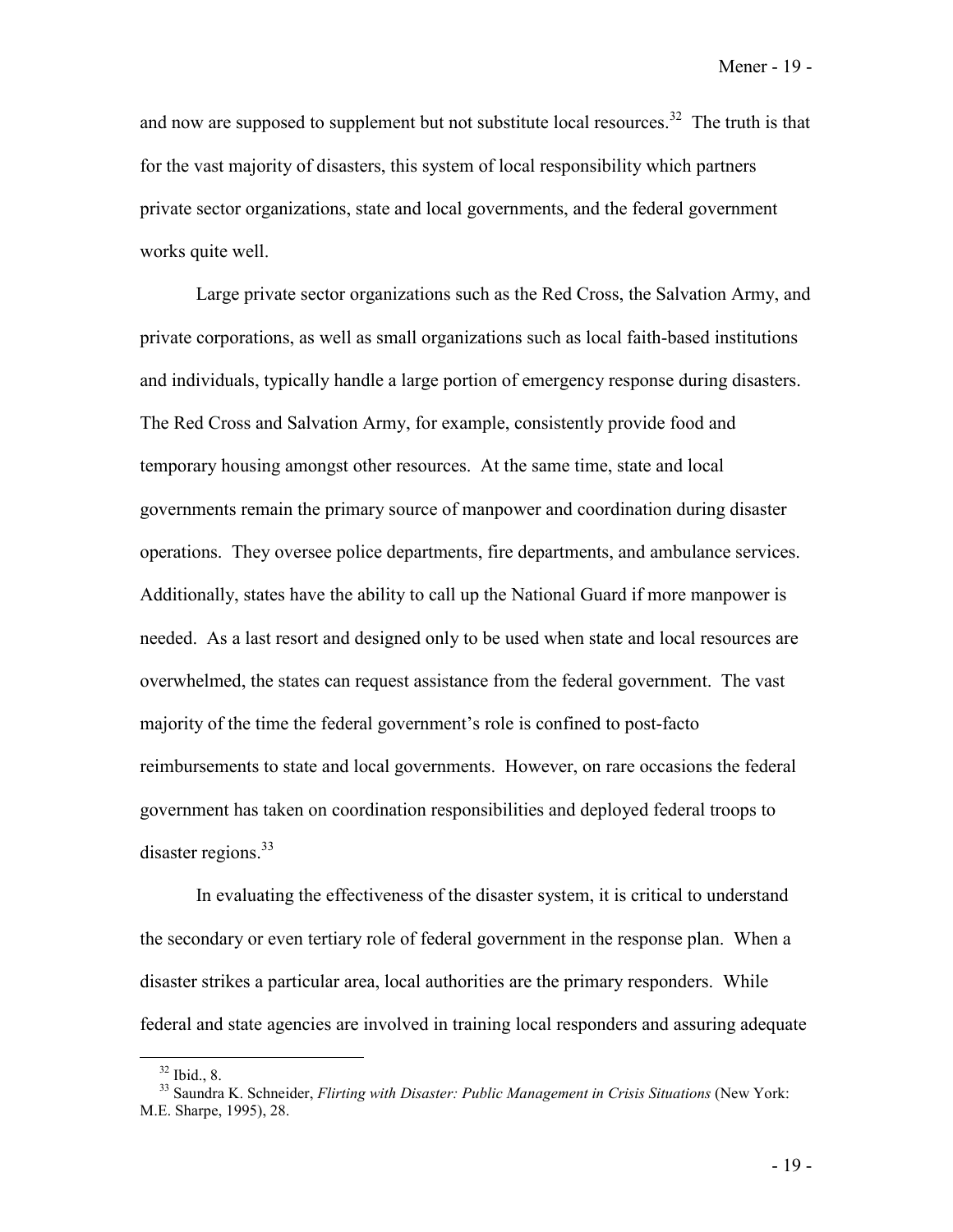and now are supposed to supplement but not substitute local resources.[32] The truth is that for the vast majority of disasters, this system of local responsibility which partners private sector organizations, state and local governments, and the federal government works quite well.

Large private sector organizations such as the Red Cross, the Salvation Army, and private corporations, as well as small organizations such as local faith-based institutions and individuals, typically handle a large portion of emergency response during disasters. The Red Cross and Salvation Army, for example, consistently provide food and temporary housing amongst other resources. At the same time, state and local governments remain the primary source of manpower and coordination during disaster operations. They oversee police departments, fire departments, and ambulance services. Additionally, states have the ability to call up the National Guard if more manpower is needed. As a last resort and designed only to be used when state and local resources are overwhelmed, the states can request assistance from the federal government. The vast majority of the time the federal government's role is confined to post-facto reimbursements to state and local governments. However, on rare occasions the federal government has taken on coordination responsibilities and deployed federal troops to disaster regions.[33]

In evaluating the effectiveness of the disaster system, it is critical to understand the secondary or even tertiary role of federal government in the response plan. When a disaster strikes a particular area, local authorities are the primary responders. While federal and state agencies are involved in training local responders and assuring adequate

---

[32] Ibid., 8.

[33] Saundra K. Schneider, *Flirting with Disaster: Public Management in Crisis Situations* (New York: M.E. Sharpe, 1995), 28.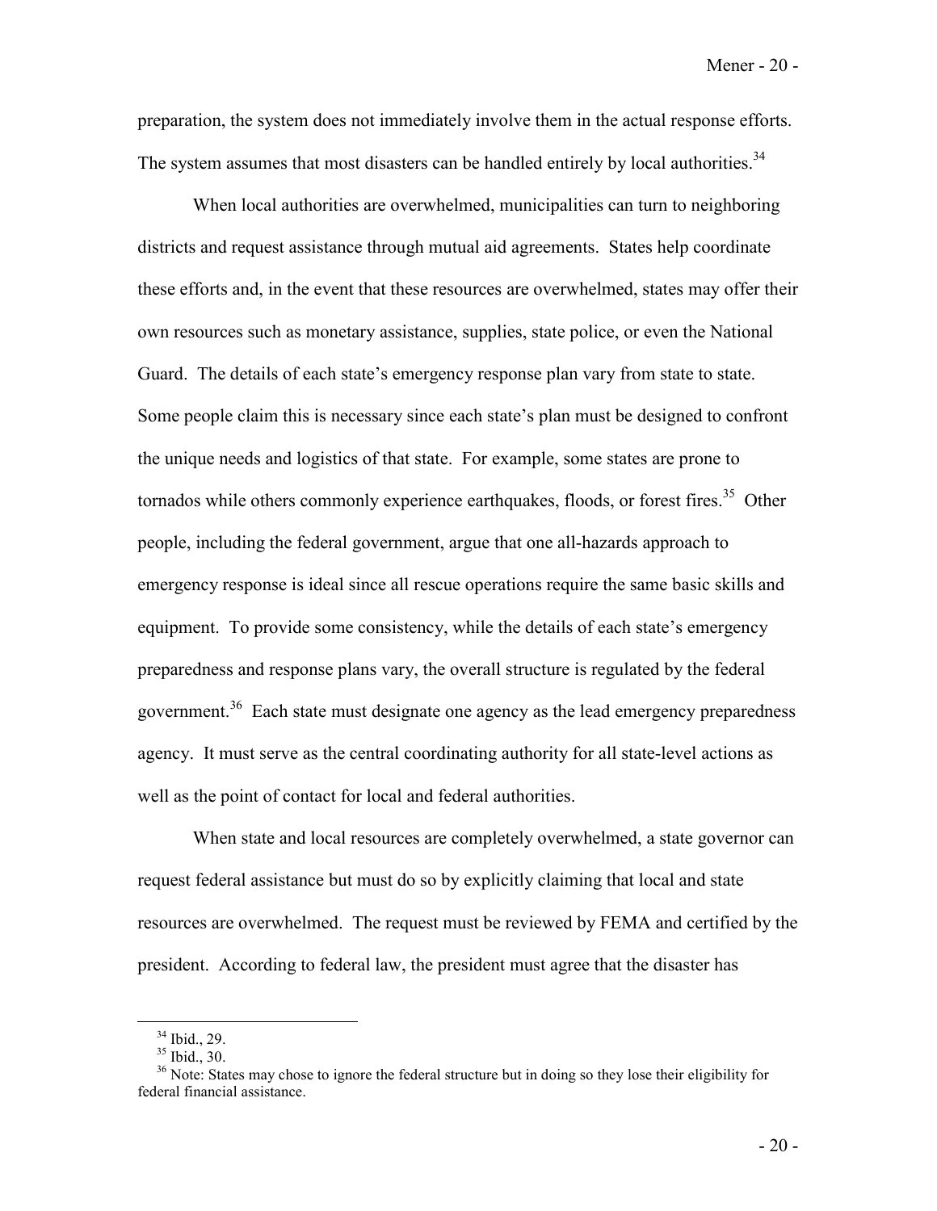preparation, the system does not immediately involve them in the actual response efforts. The system assumes that most disasters can be handled entirely by local authorities.[34]

When local authorities are overwhelmed, municipalities can turn to neighboring districts and request assistance through mutual aid agreements. States help coordinate these efforts and, in the event that these resources are overwhelmed, states may offer their own resources such as monetary assistance, supplies, state police, or even the National Guard. The details of each state's emergency response plan vary from state to state. Some people claim this is necessary since each state's plan must be designed to confront the unique needs and logistics of that state. For example, some states are prone to tornados while others commonly experience earthquakes, floods, or forest fires.[35] Other people, including the federal government, argue that one all-hazards approach to emergency response is ideal since all rescue operations require the same basic skills and equipment. To provide some consistency, while the details of each state's emergency preparedness and response plans vary, the overall structure is regulated by the federal government.[36] Each state must designate one agency as the lead emergency preparedness agency. It must serve as the central coordinating authority for all state-level actions as well as the point of contact for local and federal authorities.

When state and local resources are completely overwhelmed, a state governor can request federal assistance but must do so by explicitly claiming that local and state resources are overwhelmed. The request must be reviewed by FEMA and certified by the president. According to federal law, the president must agree that the disaster has

---

[34] Ibid., 29.

[35] Ibid., 30.

[36] Note: States may chose to ignore the federal structure but in doing so they lose their eligibility for federal financial assistance.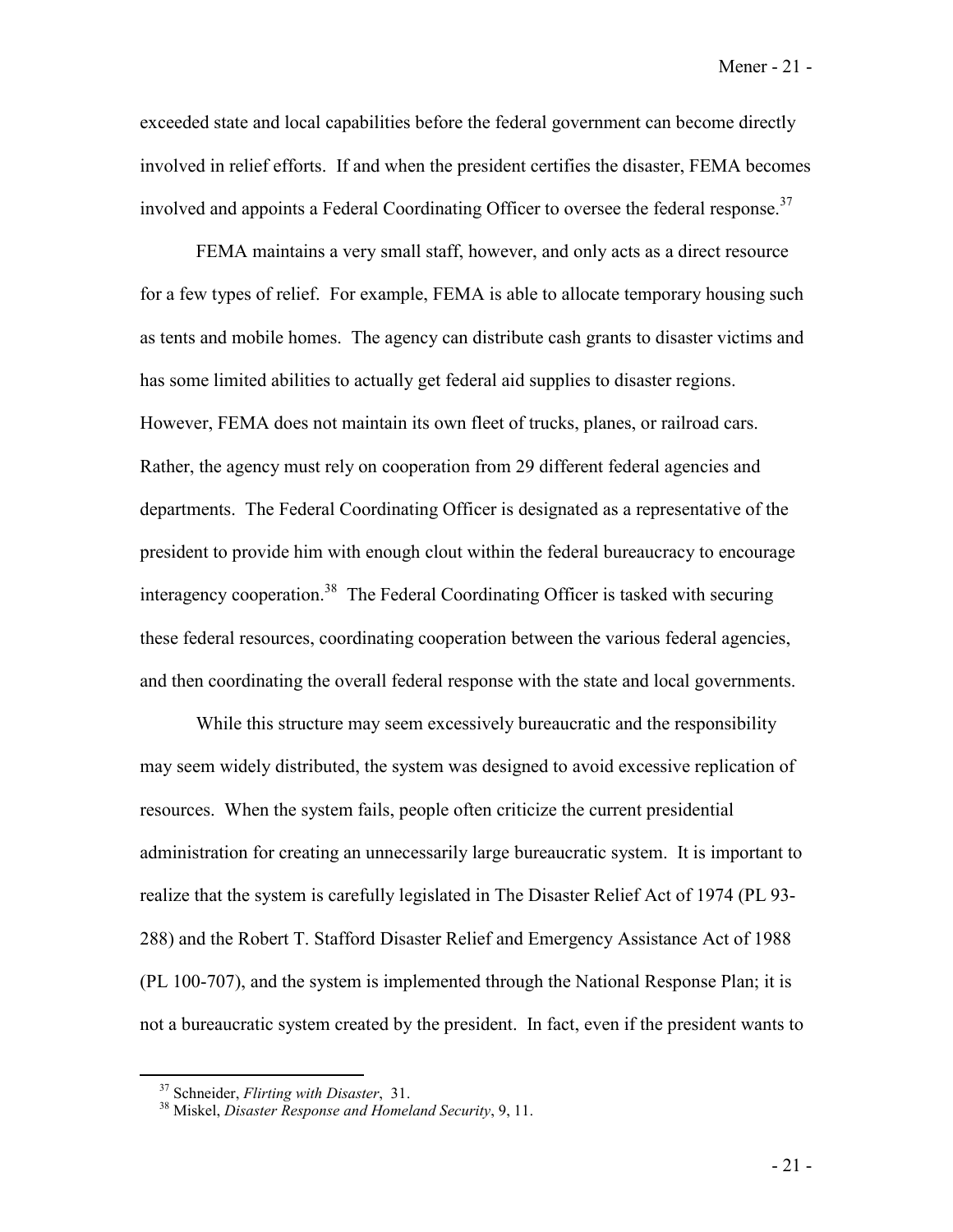exceeded state and local capabilities before the federal government can become directly involved in relief efforts. If and when the president certifies the disaster, FEMA becomes involved and appoints a Federal Coordinating Officer to oversee the federal response.[37]

FEMA maintains a very small staff, however, and only acts as a direct resource for a few types of relief. For example, FEMA is able to allocate temporary housing such as tents and mobile homes. The agency can distribute cash grants to disaster victims and has some limited abilities to actually get federal aid supplies to disaster regions. However, FEMA does not maintain its own fleet of trucks, planes, or railroad cars. Rather, the agency must rely on cooperation from 29 different federal agencies and departments. The Federal Coordinating Officer is designated as a representative of the president to provide him with enough clout within the federal bureaucracy to encourage interagency cooperation.[38] The Federal Coordinating Officer is tasked with securing these federal resources, coordinating cooperation between the various federal agencies, and then coordinating the overall federal response with the state and local governments.

While this structure may seem excessively bureaucratic and the responsibility may seem widely distributed, the system was designed to avoid excessive replication of resources. When the system fails, people often criticize the current presidential administration for creating an unnecessarily large bureaucratic system. It is important to realize that the system is carefully legislated in The Disaster Relief Act of 1974 (PL 93-288) and the Robert T. Stafford Disaster Relief and Emergency Assistance Act of 1988 (PL 100-707), and the system is implemented through the National Response Plan; it is not a bureaucratic system created by the president. In fact, even if the president wants to

---

[37] Schneider, *Flirting with Disaster*, 31.

[38] Miskel, *Disaster Response and Homeland Security*, 9, 11.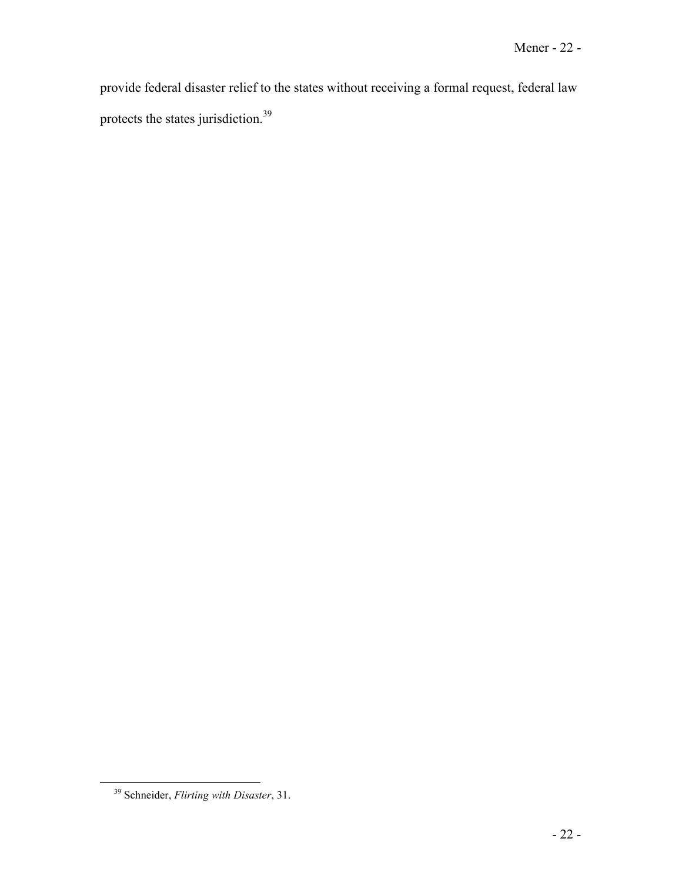provide federal disaster relief to the states without receiving a formal request, federal law protects the states jurisdiction.[39]

---

[39] Schneider, *Flirting with Disaster*, 31.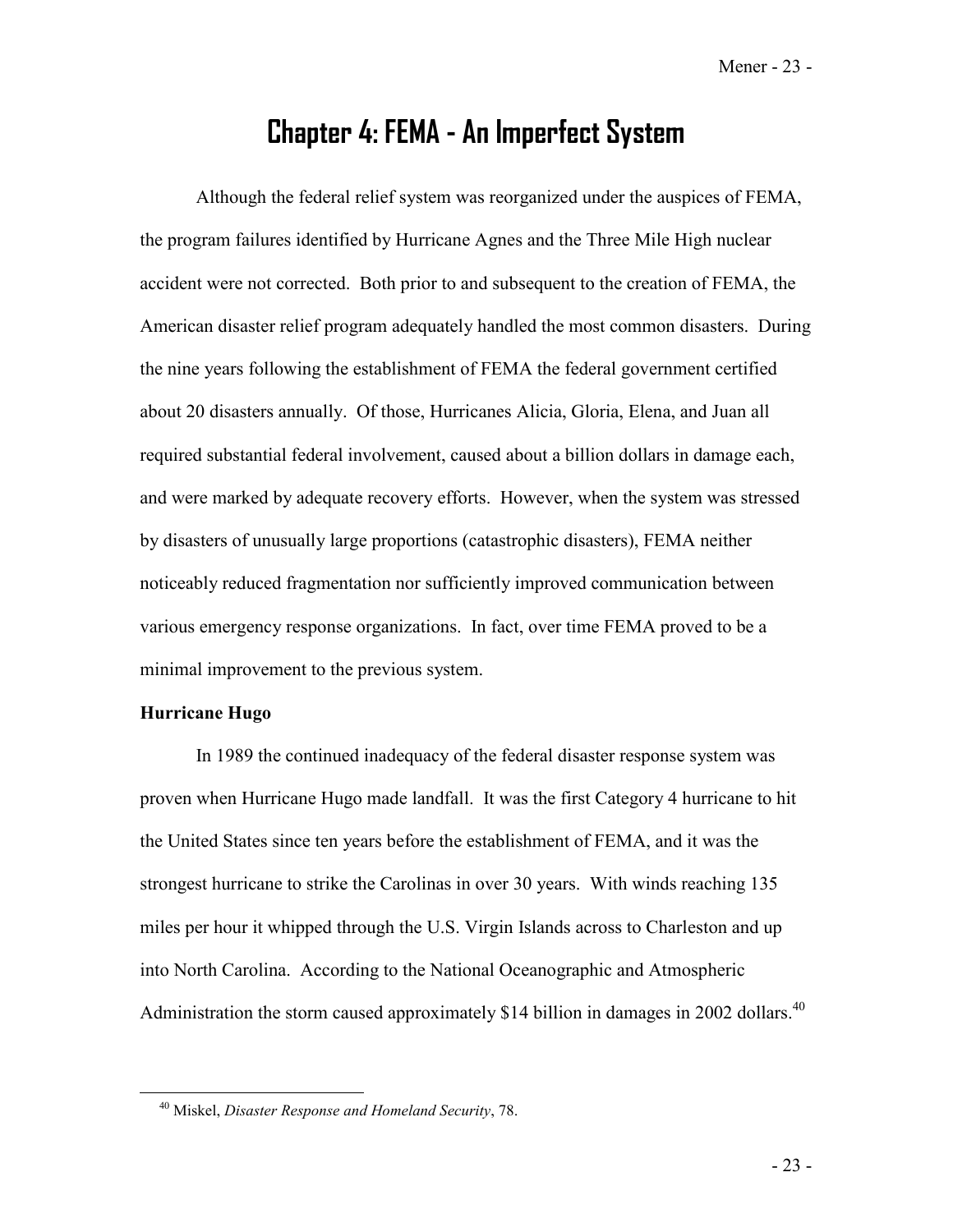# Chapter 4: FEMA - An Imperfect System

Although the federal relief system was reorganized under the auspices of FEMA, the program failures identified by Hurricane Agnes and the Three Mile High nuclear accident were not corrected. Both prior to and subsequent to the creation of FEMA, the American disaster relief program adequately handled the most common disasters. During the nine years following the establishment of FEMA the federal government certified about 20 disasters annually. Of those, Hurricanes Alicia, Gloria, Elena, and Juan all required substantial federal involvement, caused about a billion dollars in damage each, and were marked by adequate recovery efforts. However, when the system was stressed by disasters of unusually large proportions (catastrophic disasters), FEMA neither noticeably reduced fragmentation nor sufficiently improved communication between various emergency response organizations. In fact, over time FEMA proved to be a minimal improvement to the previous system.

**Hurricane Hugo**

In 1989 the continued inadequacy of the federal disaster response system was proven when Hurricane Hugo made landfall. It was the first Category 4 hurricane to hit the United States since ten years before the establishment of FEMA, and it was the strongest hurricane to strike the Carolinas in over 30 years. With winds reaching 135 miles per hour it whipped through the U.S. Virgin Islands across to Charleston and up into North Carolina. According to the National Oceanographic and Atmospheric Administration the storm caused approximately $14 billion in damages in 2002 dollars.[40]

[40] Miskel, *Disaster Response and Homeland Security*, 78.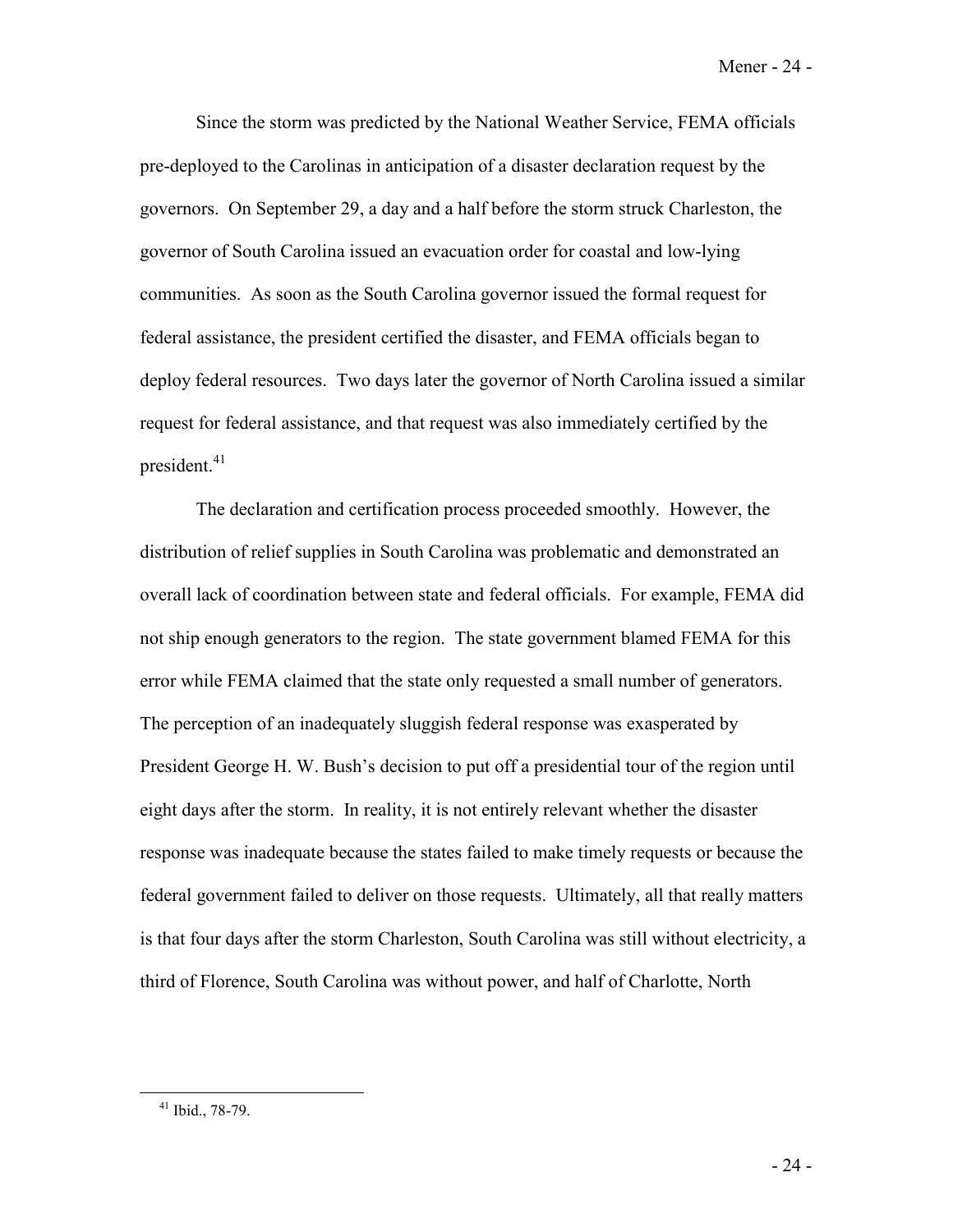Since the storm was predicted by the National Weather Service, FEMA officials pre-deployed to the Carolinas in anticipation of a disaster declaration request by the governors. On September 29, a day and a half before the storm struck Charleston, the governor of South Carolina issued an evacuation order for coastal and low-lying communities. As soon as the South Carolina governor issued the formal request for federal assistance, the president certified the disaster, and FEMA officials began to deploy federal resources. Two days later the governor of North Carolina issued a similar request for federal assistance, and that request was also immediately certified by the president.[41]

The declaration and certification process proceeded smoothly. However, the distribution of relief supplies in South Carolina was problematic and demonstrated an overall lack of coordination between state and federal officials. For example, FEMA did not ship enough generators to the region. The state government blamed FEMA for this error while FEMA claimed that the state only requested a small number of generators. The perception of an inadequately sluggish federal response was exasperated by President George H. W. Bush's decision to put off a presidential tour of the region until eight days after the storm. In reality, it is not entirely relevant whether the disaster response was inadequate because the states failed to make timely requests or because the federal government failed to deliver on those requests. Ultimately, all that really matters is that four days after the storm Charleston, South Carolina was still without electricity, a third of Florence, South Carolina was without power, and half of Charlotte, North

[41] Ibid., 78-79.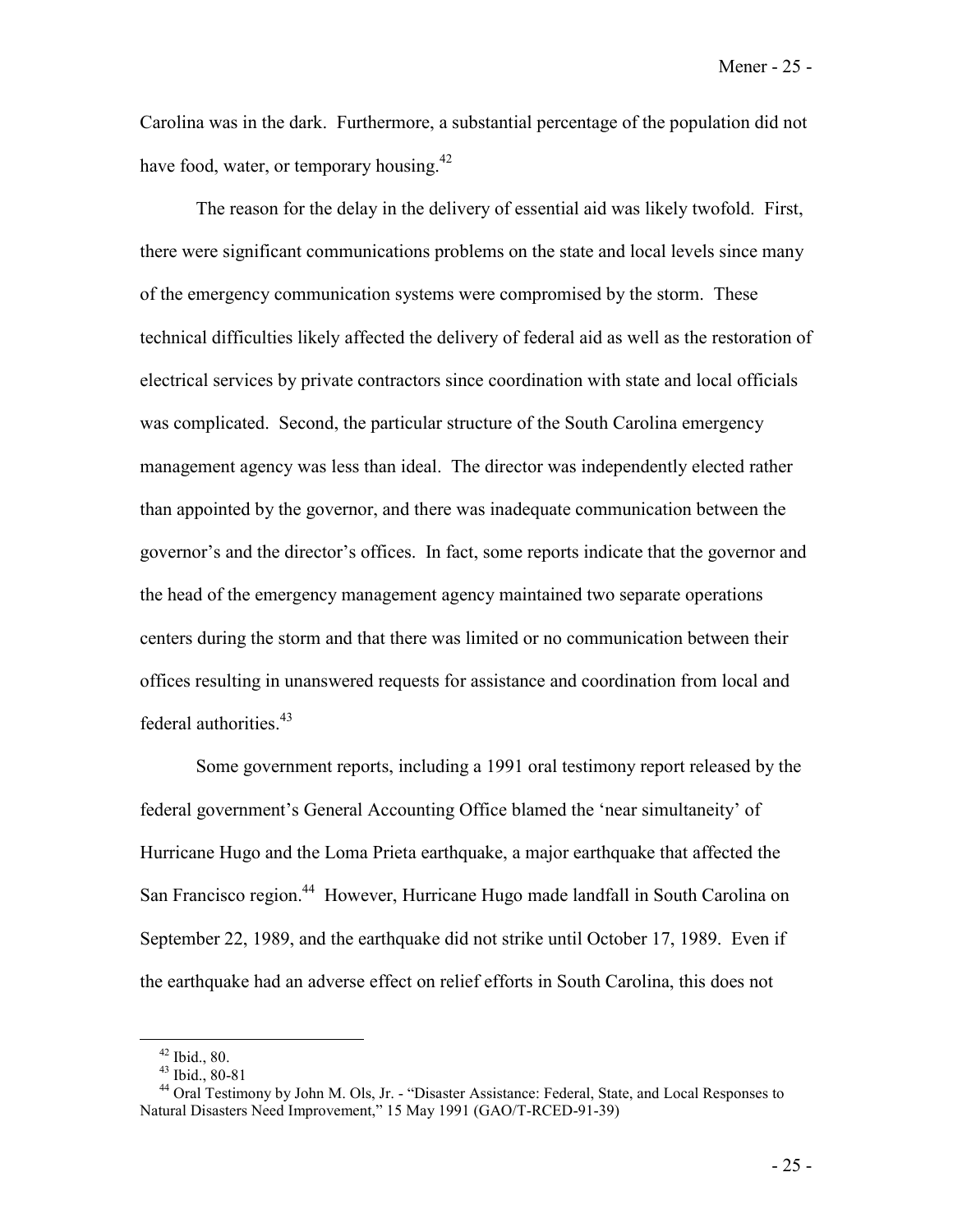Carolina was in the dark. Furthermore, a substantial percentage of the population did not have food, water, or temporary housing.[42]

The reason for the delay in the delivery of essential aid was likely twofold. First, there were significant communications problems on the state and local levels since many of the emergency communication systems were compromised by the storm. These technical difficulties likely affected the delivery of federal aid as well as the restoration of electrical services by private contractors since coordination with state and local officials was complicated. Second, the particular structure of the South Carolina emergency management agency was less than ideal. The director was independently elected rather than appointed by the governor, and there was inadequate communication between the governor's and the director's offices. In fact, some reports indicate that the governor and the head of the emergency management agency maintained two separate operations centers during the storm and that there was limited or no communication between their offices resulting in unanswered requests for assistance and coordination from local and federal authorities.[43]

Some government reports, including a 1991 oral testimony report released by the federal government's General Accounting Office blamed the 'near simultaneity' of Hurricane Hugo and the Loma Prieta earthquake, a major earthquake that affected the San Francisco region.[44] However, Hurricane Hugo made landfall in South Carolina on September 22, 1989, and the earthquake did not strike until October 17, 1989. Even if the earthquake had an adverse effect on relief efforts in South Carolina, this does not

---

[42] Ibid., 80.

[43] Ibid., 80-81

[44] Oral Testimony by John M. Ols, Jr. - "Disaster Assistance: Federal, State, and Local Responses to Natural Disasters Need Improvement," 15 May 1991 (GAO/T-RCED-91-39)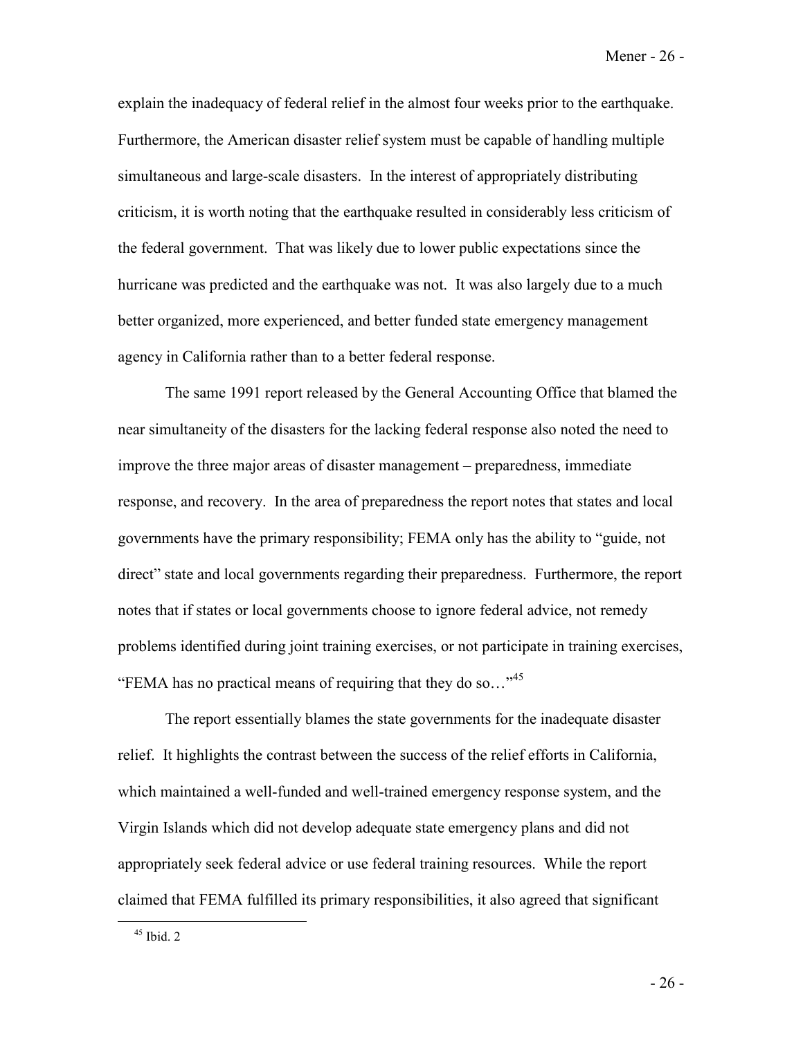explain the inadequacy of federal relief in the almost four weeks prior to the earthquake. Furthermore, the American disaster relief system must be capable of handling multiple simultaneous and large-scale disasters. In the interest of appropriately distributing criticism, it is worth noting that the earthquake resulted in considerably less criticism of the federal government. That was likely due to lower public expectations since the hurricane was predicted and the earthquake was not. It was also largely due to a much better organized, more experienced, and better funded state emergency management agency in California rather than to a better federal response.

The same 1991 report released by the General Accounting Office that blamed the near simultaneity of the disasters for the lacking federal response also noted the need to improve the three major areas of disaster management – preparedness, immediate response, and recovery. In the area of preparedness the report notes that states and local governments have the primary responsibility; FEMA only has the ability to "guide, not direct" state and local governments regarding their preparedness. Furthermore, the report notes that if states or local governments choose to ignore federal advice, not remedy problems identified during joint training exercises, or not participate in training exercises, "FEMA has no practical means of requiring that they do so…"[45]

The report essentially blames the state governments for the inadequate disaster relief. It highlights the contrast between the success of the relief efforts in California, which maintained a well-funded and well-trained emergency response system, and the Virgin Islands which did not develop adequate state emergency plans and did not appropriately seek federal advice or use federal training resources. While the report claimed that FEMA fulfilled its primary responsibilities, it also agreed that significant

[45] Ibid. 2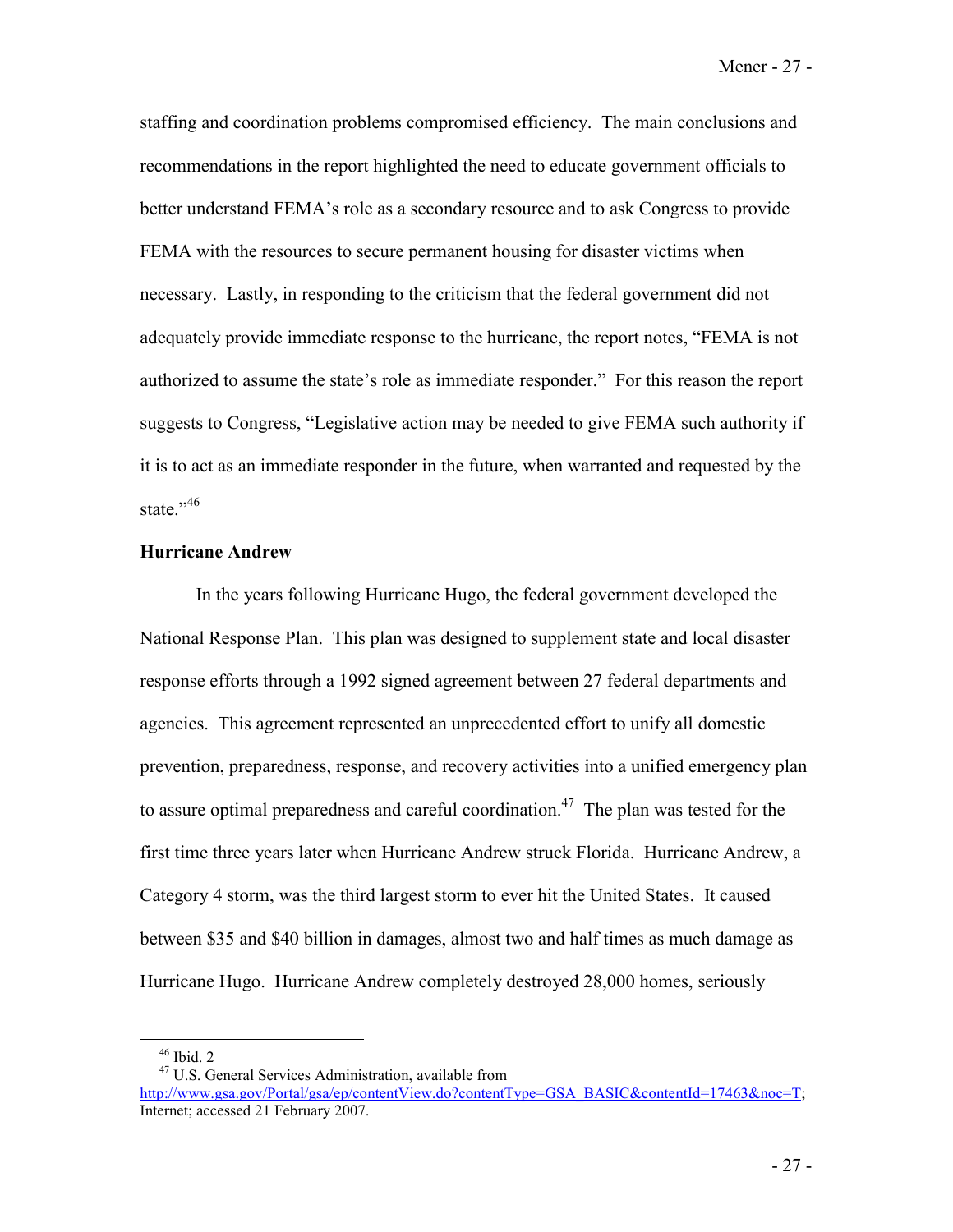staffing and coordination problems compromised efficiency. The main conclusions and recommendations in the report highlighted the need to educate government officials to better understand FEMA's role as a secondary resource and to ask Congress to provide FEMA with the resources to secure permanent housing for disaster victims when necessary. Lastly, in responding to the criticism that the federal government did not adequately provide immediate response to the hurricane, the report notes, "FEMA is not authorized to assume the state's role as immediate responder." For this reason the report suggests to Congress, "Legislative action may be needed to give FEMA such authority if it is to act as an immediate responder in the future, when warranted and requested by the state."[46]

**Hurricane Andrew**

In the years following Hurricane Hugo, the federal government developed the National Response Plan. This plan was designed to supplement state and local disaster response efforts through a 1992 signed agreement between 27 federal departments and agencies. This agreement represented an unprecedented effort to unify all domestic prevention, preparedness, response, and recovery activities into a unified emergency plan to assure optimal preparedness and careful coordination.[47] The plan was tested for the first time three years later when Hurricane Andrew struck Florida. Hurricane Andrew, a Category 4 storm, was the third largest storm to ever hit the United States. It caused between $35 and $40 billion in damages, almost two and half times as much damage as Hurricane Hugo. Hurricane Andrew completely destroyed 28,000 homes, seriously

---

[46] Ibid. 2

[47] U.S. General Services Administration, available from http://www.gsa.gov/Portal/gsa/ep/contentView.do?contentType=GSA_BASIC&contentId=17463&noc=T; Internet; accessed 21 February 2007.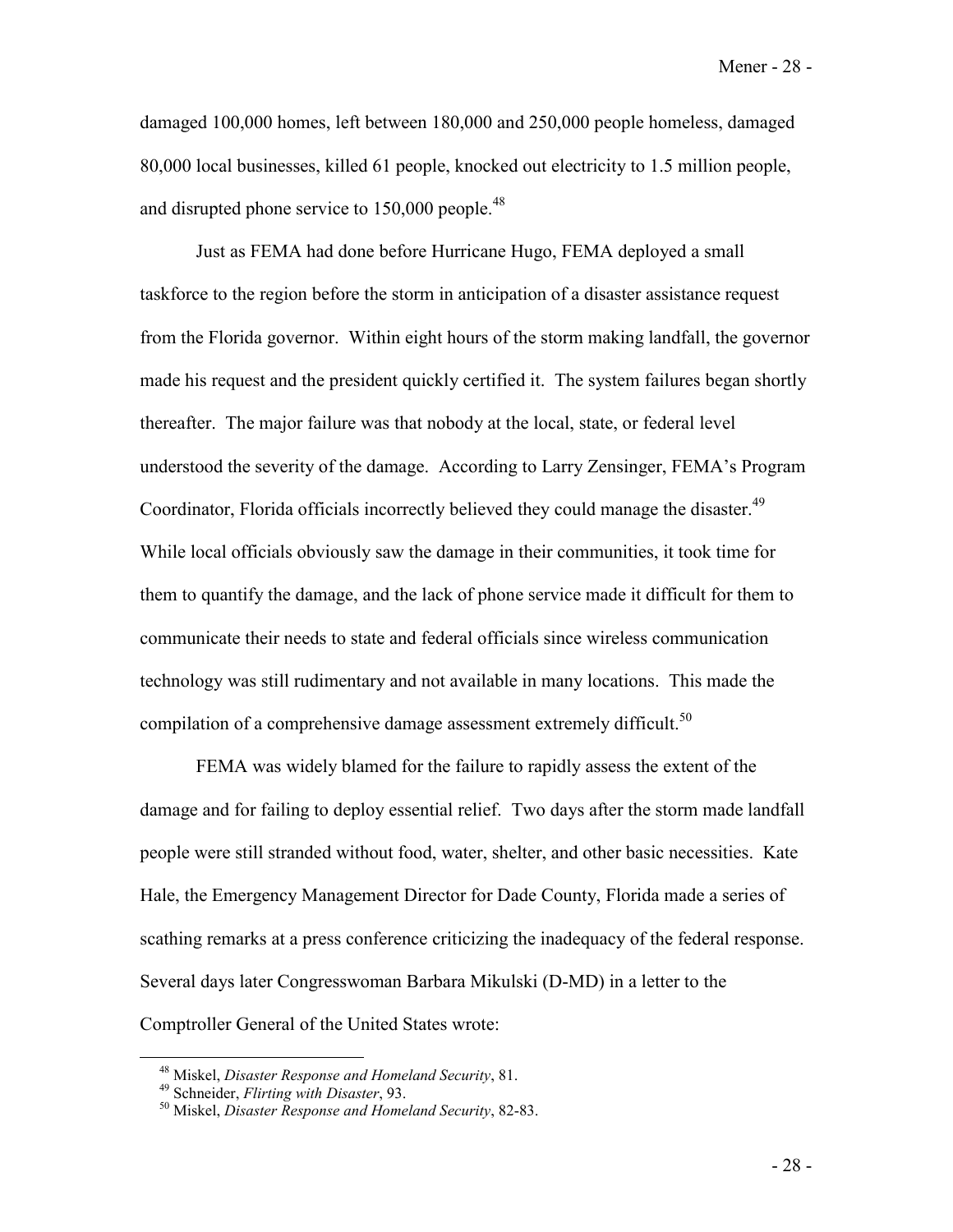damaged 100,000 homes, left between 180,000 and 250,000 people homeless, damaged 80,000 local businesses, killed 61 people, knocked out electricity to 1.5 million people, and disrupted phone service to 150,000 people.[48]

Just as FEMA had done before Hurricane Hugo, FEMA deployed a small taskforce to the region before the storm in anticipation of a disaster assistance request from the Florida governor. Within eight hours of the storm making landfall, the governor made his request and the president quickly certified it. The system failures began shortly thereafter. The major failure was that nobody at the local, state, or federal level understood the severity of the damage. According to Larry Zensinger, FEMA's Program Coordinator, Florida officials incorrectly believed they could manage the disaster.[49] While local officials obviously saw the damage in their communities, it took time for them to quantify the damage, and the lack of phone service made it difficult for them to communicate their needs to state and federal officials since wireless communication technology was still rudimentary and not available in many locations. This made the compilation of a comprehensive damage assessment extremely difficult.[50]

FEMA was widely blamed for the failure to rapidly assess the extent of the damage and for failing to deploy essential relief. Two days after the storm made landfall people were still stranded without food, water, shelter, and other basic necessities. Kate Hale, the Emergency Management Director for Dade County, Florida made a series of scathing remarks at a press conference criticizing the inadequacy of the federal response. Several days later Congresswoman Barbara Mikulski (D-MD) in a letter to the Comptroller General of the United States wrote:

---

[48] Miskel, *Disaster Response and Homeland Security*, 81.

[49] Schneider, *Flirting with Disaster*, 93.

[50] Miskel, *Disaster Response and Homeland Security*, 82-83.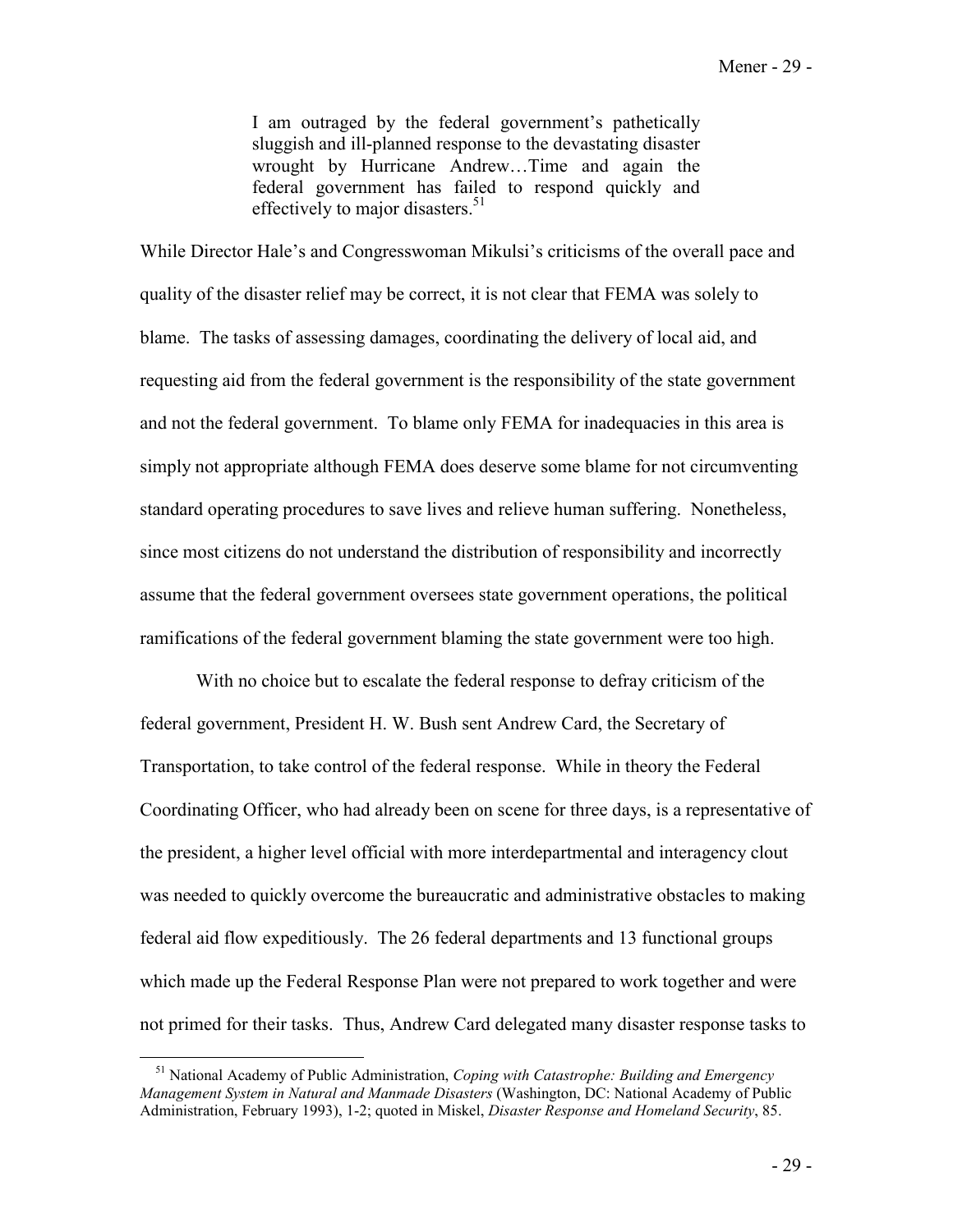> I am outraged by the federal government's pathetically sluggish and ill-planned response to the devastating disaster wrought by Hurricane Andrew…Time and again the federal government has failed to respond quickly and effectively to major disasters.[51]

While Director Hale's and Congresswoman Mikulsi's criticisms of the overall pace and quality of the disaster relief may be correct, it is not clear that FEMA was solely to blame. The tasks of assessing damages, coordinating the delivery of local aid, and requesting aid from the federal government is the responsibility of the state government and not the federal government. To blame only FEMA for inadequacies in this area is simply not appropriate although FEMA does deserve some blame for not circumventing standard operating procedures to save lives and relieve human suffering. Nonetheless, since most citizens do not understand the distribution of responsibility and incorrectly assume that the federal government oversees state government operations, the political ramifications of the federal government blaming the state government were too high.

With no choice but to escalate the federal response to defray criticism of the federal government, President H. W. Bush sent Andrew Card, the Secretary of Transportation, to take control of the federal response. While in theory the Federal Coordinating Officer, who had already been on scene for three days, is a representative of the president, a higher level official with more interdepartmental and interagency clout was needed to quickly overcome the bureaucratic and administrative obstacles to making federal aid flow expeditiously. The 26 federal departments and 13 functional groups which made up the Federal Response Plan were not prepared to work together and were not primed for their tasks. Thus, Andrew Card delegated many disaster response tasks to

---

[51] National Academy of Public Administration, *Coping with Catastrophe: Building and Emergency Management System in Natural and Manmade Disasters* (Washington, DC: National Academy of Public Administration, February 1993), 1-2; quoted in Miskel, *Disaster Response and Homeland Security*, 85.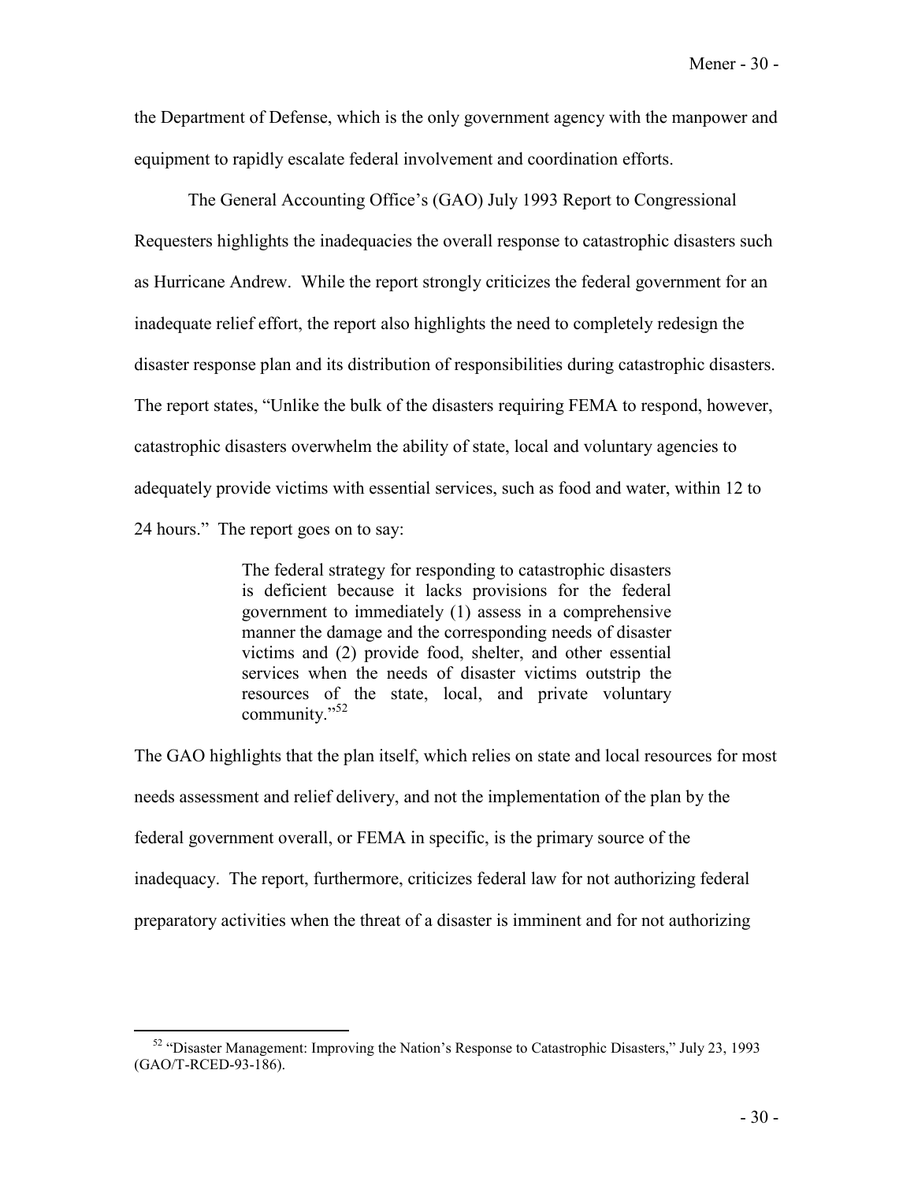the Department of Defense, which is the only government agency with the manpower and equipment to rapidly escalate federal involvement and coordination efforts.

The General Accounting Office's (GAO) July 1993 Report to Congressional Requesters highlights the inadequacies the overall response to catastrophic disasters such as Hurricane Andrew. While the report strongly criticizes the federal government for an inadequate relief effort, the report also highlights the need to completely redesign the disaster response plan and its distribution of responsibilities during catastrophic disasters. The report states, "Unlike the bulk of the disasters requiring FEMA to respond, however, catastrophic disasters overwhelm the ability of state, local and voluntary agencies to adequately provide victims with essential services, such as food and water, within 12 to 24 hours." The report goes on to say:

> The federal strategy for responding to catastrophic disasters is deficient because it lacks provisions for the federal government to immediately (1) assess in a comprehensive manner the damage and the corresponding needs of disaster victims and (2) provide food, shelter, and other essential services when the needs of disaster victims outstrip the resources of the state, local, and private voluntary community."[52]

The GAO highlights that the plan itself, which relies on state and local resources for most needs assessment and relief delivery, and not the implementation of the plan by the federal government overall, or FEMA in specific, is the primary source of the inadequacy. The report, furthermore, criticizes federal law for not authorizing federal preparatory activities when the threat of a disaster is imminent and for not authorizing

---

[52] "Disaster Management: Improving the Nation's Response to Catastrophic Disasters," July 23, 1993 (GAO/T-RCED-93-186).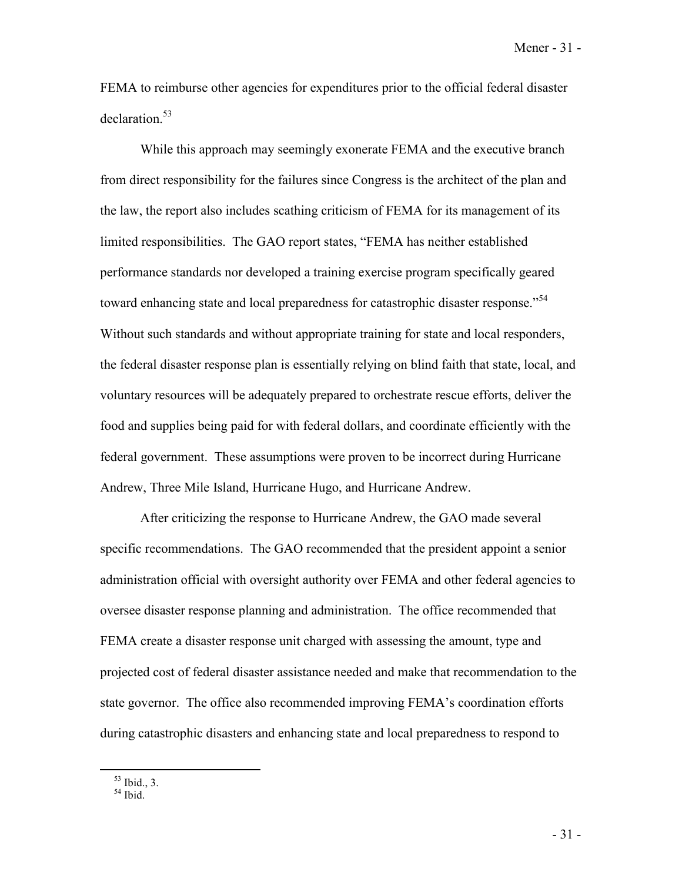FEMA to reimburse other agencies for expenditures prior to the official federal disaster declaration.[53]

While this approach may seemingly exonerate FEMA and the executive branch from direct responsibility for the failures since Congress is the architect of the plan and the law, the report also includes scathing criticism of FEMA for its management of its limited responsibilities. The GAO report states, "FEMA has neither established performance standards nor developed a training exercise program specifically geared toward enhancing state and local preparedness for catastrophic disaster response."[54] Without such standards and without appropriate training for state and local responders, the federal disaster response plan is essentially relying on blind faith that state, local, and voluntary resources will be adequately prepared to orchestrate rescue efforts, deliver the food and supplies being paid for with federal dollars, and coordinate efficiently with the federal government. These assumptions were proven to be incorrect during Hurricane Andrew, Three Mile Island, Hurricane Hugo, and Hurricane Andrew.

After criticizing the response to Hurricane Andrew, the GAO made several specific recommendations. The GAO recommended that the president appoint a senior administration official with oversight authority over FEMA and other federal agencies to oversee disaster response planning and administration. The office recommended that FEMA create a disaster response unit charged with assessing the amount, type and projected cost of federal disaster assistance needed and make that recommendation to the state governor. The office also recommended improving FEMA's coordination efforts during catastrophic disasters and enhancing state and local preparedness to respond to

[53] Ibid., 3.
[54] Ibid.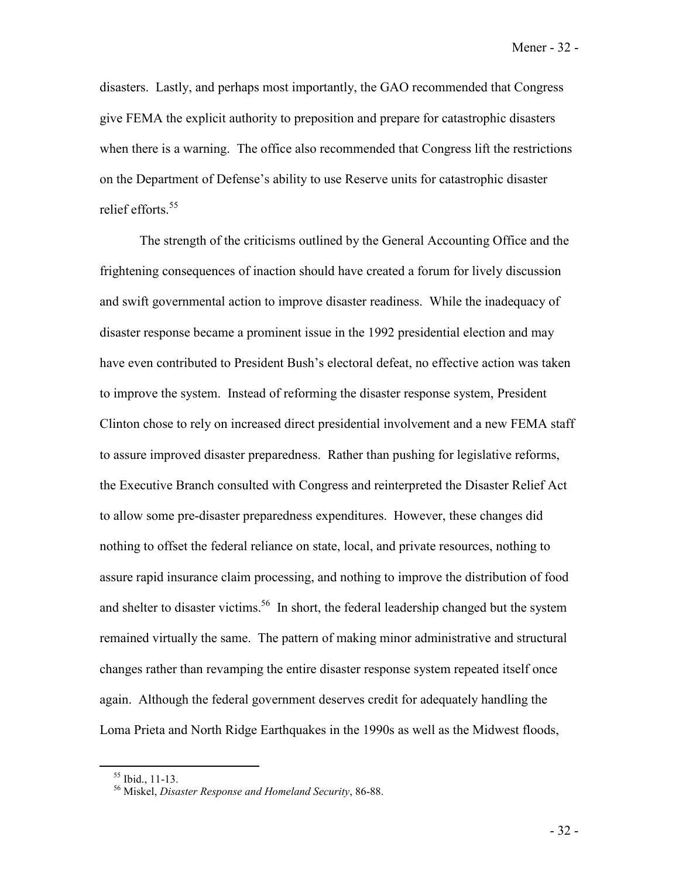disasters. Lastly, and perhaps most importantly, the GAO recommended that Congress give FEMA the explicit authority to preposition and prepare for catastrophic disasters when there is a warning. The office also recommended that Congress lift the restrictions on the Department of Defense's ability to use Reserve units for catastrophic disaster relief efforts.[55]

The strength of the criticisms outlined by the General Accounting Office and the frightening consequences of inaction should have created a forum for lively discussion and swift governmental action to improve disaster readiness. While the inadequacy of disaster response became a prominent issue in the 1992 presidential election and may have even contributed to President Bush's electoral defeat, no effective action was taken to improve the system. Instead of reforming the disaster response system, President Clinton chose to rely on increased direct presidential involvement and a new FEMA staff to assure improved disaster preparedness. Rather than pushing for legislative reforms, the Executive Branch consulted with Congress and reinterpreted the Disaster Relief Act to allow some pre-disaster preparedness expenditures. However, these changes did nothing to offset the federal reliance on state, local, and private resources, nothing to assure rapid insurance claim processing, and nothing to improve the distribution of food and shelter to disaster victims.[56] In short, the federal leadership changed but the system remained virtually the same. The pattern of making minor administrative and structural changes rather than revamping the entire disaster response system repeated itself once again. Although the federal government deserves credit for adequately handling the Loma Prieta and North Ridge Earthquakes in the 1990s as well as the Midwest floods,

---

[55] Ibid., 11-13.

[56] Miskel, *Disaster Response and Homeland Security*, 86-88.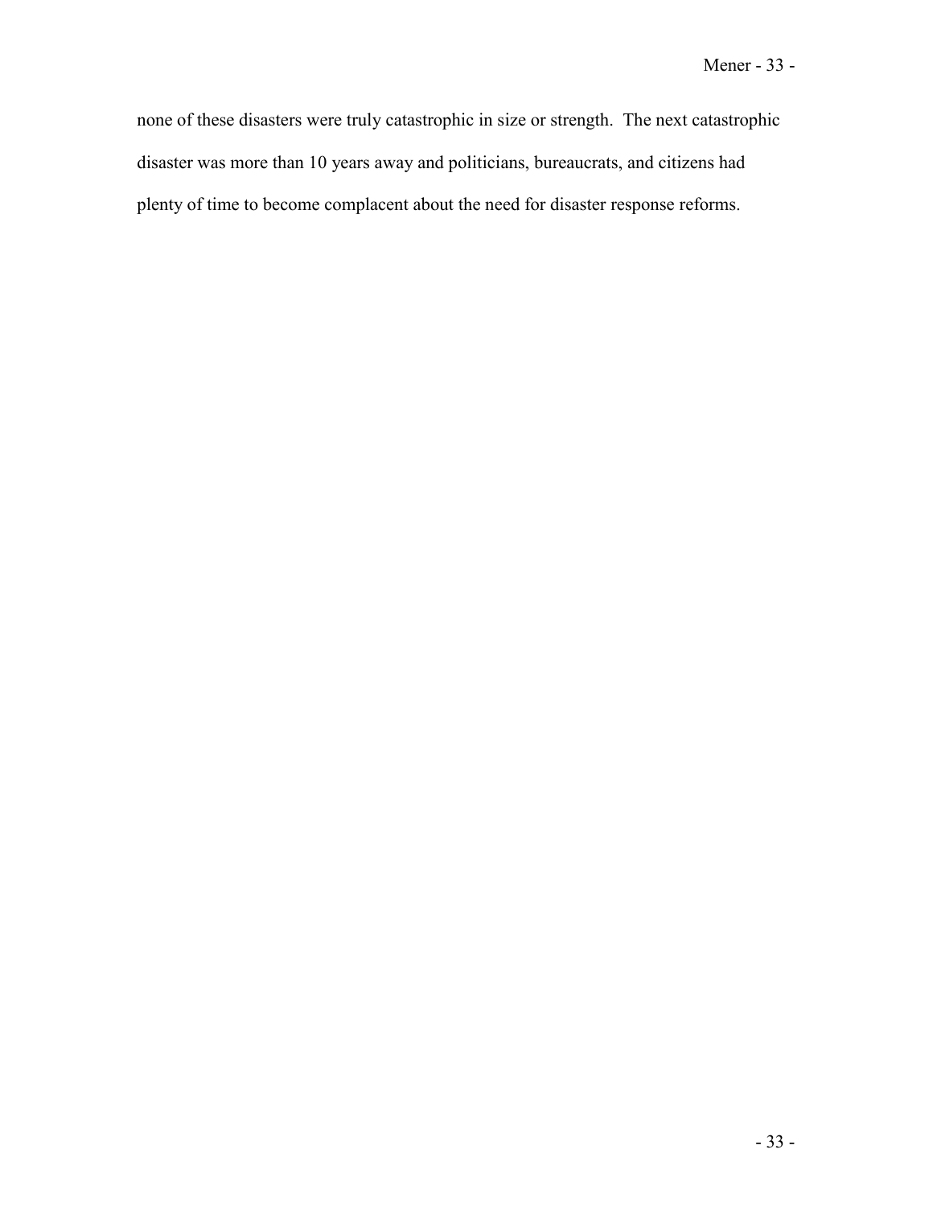none of these disasters were truly catastrophic in size or strength. The next catastrophic disaster was more than 10 years away and politicians, bureaucrats, and citizens had plenty of time to become complacent about the need for disaster response reforms.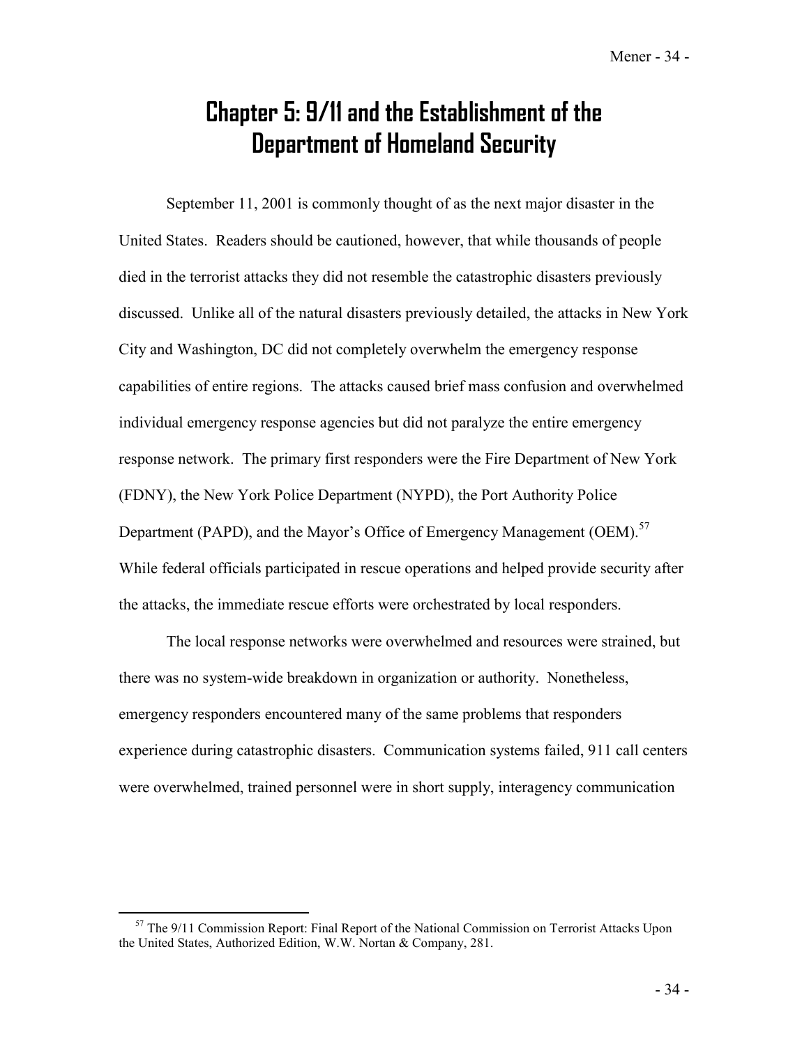# Chapter 5: 9/11 and the Establishment of the Department of Homeland Security

September 11, 2001 is commonly thought of as the next major disaster in the United States. Readers should be cautioned, however, that while thousands of people died in the terrorist attacks they did not resemble the catastrophic disasters previously discussed. Unlike all of the natural disasters previously detailed, the attacks in New York City and Washington, DC did not completely overwhelm the emergency response capabilities of entire regions. The attacks caused brief mass confusion and overwhelmed individual emergency response agencies but did not paralyze the entire emergency response network. The primary first responders were the Fire Department of New York (FDNY), the New York Police Department (NYPD), the Port Authority Police Department (PAPD), and the Mayor's Office of Emergency Management (OEM).[57] While federal officials participated in rescue operations and helped provide security after the attacks, the immediate rescue efforts were orchestrated by local responders.

The local response networks were overwhelmed and resources were strained, but there was no system-wide breakdown in organization or authority. Nonetheless, emergency responders encountered many of the same problems that responders experience during catastrophic disasters. Communication systems failed, 911 call centers were overwhelmed, trained personnel were in short supply, interagency communication

[57] The 9/11 Commission Report: Final Report of the National Commission on Terrorist Attacks Upon the United States, Authorized Edition, W.W. Nortan & Company, 281.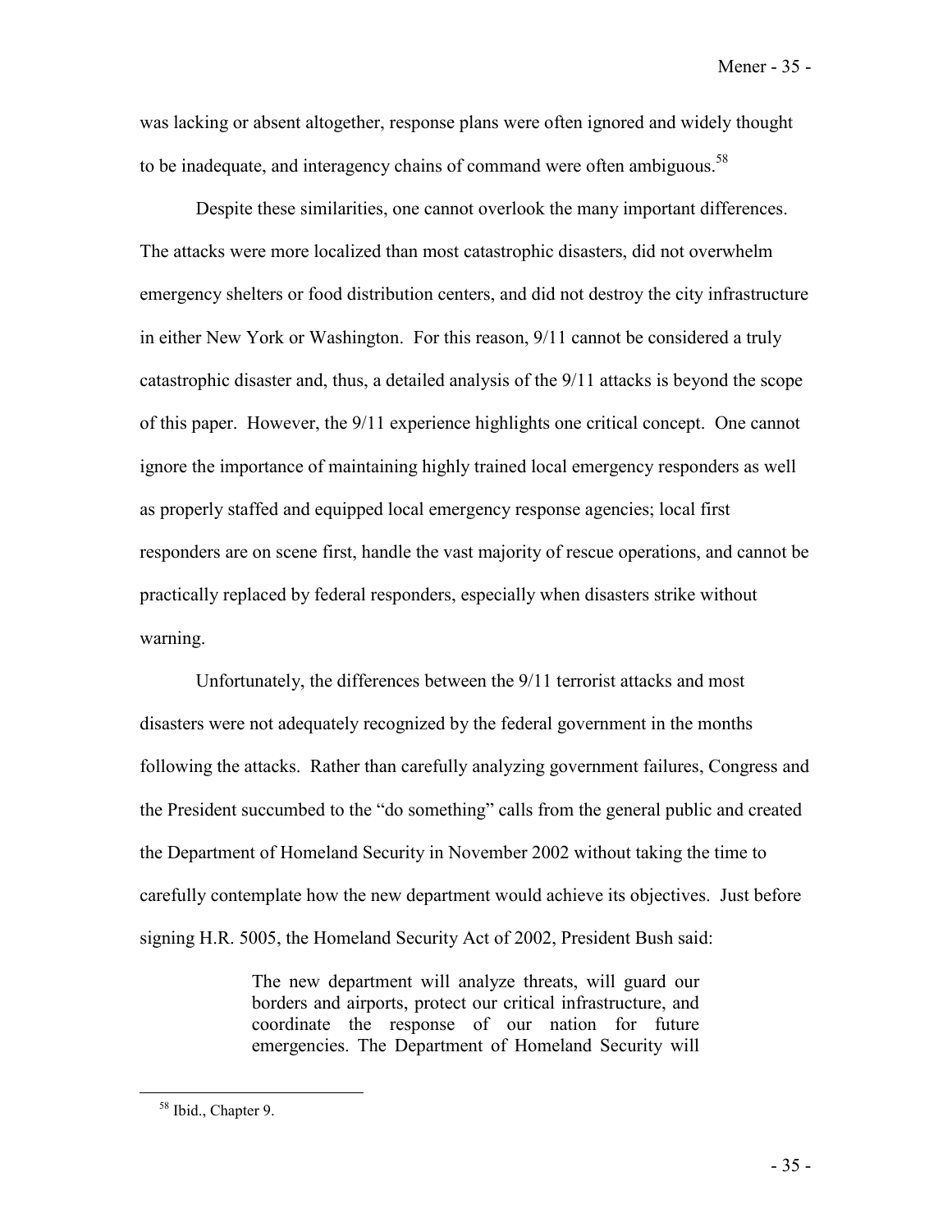was lacking or absent altogether, response plans were often ignored and widely thought to be inadequate, and interagency chains of command were often ambiguous.[58]

Despite these similarities, one cannot overlook the many important differences. The attacks were more localized than most catastrophic disasters, did not overwhelm emergency shelters or food distribution centers, and did not destroy the city infrastructure in either New York or Washington. For this reason, 9/11 cannot be considered a truly catastrophic disaster and, thus, a detailed analysis of the 9/11 attacks is beyond the scope of this paper. However, the 9/11 experience highlights one critical concept. One cannot ignore the importance of maintaining highly trained local emergency responders as well as properly staffed and equipped local emergency response agencies; local first responders are on scene first, handle the vast majority of rescue operations, and cannot be practically replaced by federal responders, especially when disasters strike without warning.

Unfortunately, the differences between the 9/11 terrorist attacks and most disasters were not adequately recognized by the federal government in the months following the attacks. Rather than carefully analyzing government failures, Congress and the President succumbed to the "do something" calls from the general public and created the Department of Homeland Security in November 2002 without taking the time to carefully contemplate how the new department would achieve its objectives. Just before signing H.R. 5005, the Homeland Security Act of 2002, President Bush said:

> The new department will analyze threats, will guard our borders and airports, protect our critical infrastructure, and coordinate the response of our nation for future emergencies. The Department of Homeland Security will

[58] Ibid., Chapter 9.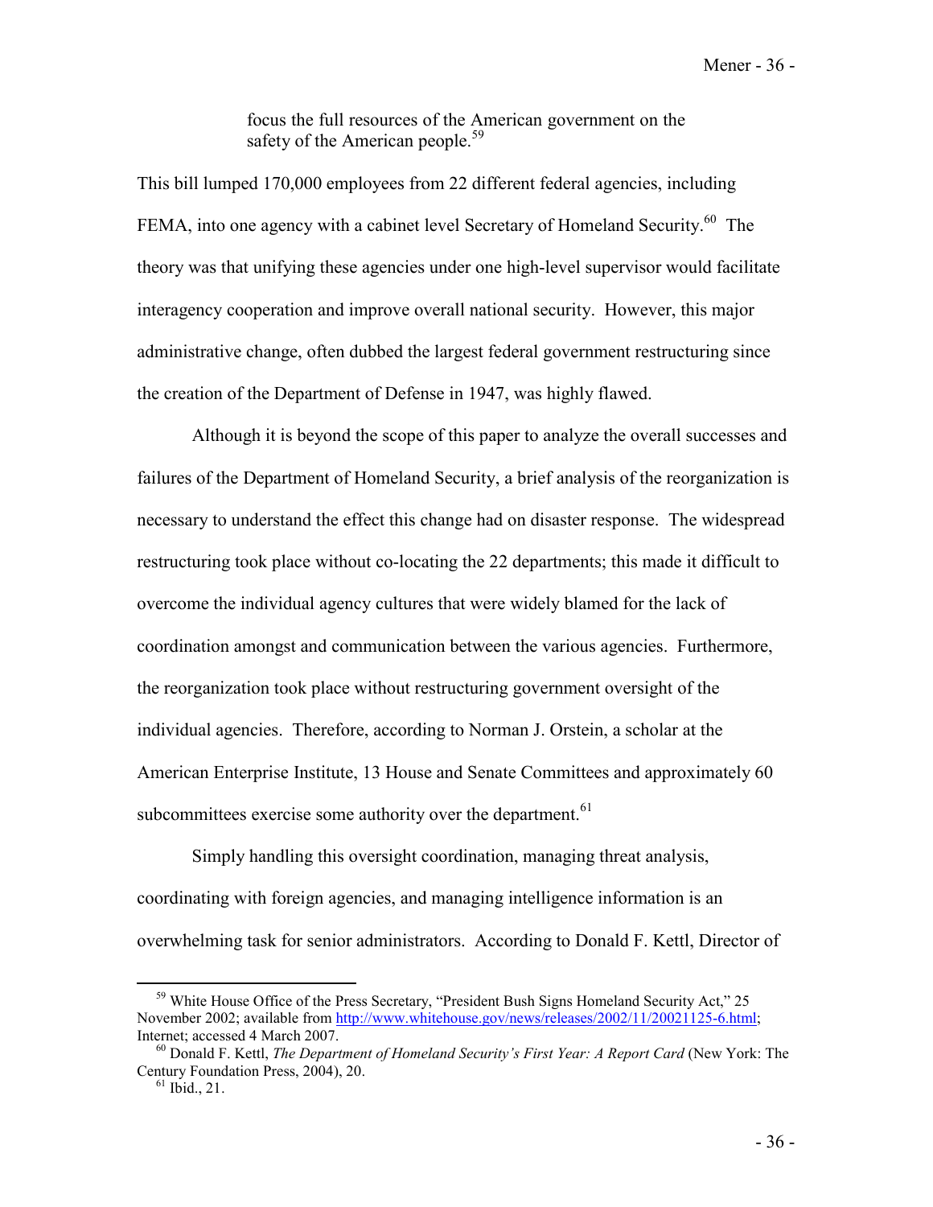> focus the full resources of the American government on the safety of the American people.[59]

This bill lumped 170,000 employees from 22 different federal agencies, including FEMA, into one agency with a cabinet level Secretary of Homeland Security.[60] The theory was that unifying these agencies under one high-level supervisor would facilitate interagency cooperation and improve overall national security. However, this major administrative change, often dubbed the largest federal government restructuring since the creation of the Department of Defense in 1947, was highly flawed.

Although it is beyond the scope of this paper to analyze the overall successes and failures of the Department of Homeland Security, a brief analysis of the reorganization is necessary to understand the effect this change had on disaster response. The widespread restructuring took place without co-locating the 22 departments; this made it difficult to overcome the individual agency cultures that were widely blamed for the lack of coordination amongst and communication between the various agencies. Furthermore, the reorganization took place without restructuring government oversight of the individual agencies. Therefore, according to Norman J. Orstein, a scholar at the American Enterprise Institute, 13 House and Senate Committees and approximately 60 subcommittees exercise some authority over the department.[61]

Simply handling this oversight coordination, managing threat analysis, coordinating with foreign agencies, and managing intelligence information is an overwhelming task for senior administrators. According to Donald F. Kettl, Director of

---

[59] White House Office of the Press Secretary, "President Bush Signs Homeland Security Act," 25 November 2002; available from http://www.whitehouse.gov/news/releases/2002/11/20021125-6.html; Internet; accessed 4 March 2007.

[60] Donald F. Kettl, *The Department of Homeland Security's First Year: A Report Card* (New York: The Century Foundation Press, 2004), 20.

[61] Ibid., 21.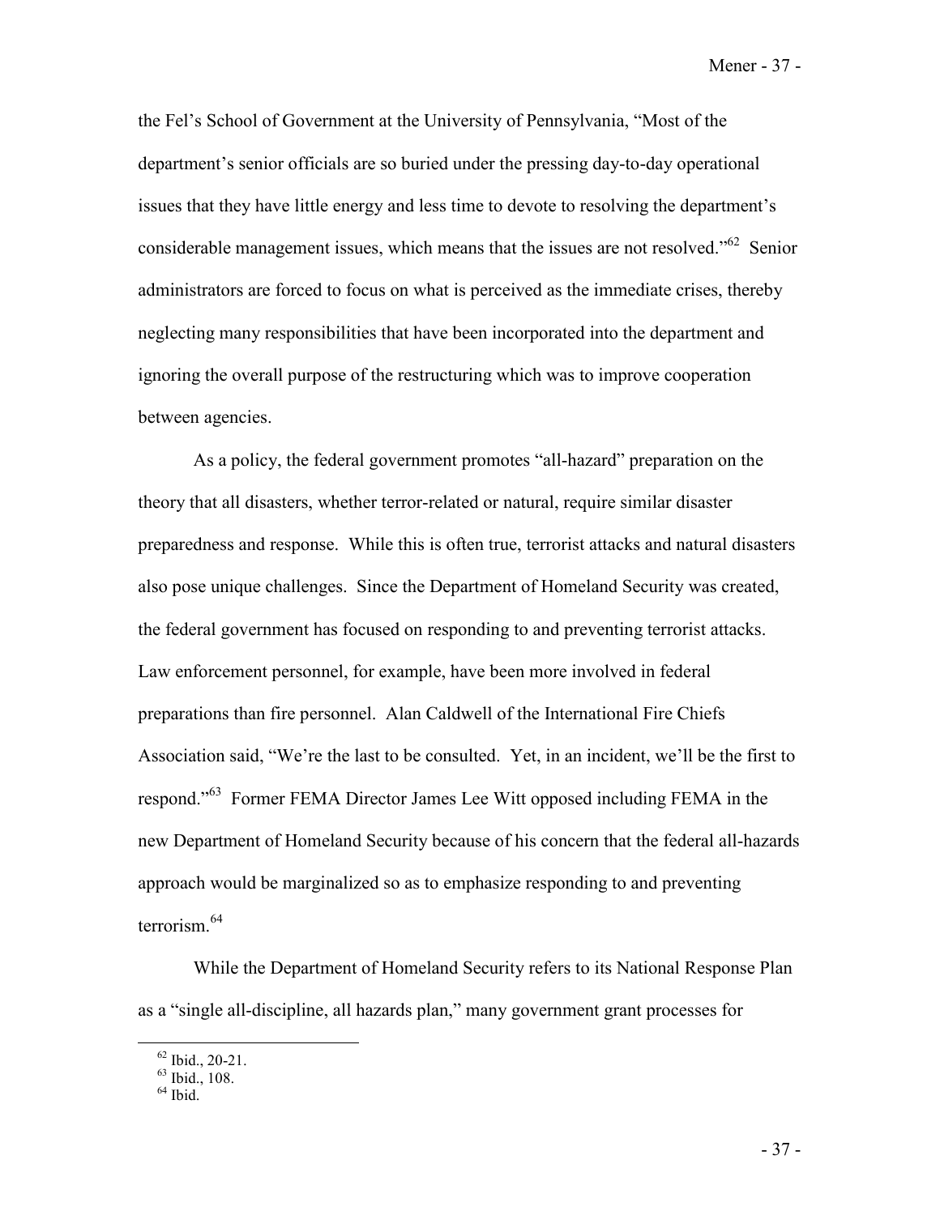the Fel's School of Government at the University of Pennsylvania, "Most of the department's senior officials are so buried under the pressing day-to-day operational issues that they have little energy and less time to devote to resolving the department's considerable management issues, which means that the issues are not resolved."[62] Senior administrators are forced to focus on what is perceived as the immediate crises, thereby neglecting many responsibilities that have been incorporated into the department and ignoring the overall purpose of the restructuring which was to improve cooperation between agencies.

As a policy, the federal government promotes "all-hazard" preparation on the theory that all disasters, whether terror-related or natural, require similar disaster preparedness and response. While this is often true, terrorist attacks and natural disasters also pose unique challenges. Since the Department of Homeland Security was created, the federal government has focused on responding to and preventing terrorist attacks. Law enforcement personnel, for example, have been more involved in federal preparations than fire personnel. Alan Caldwell of the International Fire Chiefs Association said, "We're the last to be consulted. Yet, in an incident, we'll be the first to respond."[63] Former FEMA Director James Lee Witt opposed including FEMA in the new Department of Homeland Security because of his concern that the federal all-hazards approach would be marginalized so as to emphasize responding to and preventing terrorism.[64]

While the Department of Homeland Security refers to its National Response Plan as a "single all-discipline, all hazards plan," many government grant processes for

---

[62] Ibid., 20-21.
[63] Ibid., 108.
[64] Ibid.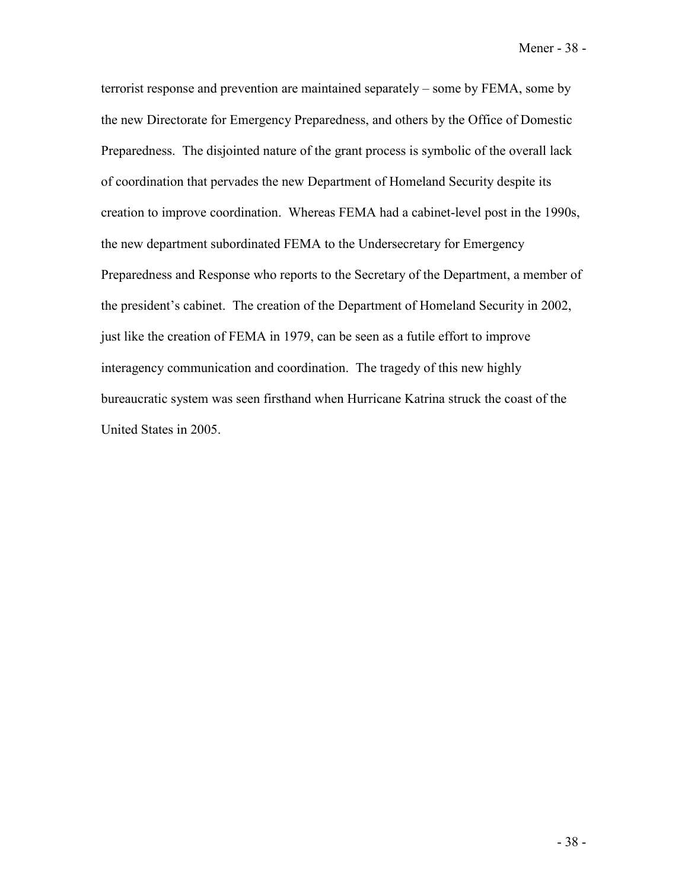terrorist response and prevention are maintained separately – some by FEMA, some by the new Directorate for Emergency Preparedness, and others by the Office of Domestic Preparedness. The disjointed nature of the grant process is symbolic of the overall lack of coordination that pervades the new Department of Homeland Security despite its creation to improve coordination. Whereas FEMA had a cabinet-level post in the 1990s, the new department subordinated FEMA to the Undersecretary for Emergency Preparedness and Response who reports to the Secretary of the Department, a member of the president's cabinet. The creation of the Department of Homeland Security in 2002, just like the creation of FEMA in 1979, can be seen as a futile effort to improve interagency communication and coordination. The tragedy of this new highly bureaucratic system was seen firsthand when Hurricane Katrina struck the coast of the United States in 2005.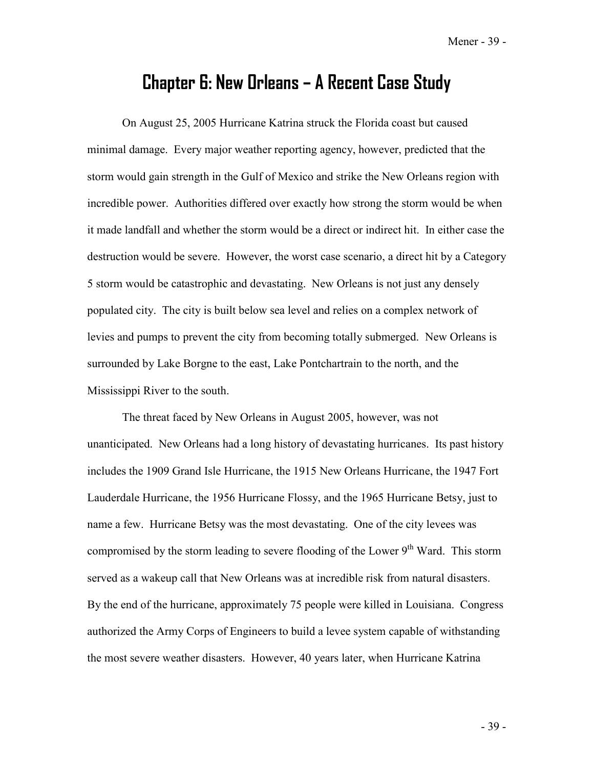# Chapter 6: New Orleans – A Recent Case Study

On August 25, 2005 Hurricane Katrina struck the Florida coast but caused minimal damage. Every major weather reporting agency, however, predicted that the storm would gain strength in the Gulf of Mexico and strike the New Orleans region with incredible power. Authorities differed over exactly how strong the storm would be when it made landfall and whether the storm would be a direct or indirect hit. In either case the destruction would be severe. However, the worst case scenario, a direct hit by a Category 5 storm would be catastrophic and devastating. New Orleans is not just any densely populated city. The city is built below sea level and relies on a complex network of levies and pumps to prevent the city from becoming totally submerged. New Orleans is surrounded by Lake Borgne to the east, Lake Pontchartrain to the north, and the Mississippi River to the south.

The threat faced by New Orleans in August 2005, however, was not unanticipated. New Orleans had a long history of devastating hurricanes. Its past history includes the 1909 Grand Isle Hurricane, the 1915 New Orleans Hurricane, the 1947 Fort Lauderdale Hurricane, the 1956 Hurricane Flossy, and the 1965 Hurricane Betsy, just to name a few. Hurricane Betsy was the most devastating. One of the city levees was compromised by the storm leading to severe flooding of the Lower 9th Ward. This storm served as a wakeup call that New Orleans was at incredible risk from natural disasters. By the end of the hurricane, approximately 75 people were killed in Louisiana. Congress authorized the Army Corps of Engineers to build a levee system capable of withstanding the most severe weather disasters. However, 40 years later, when Hurricane Katrina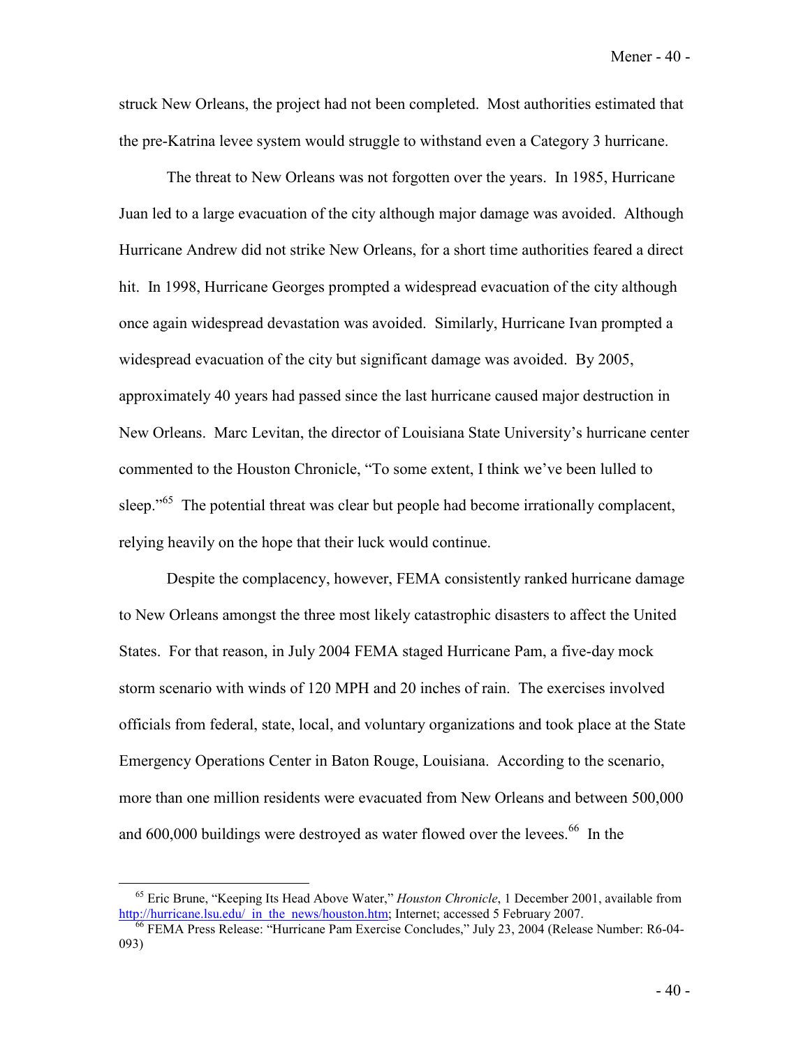struck New Orleans, the project had not been completed. Most authorities estimated that the pre-Katrina levee system would struggle to withstand even a Category 3 hurricane.

The threat to New Orleans was not forgotten over the years. In 1985, Hurricane Juan led to a large evacuation of the city although major damage was avoided. Although Hurricane Andrew did not strike New Orleans, for a short time authorities feared a direct hit. In 1998, Hurricane Georges prompted a widespread evacuation of the city although once again widespread devastation was avoided. Similarly, Hurricane Ivan prompted a widespread evacuation of the city but significant damage was avoided. By 2005, approximately 40 years had passed since the last hurricane caused major destruction in New Orleans. Marc Levitan, the director of Louisiana State University's hurricane center commented to the Houston Chronicle, "To some extent, I think we've been lulled to sleep."[65] The potential threat was clear but people had become irrationally complacent, relying heavily on the hope that their luck would continue.

Despite the complacency, however, FEMA consistently ranked hurricane damage to New Orleans amongst the three most likely catastrophic disasters to affect the United States. For that reason, in July 2004 FEMA staged Hurricane Pam, a five-day mock storm scenario with winds of 120 MPH and 20 inches of rain. The exercises involved officials from federal, state, local, and voluntary organizations and took place at the State Emergency Operations Center in Baton Rouge, Louisiana. According to the scenario, more than one million residents were evacuated from New Orleans and between 500,000 and 600,000 buildings were destroyed as water flowed over the levees.[66] In the

---

[65] Eric Brune, "Keeping Its Head Above Water," *Houston Chronicle*, 1 December 2001, available from http://hurricane.lsu.edu/_in_the_news/houston.htm; Internet; accessed 5 February 2007.

[66] FEMA Press Release: "Hurricane Pam Exercise Concludes," July 23, 2004 (Release Number: R6-04-093)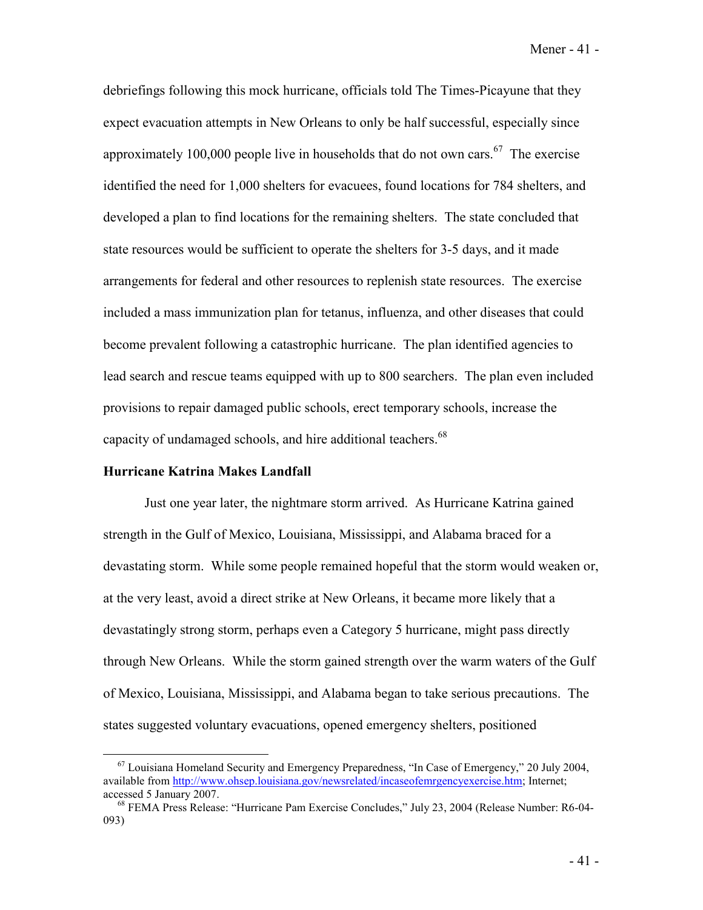debriefings following this mock hurricane, officials told The Times-Picayune that they expect evacuation attempts in New Orleans to only be half successful, especially since approximately 100,000 people live in households that do not own cars.[67] The exercise identified the need for 1,000 shelters for evacuees, found locations for 784 shelters, and developed a plan to find locations for the remaining shelters. The state concluded that state resources would be sufficient to operate the shelters for 3-5 days, and it made arrangements for federal and other resources to replenish state resources. The exercise included a mass immunization plan for tetanus, influenza, and other diseases that could become prevalent following a catastrophic hurricane. The plan identified agencies to lead search and rescue teams equipped with up to 800 searchers. The plan even included provisions to repair damaged public schools, erect temporary schools, increase the capacity of undamaged schools, and hire additional teachers.[68]

**Hurricane Katrina Makes Landfall**

Just one year later, the nightmare storm arrived. As Hurricane Katrina gained strength in the Gulf of Mexico, Louisiana, Mississippi, and Alabama braced for a devastating storm. While some people remained hopeful that the storm would weaken or, at the very least, avoid a direct strike at New Orleans, it became more likely that a devastatingly strong storm, perhaps even a Category 5 hurricane, might pass directly through New Orleans. While the storm gained strength over the warm waters of the Gulf of Mexico, Louisiana, Mississippi, and Alabama began to take serious precautions. The states suggested voluntary evacuations, opened emergency shelters, positioned

---

[67] Louisiana Homeland Security and Emergency Preparedness, "In Case of Emergency," 20 July 2004, available from http://www.ohsep.louisiana.gov/newsrelated/incaseofemrgencyexercise.htm; Internet; accessed 5 January 2007.

[68] FEMA Press Release: "Hurricane Pam Exercise Concludes," July 23, 2004 (Release Number: R6-04-093)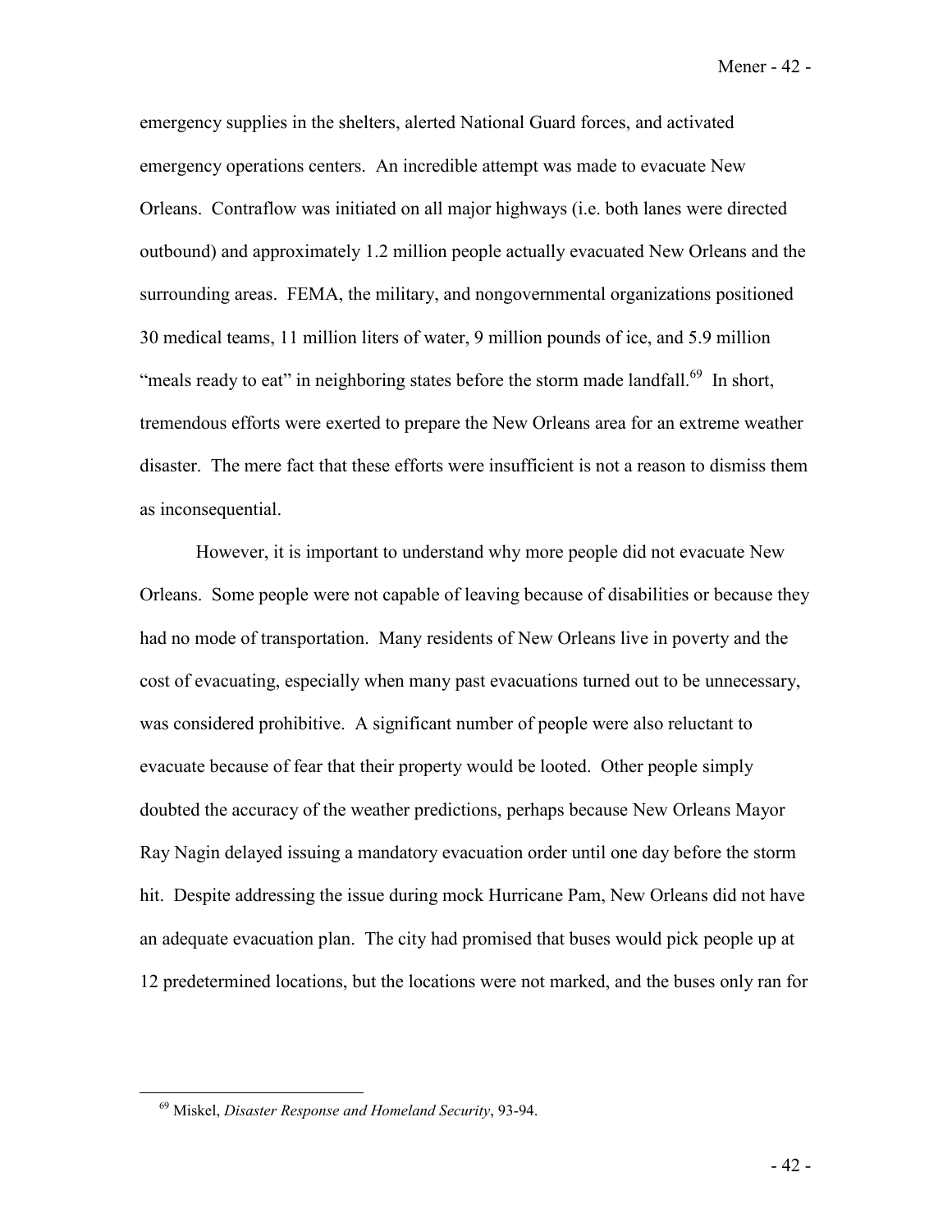emergency supplies in the shelters, alerted National Guard forces, and activated emergency operations centers. An incredible attempt was made to evacuate New Orleans. Contraflow was initiated on all major highways (i.e. both lanes were directed outbound) and approximately 1.2 million people actually evacuated New Orleans and the surrounding areas. FEMA, the military, and nongovernmental organizations positioned 30 medical teams, 11 million liters of water, 9 million pounds of ice, and 5.9 million "meals ready to eat" in neighboring states before the storm made landfall.[69] In short, tremendous efforts were exerted to prepare the New Orleans area for an extreme weather disaster. The mere fact that these efforts were insufficient is not a reason to dismiss them as inconsequential.

However, it is important to understand why more people did not evacuate New Orleans. Some people were not capable of leaving because of disabilities or because they had no mode of transportation. Many residents of New Orleans live in poverty and the cost of evacuating, especially when many past evacuations turned out to be unnecessary, was considered prohibitive. A significant number of people were also reluctant to evacuate because of fear that their property would be looted. Other people simply doubted the accuracy of the weather predictions, perhaps because New Orleans Mayor Ray Nagin delayed issuing a mandatory evacuation order until one day before the storm hit. Despite addressing the issue during mock Hurricane Pam, New Orleans did not have an adequate evacuation plan. The city had promised that buses would pick people up at 12 predetermined locations, but the locations were not marked, and the buses only ran for

---

[69] Miskel, *Disaster Response and Homeland Security*, 93-94.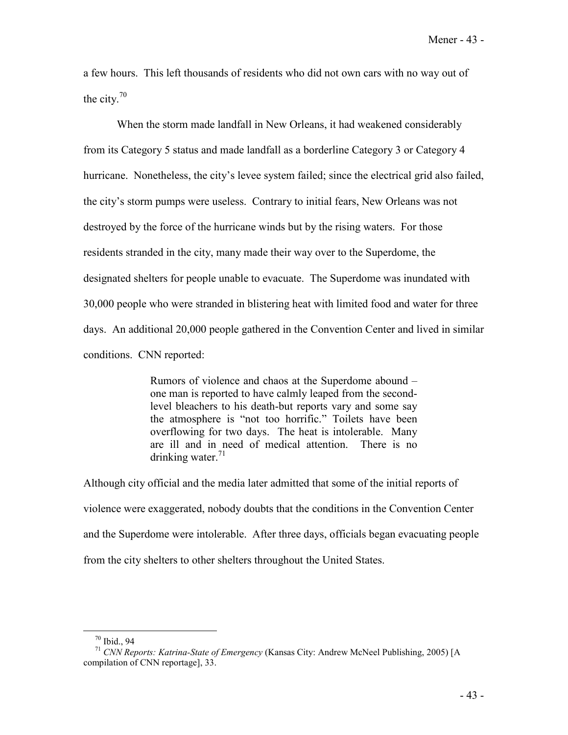a few hours. This left thousands of residents who did not own cars with no way out of the city.[70]

When the storm made landfall in New Orleans, it had weakened considerably from its Category 5 status and made landfall as a borderline Category 3 or Category 4 hurricane. Nonetheless, the city's levee system failed; since the electrical grid also failed, the city's storm pumps were useless. Contrary to initial fears, New Orleans was not destroyed by the force of the hurricane winds but by the rising waters. For those residents stranded in the city, many made their way over to the Superdome, the designated shelters for people unable to evacuate. The Superdome was inundated with 30,000 people who were stranded in blistering heat with limited food and water for three days. An additional 20,000 people gathered in the Convention Center and lived in similar conditions. CNN reported:

> Rumors of violence and chaos at the Superdome abound – one man is reported to have calmly leaped from the second-level bleachers to his death-but reports vary and some say the atmosphere is "not too horrific." Toilets have been overflowing for two days. The heat is intolerable. Many are ill and in need of medical attention. There is no drinking water.[71]

Although city official and the media later admitted that some of the initial reports of violence were exaggerated, nobody doubts that the conditions in the Convention Center and the Superdome were intolerable. After three days, officials began evacuating people from the city shelters to other shelters throughout the United States.

---

[70] Ibid., 94

[71] *CNN Reports: Katrina-State of Emergency* (Kansas City: Andrew McNeel Publishing, 2005) [A compilation of CNN reportage], 33.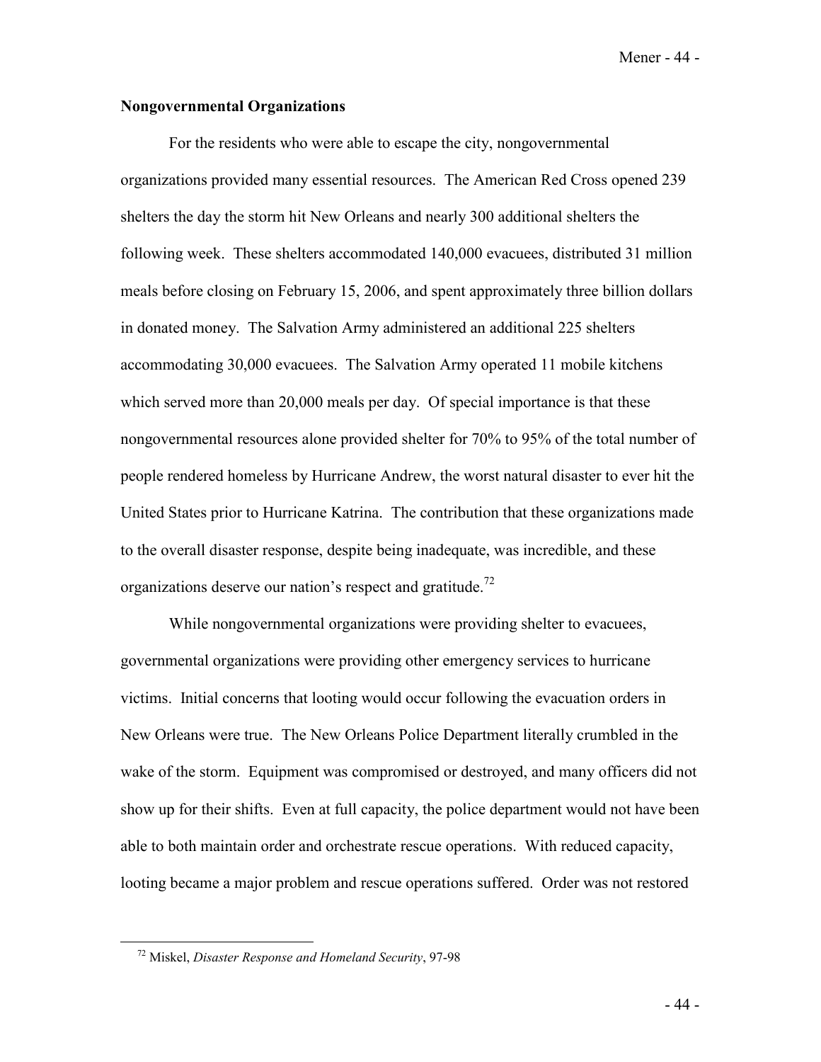**Nongovernmental Organizations**

For the residents who were able to escape the city, nongovernmental organizations provided many essential resources. The American Red Cross opened 239 shelters the day the storm hit New Orleans and nearly 300 additional shelters the following week. These shelters accommodated 140,000 evacuees, distributed 31 million meals before closing on February 15, 2006, and spent approximately three billion dollars in donated money. The Salvation Army administered an additional 225 shelters accommodating 30,000 evacuees. The Salvation Army operated 11 mobile kitchens which served more than 20,000 meals per day. Of special importance is that these nongovernmental resources alone provided shelter for 70% to 95% of the total number of people rendered homeless by Hurricane Andrew, the worst natural disaster to ever hit the United States prior to Hurricane Katrina. The contribution that these organizations made to the overall disaster response, despite being inadequate, was incredible, and these organizations deserve our nation's respect and gratitude.[72]

While nongovernmental organizations were providing shelter to evacuees, governmental organizations were providing other emergency services to hurricane victims. Initial concerns that looting would occur following the evacuation orders in New Orleans were true. The New Orleans Police Department literally crumbled in the wake of the storm. Equipment was compromised or destroyed, and many officers did not show up for their shifts. Even at full capacity, the police department would not have been able to both maintain order and orchestrate rescue operations. With reduced capacity, looting became a major problem and rescue operations suffered. Order was not restored

---

[72] Miskel, *Disaster Response and Homeland Security*, 97-98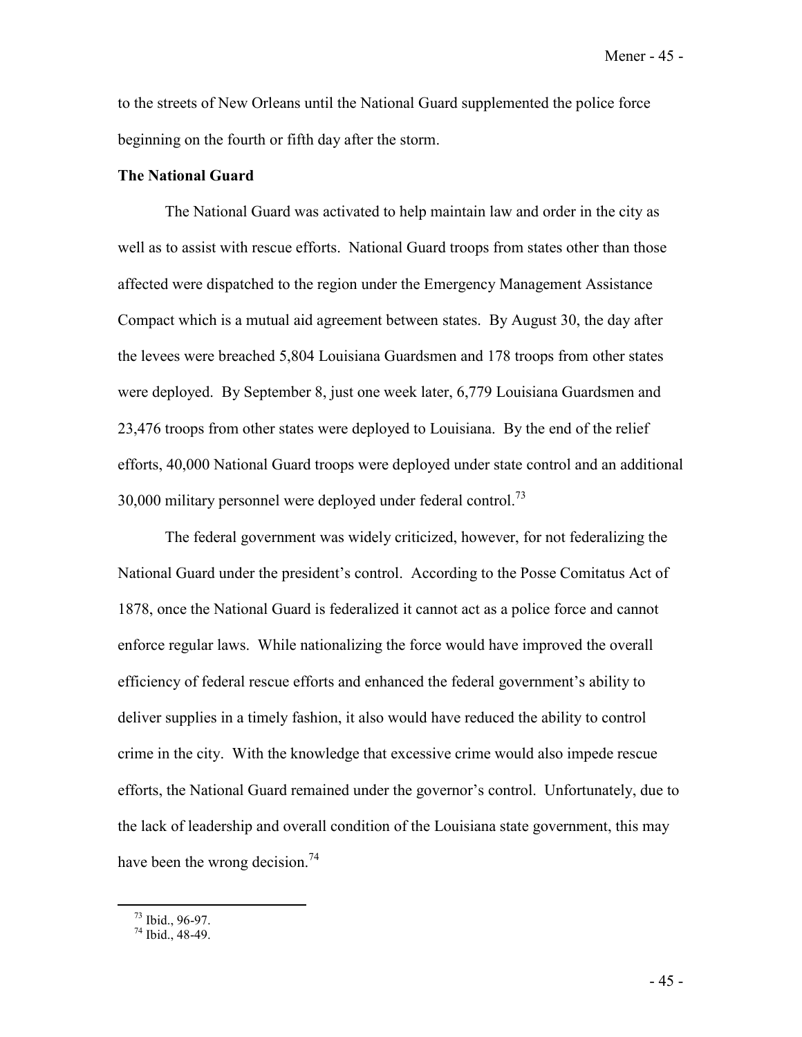to the streets of New Orleans until the National Guard supplemented the police force beginning on the fourth or fifth day after the storm.

**The National Guard**

The National Guard was activated to help maintain law and order in the city as well as to assist with rescue efforts. National Guard troops from states other than those affected were dispatched to the region under the Emergency Management Assistance Compact which is a mutual aid agreement between states. By August 30, the day after the levees were breached 5,804 Louisiana Guardsmen and 178 troops from other states were deployed. By September 8, just one week later, 6,779 Louisiana Guardsmen and 23,476 troops from other states were deployed to Louisiana. By the end of the relief efforts, 40,000 National Guard troops were deployed under state control and an additional 30,000 military personnel were deployed under federal control.[73]

The federal government was widely criticized, however, for not federalizing the National Guard under the president's control. According to the Posse Comitatus Act of 1878, once the National Guard is federalized it cannot act as a police force and cannot enforce regular laws. While nationalizing the force would have improved the overall efficiency of federal rescue efforts and enhanced the federal government's ability to deliver supplies in a timely fashion, it also would have reduced the ability to control crime in the city. With the knowledge that excessive crime would also impede rescue efforts, the National Guard remained under the governor's control. Unfortunately, due to the lack of leadership and overall condition of the Louisiana state government, this may have been the wrong decision.[74]

[73] Ibid., 96-97.

[74] Ibid., 48-49.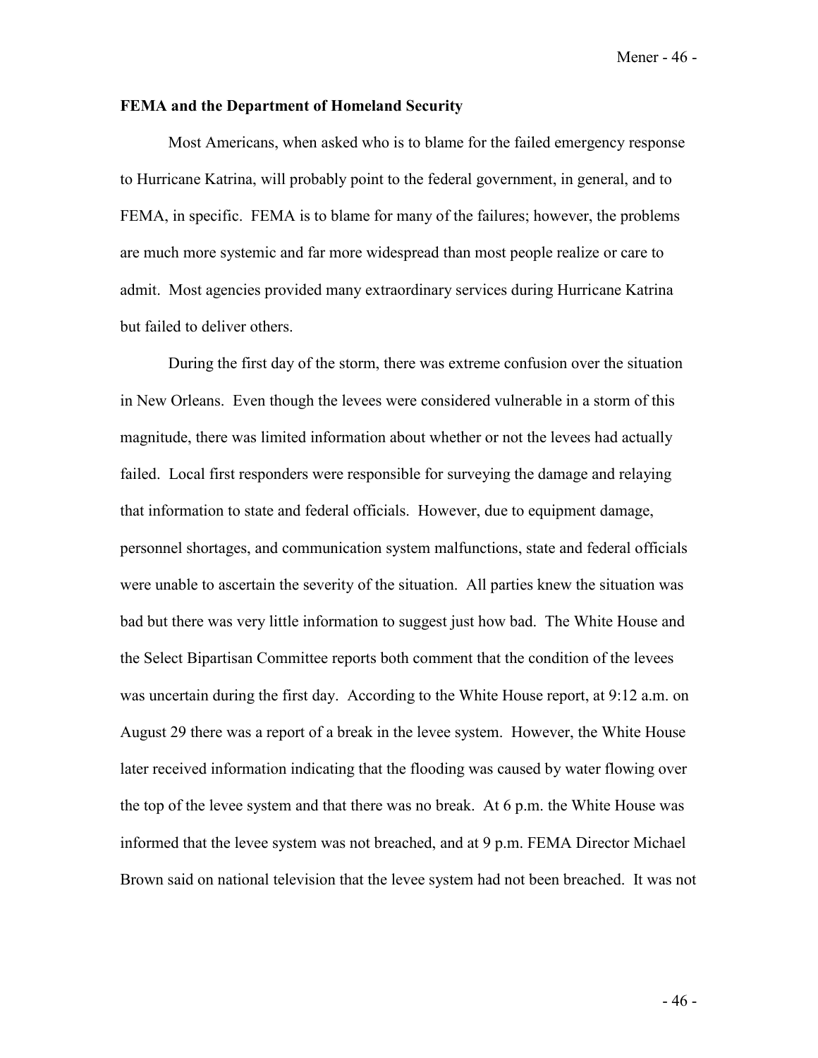### FEMA and the Department of Homeland Security

Most Americans, when asked who is to blame for the failed emergency response to Hurricane Katrina, will probably point to the federal government, in general, and to FEMA, in specific. FEMA is to blame for many of the failures; however, the problems are much more systemic and far more widespread than most people realize or care to admit. Most agencies provided many extraordinary services during Hurricane Katrina but failed to deliver others.

During the first day of the storm, there was extreme confusion over the situation in New Orleans. Even though the levees were considered vulnerable in a storm of this magnitude, there was limited information about whether or not the levees had actually failed. Local first responders were responsible for surveying the damage and relaying that information to state and federal officials. However, due to equipment damage, personnel shortages, and communication system malfunctions, state and federal officials were unable to ascertain the severity of the situation. All parties knew the situation was bad but there was very little information to suggest just how bad. The White House and the Select Bipartisan Committee reports both comment that the condition of the levees was uncertain during the first day. According to the White House report, at 9:12 a.m. on August 29 there was a report of a break in the levee system. However, the White House later received information indicating that the flooding was caused by water flowing over the top of the levee system and that there was no break. At 6 p.m. the White House was informed that the levee system was not breached, and at 9 p.m. FEMA Director Michael Brown said on national television that the levee system had not been breached. It was not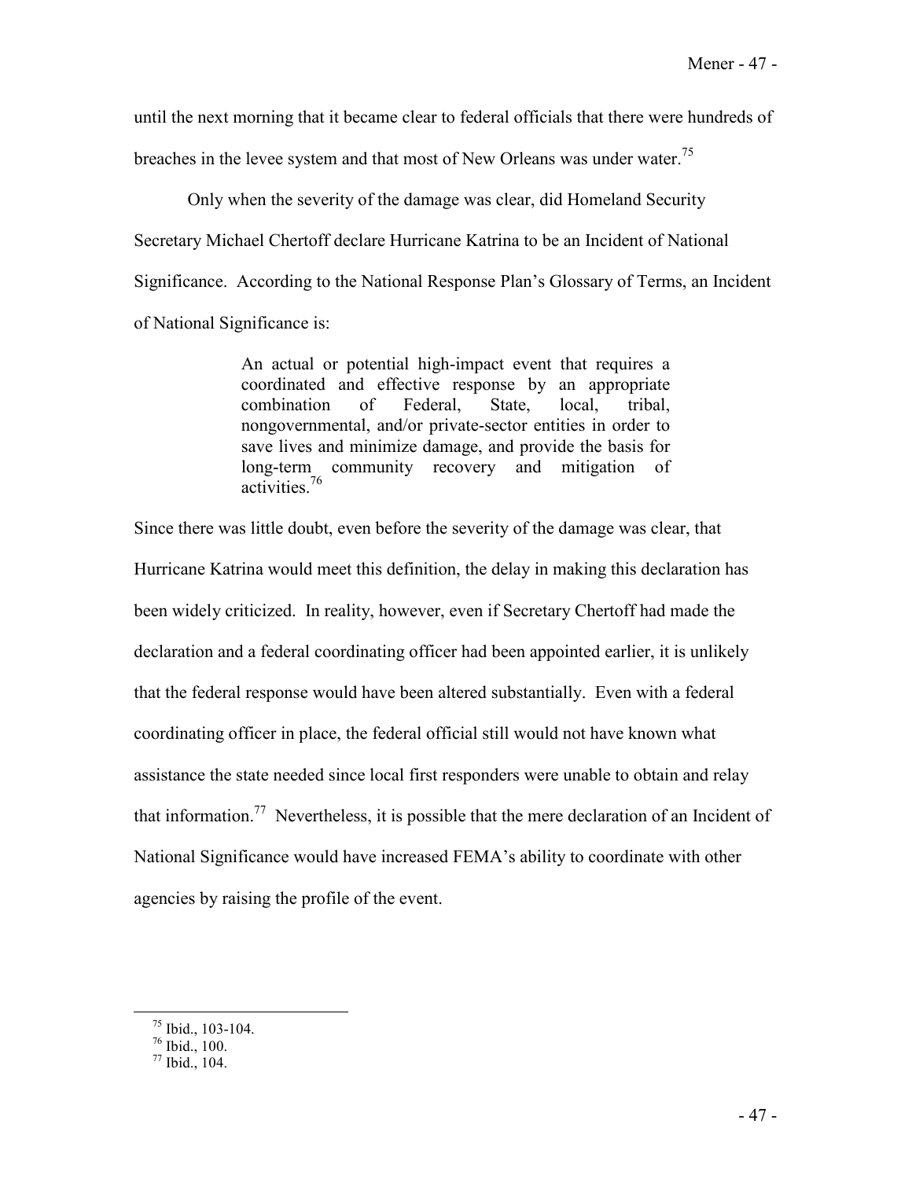until the next morning that it became clear to federal officials that there were hundreds of breaches in the levee system and that most of New Orleans was under water.[75]

Only when the severity of the damage was clear, did Homeland Security Secretary Michael Chertoff declare Hurricane Katrina to be an Incident of National Significance. According to the National Response Plan's Glossary of Terms, an Incident of National Significance is:

> An actual or potential high-impact event that requires a coordinated and effective response by an appropriate combination of Federal, State, local, tribal, nongovernmental, and/or private-sector entities in order to save lives and minimize damage, and provide the basis for long-term community recovery and mitigation of activities.[76]

Since there was little doubt, even before the severity of the damage was clear, that Hurricane Katrina would meet this definition, the delay in making this declaration has been widely criticized. In reality, however, even if Secretary Chertoff had made the declaration and a federal coordinating officer had been appointed earlier, it is unlikely that the federal response would have been altered substantially. Even with a federal coordinating officer in place, the federal official still would not have known what assistance the state needed since local first responders were unable to obtain and relay that information.[77] Nevertheless, it is possible that the mere declaration of an Incident of National Significance would have increased FEMA's ability to coordinate with other agencies by raising the profile of the event.

---

[75] Ibid., 103-104.

[76] Ibid., 100.

[77] Ibid., 104.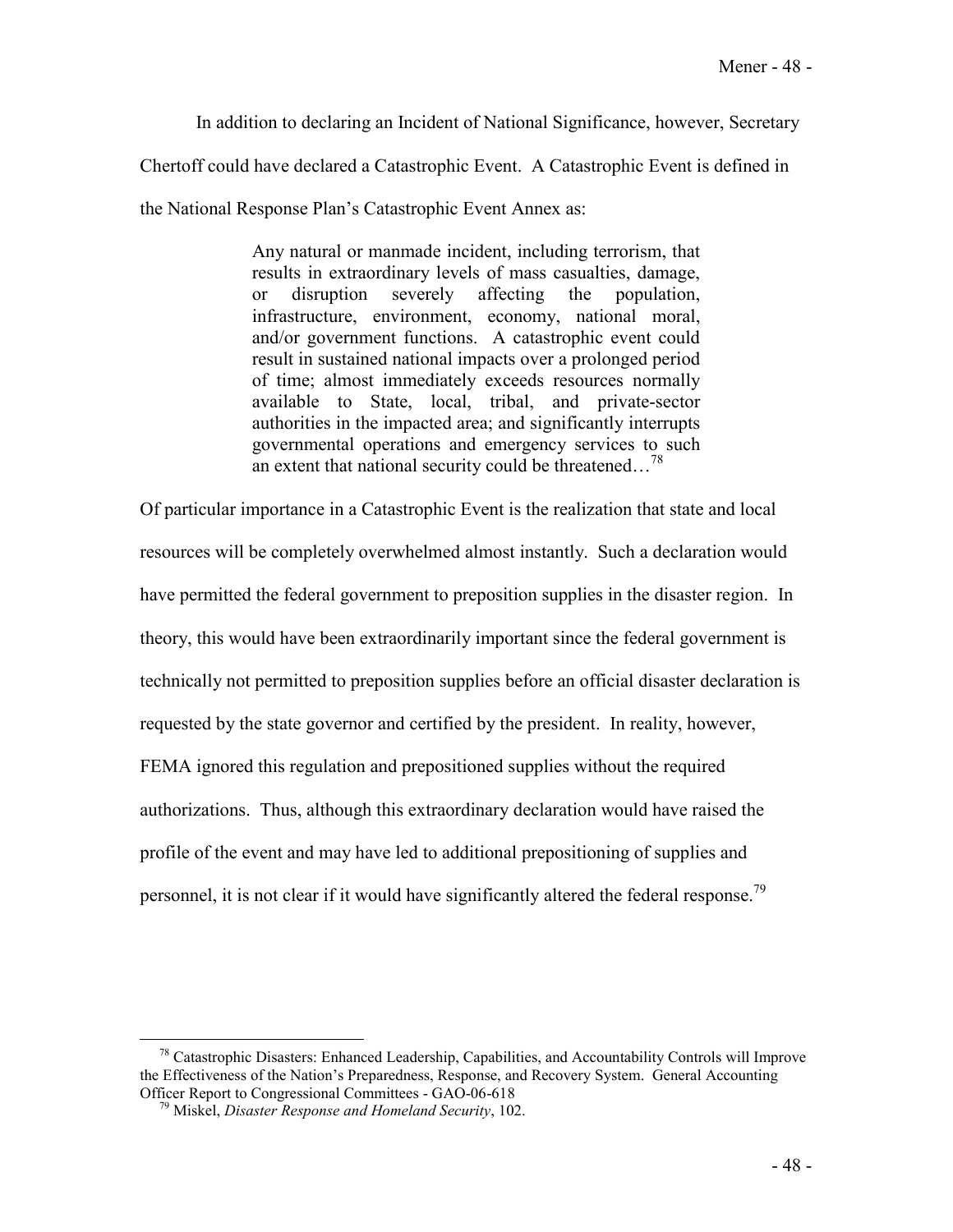In addition to declaring an Incident of National Significance, however, Secretary Chertoff could have declared a Catastrophic Event. A Catastrophic Event is defined in the National Response Plan's Catastrophic Event Annex as:

> Any natural or manmade incident, including terrorism, that results in extraordinary levels of mass casualties, damage, or disruption severely affecting the population, infrastructure, environment, economy, national moral, and/or government functions. A catastrophic event could result in sustained national impacts over a prolonged period of time; almost immediately exceeds resources normally available to State, local, tribal, and private-sector authorities in the impacted area; and significantly interrupts governmental operations and emergency services to such an extent that national security could be threatened…[78]

Of particular importance in a Catastrophic Event is the realization that state and local resources will be completely overwhelmed almost instantly. Such a declaration would have permitted the federal government to preposition supplies in the disaster region. In theory, this would have been extraordinarily important since the federal government is technically not permitted to preposition supplies before an official disaster declaration is requested by the state governor and certified by the president. In reality, however, FEMA ignored this regulation and prepositioned supplies without the required authorizations. Thus, although this extraordinary declaration would have raised the profile of the event and may have led to additional prepositioning of supplies and personnel, it is not clear if it would have significantly altered the federal response.[79]

---

[78] Catastrophic Disasters: Enhanced Leadership, Capabilities, and Accountability Controls will Improve the Effectiveness of the Nation's Preparedness, Response, and Recovery System. General Accounting Officer Report to Congressional Committees - GAO-06-618

[79] Miskel, *Disaster Response and Homeland Security*, 102.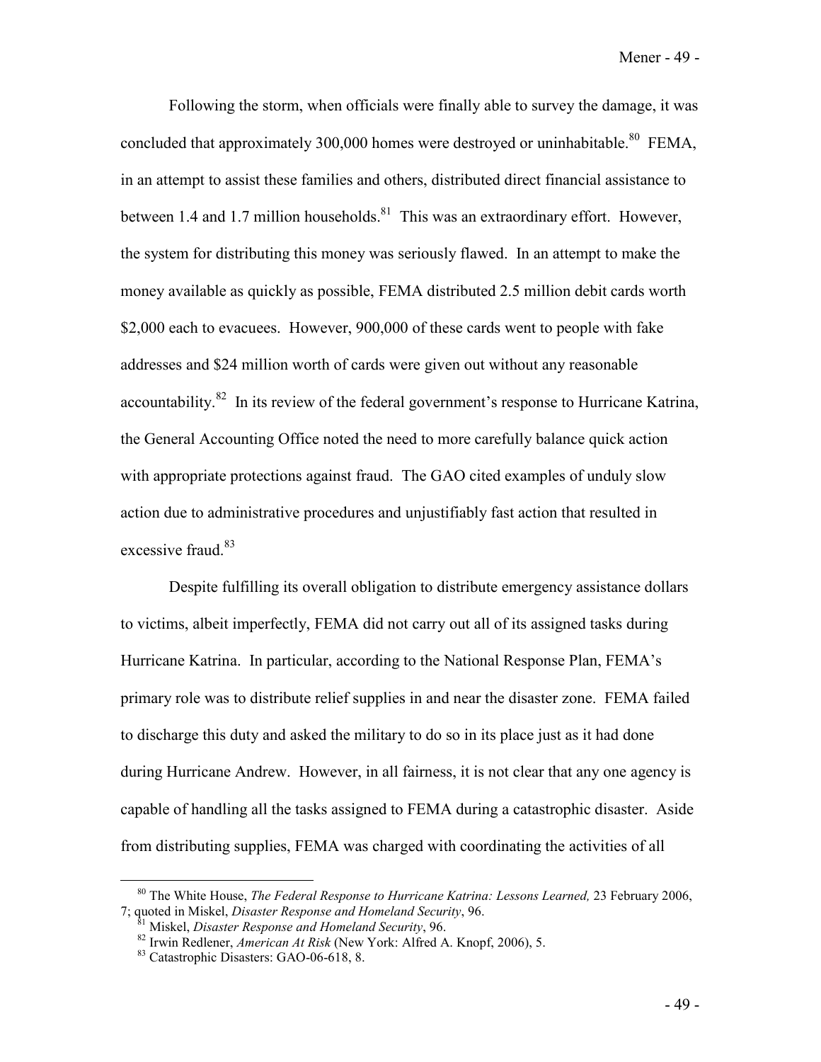Following the storm, when officials were finally able to survey the damage, it was concluded that approximately 300,000 homes were destroyed or uninhabitable.[80] FEMA, in an attempt to assist these families and others, distributed direct financial assistance to between 1.4 and 1.7 million households.[81] This was an extraordinary effort. However, the system for distributing this money was seriously flawed. In an attempt to make the money available as quickly as possible, FEMA distributed 2.5 million debit cards worth $2,000 each to evacuees. However, 900,000 of these cards went to people with fake addresses and $24 million worth of cards were given out without any reasonable accountability.[82] In its review of the federal government's response to Hurricane Katrina, the General Accounting Office noted the need to more carefully balance quick action with appropriate protections against fraud. The GAO cited examples of unduly slow action due to administrative procedures and unjustifiably fast action that resulted in excessive fraud.[83]

Despite fulfilling its overall obligation to distribute emergency assistance dollars to victims, albeit imperfectly, FEMA did not carry out all of its assigned tasks during Hurricane Katrina. In particular, according to the National Response Plan, FEMA's primary role was to distribute relief supplies in and near the disaster zone. FEMA failed to discharge this duty and asked the military to do so in its place just as it had done during Hurricane Andrew. However, in all fairness, it is not clear that any one agency is capable of handling all the tasks assigned to FEMA during a catastrophic disaster. Aside from distributing supplies, FEMA was charged with coordinating the activities of all

---

[80] The White House, *The Federal Response to Hurricane Katrina: Lessons Learned,* 23 February 2006, 7; quoted in Miskel, *Disaster Response and Homeland Security*, 96.

[81] Miskel, *Disaster Response and Homeland Security*, 96.

[82] Irwin Redlener, *American At Risk* (New York: Alfred A. Knopf, 2006), 5.

[83] Catastrophic Disasters: GAO-06-618, 8.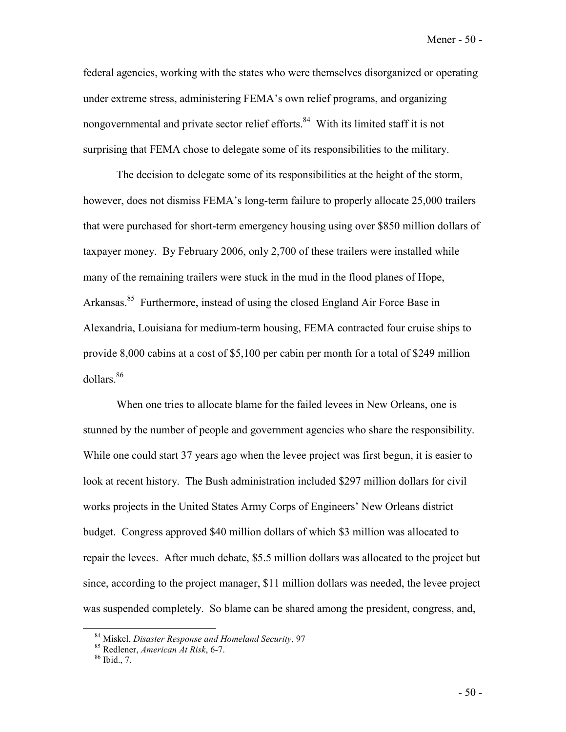federal agencies, working with the states who were themselves disorganized or operating under extreme stress, administering FEMA's own relief programs, and organizing nongovernmental and private sector relief efforts.[84] With its limited staff it is not surprising that FEMA chose to delegate some of its responsibilities to the military.

The decision to delegate some of its responsibilities at the height of the storm, however, does not dismiss FEMA's long-term failure to properly allocate 25,000 trailers that were purchased for short-term emergency housing using over $850 million dollars of taxpayer money. By February 2006, only 2,700 of these trailers were installed while many of the remaining trailers were stuck in the mud in the flood planes of Hope, Arkansas.[85] Furthermore, instead of using the closed England Air Force Base in Alexandria, Louisiana for medium-term housing, FEMA contracted four cruise ships to provide 8,000 cabins at a cost of $5,100 per cabin per month for a total of $249 million dollars.[86]

When one tries to allocate blame for the failed levees in New Orleans, one is stunned by the number of people and government agencies who share the responsibility. While one could start 37 years ago when the levee project was first begun, it is easier to look at recent history. The Bush administration included $297 million dollars for civil works projects in the United States Army Corps of Engineers' New Orleans district budget. Congress approved $40 million dollars of which $3 million was allocated to repair the levees. After much debate, $5.5 million dollars was allocated to the project but since, according to the project manager, $11 million dollars was needed, the levee project was suspended completely. So blame can be shared among the president, congress, and,

---

[84] Miskel, *Disaster Response and Homeland Security*, 97

[85] Redlener, *American At Risk*, 6-7.

[86] Ibid., 7.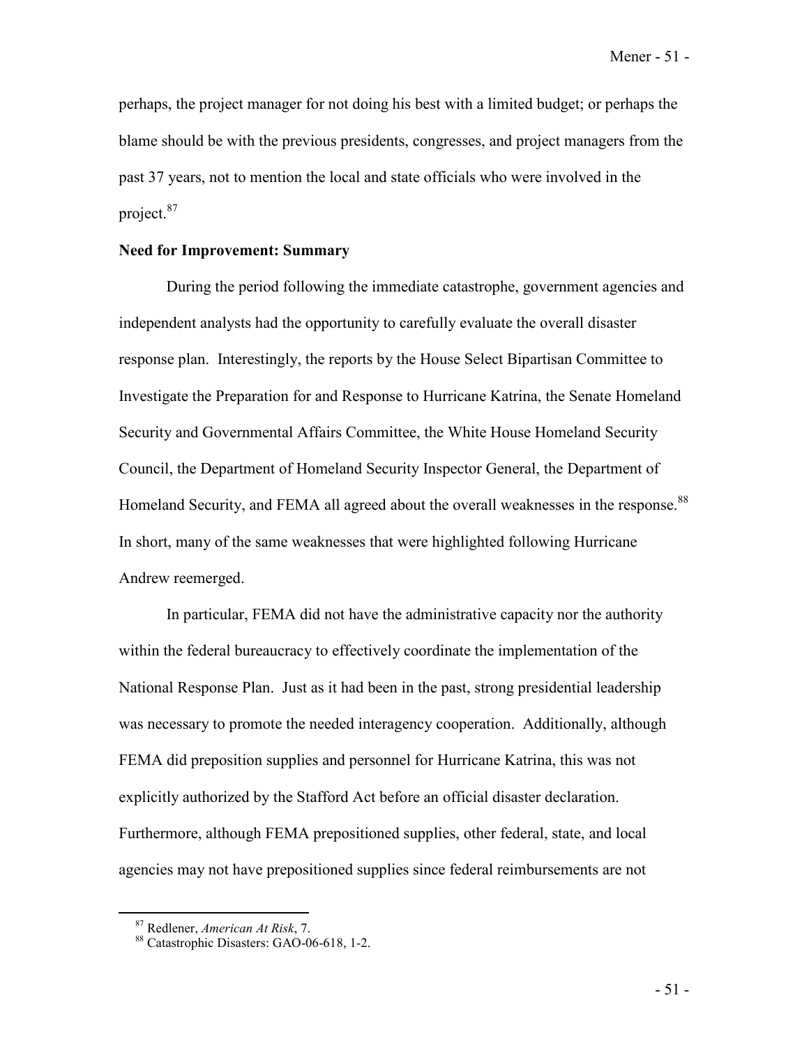perhaps, the project manager for not doing his best with a limited budget; or perhaps the blame should be with the previous presidents, congresses, and project managers from the past 37 years, not to mention the local and state officials who were involved in the project.[87]

**Need for Improvement: Summary**

During the period following the immediate catastrophe, government agencies and independent analysts had the opportunity to carefully evaluate the overall disaster response plan. Interestingly, the reports by the House Select Bipartisan Committee to Investigate the Preparation for and Response to Hurricane Katrina, the Senate Homeland Security and Governmental Affairs Committee, the White House Homeland Security Council, the Department of Homeland Security Inspector General, the Department of Homeland Security, and FEMA all agreed about the overall weaknesses in the response.[88] In short, many of the same weaknesses that were highlighted following Hurricane Andrew reemerged.

In particular, FEMA did not have the administrative capacity nor the authority within the federal bureaucracy to effectively coordinate the implementation of the National Response Plan. Just as it had been in the past, strong presidential leadership was necessary to promote the needed interagency cooperation. Additionally, although FEMA did preposition supplies and personnel for Hurricane Katrina, this was not explicitly authorized by the Stafford Act before an official disaster declaration. Furthermore, although FEMA prepositioned supplies, other federal, state, and local agencies may not have prepositioned supplies since federal reimbursements are not

---

[87] Redlener, *American At Risk*, 7.

[88] Catastrophic Disasters: GAO-06-618, 1-2.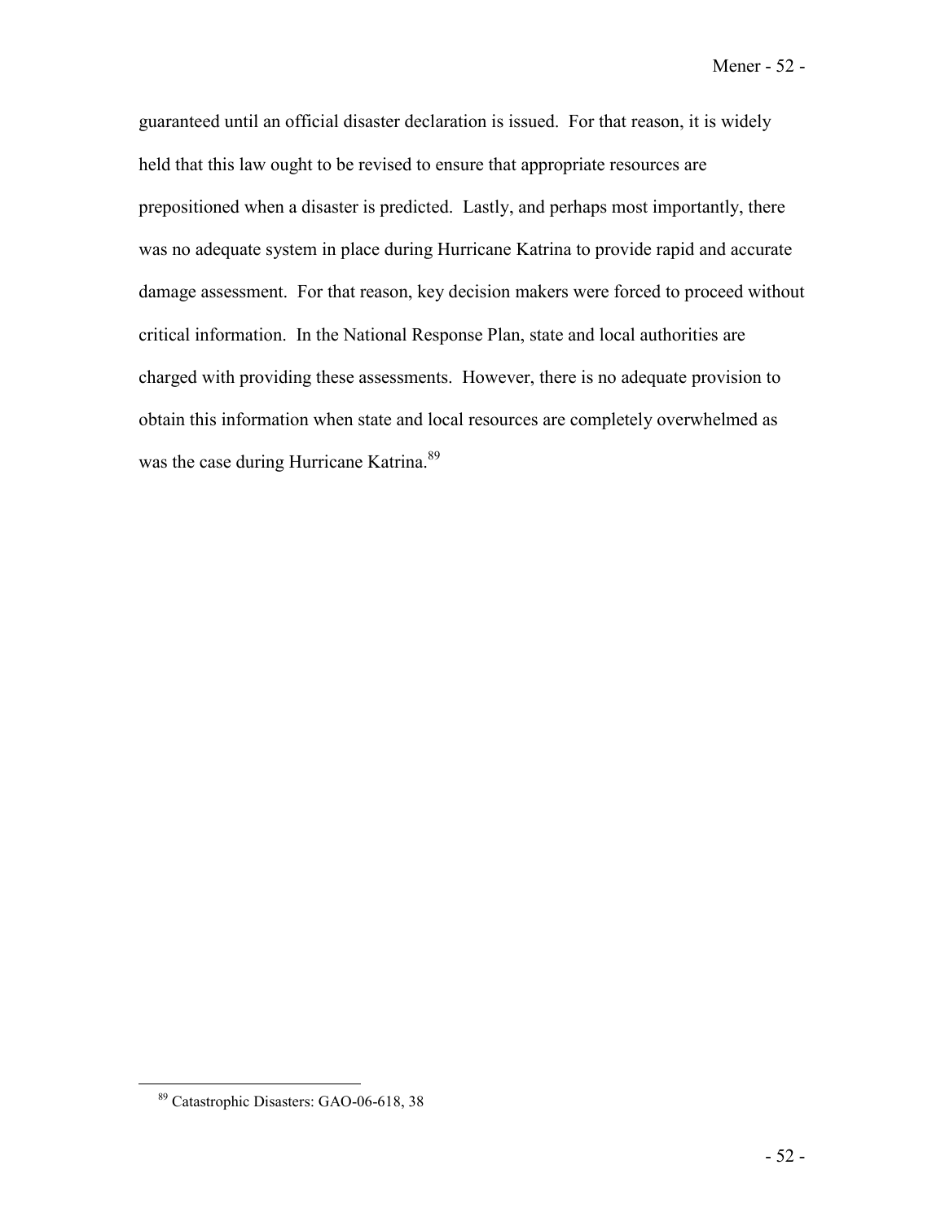guaranteed until an official disaster declaration is issued. For that reason, it is widely held that this law ought to be revised to ensure that appropriate resources are prepositioned when a disaster is predicted. Lastly, and perhaps most importantly, there was no adequate system in place during Hurricane Katrina to provide rapid and accurate damage assessment. For that reason, key decision makers were forced to proceed without critical information. In the National Response Plan, state and local authorities are charged with providing these assessments. However, there is no adequate provision to obtain this information when state and local resources are completely overwhelmed as was the case during Hurricane Katrina.[89]

[89] Catastrophic Disasters: GAO-06-618, 38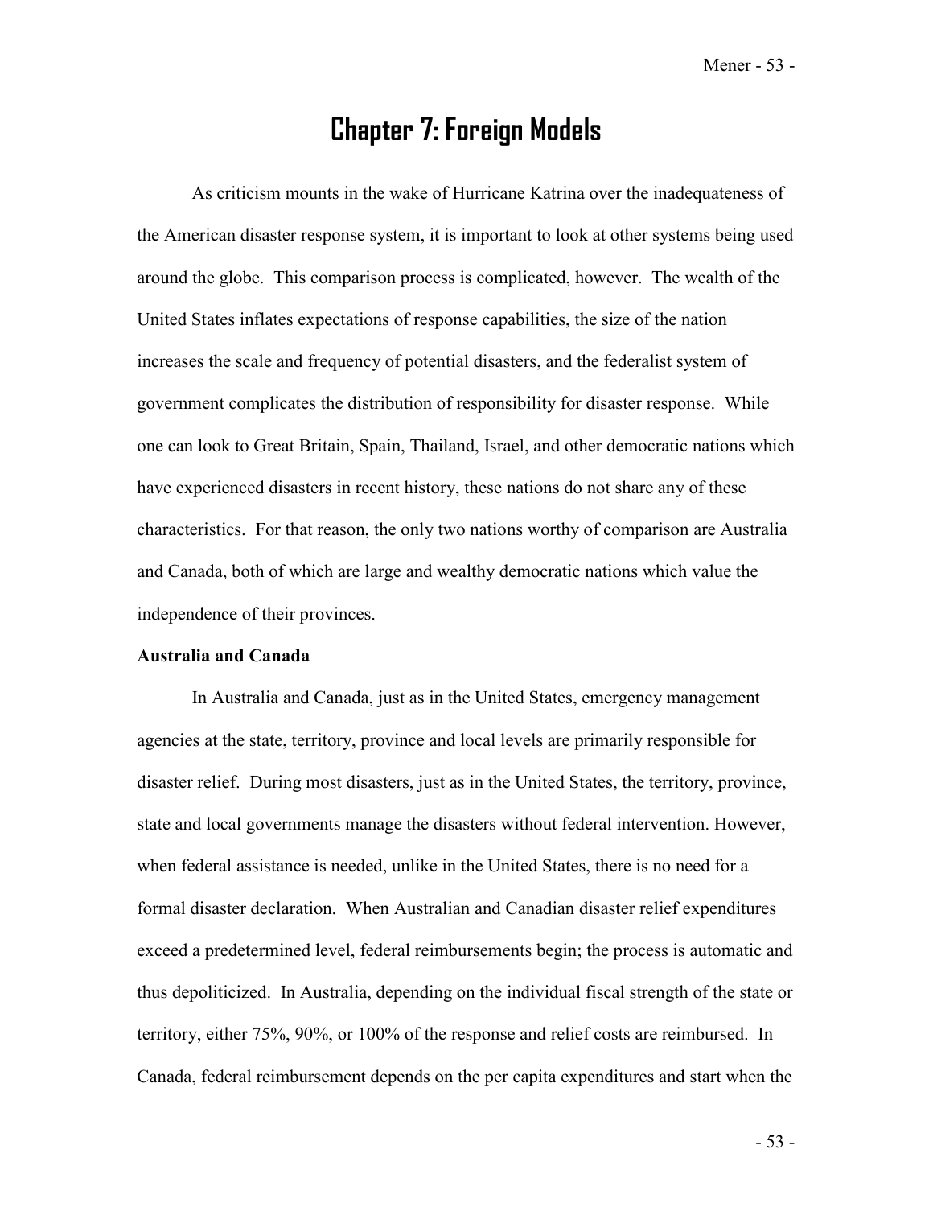# Chapter 7: Foreign Models

As criticism mounts in the wake of Hurricane Katrina over the inadequateness of the American disaster response system, it is important to look at other systems being used around the globe. This comparison process is complicated, however. The wealth of the United States inflates expectations of response capabilities, the size of the nation increases the scale and frequency of potential disasters, and the federalist system of government complicates the distribution of responsibility for disaster response. While one can look to Great Britain, Spain, Thailand, Israel, and other democratic nations which have experienced disasters in recent history, these nations do not share any of these characteristics. For that reason, the only two nations worthy of comparison are Australia and Canada, both of which are large and wealthy democratic nations which value the independence of their provinces.

**Australia and Canada**

In Australia and Canada, just as in the United States, emergency management agencies at the state, territory, province and local levels are primarily responsible for disaster relief. During most disasters, just as in the United States, the territory, province, state and local governments manage the disasters without federal intervention. However, when federal assistance is needed, unlike in the United States, there is no need for a formal disaster declaration. When Australian and Canadian disaster relief expenditures exceed a predetermined level, federal reimbursements begin; the process is automatic and thus depoliticized. In Australia, depending on the individual fiscal strength of the state or territory, either 75%, 90%, or 100% of the response and relief costs are reimbursed. In Canada, federal reimbursement depends on the per capita expenditures and start when the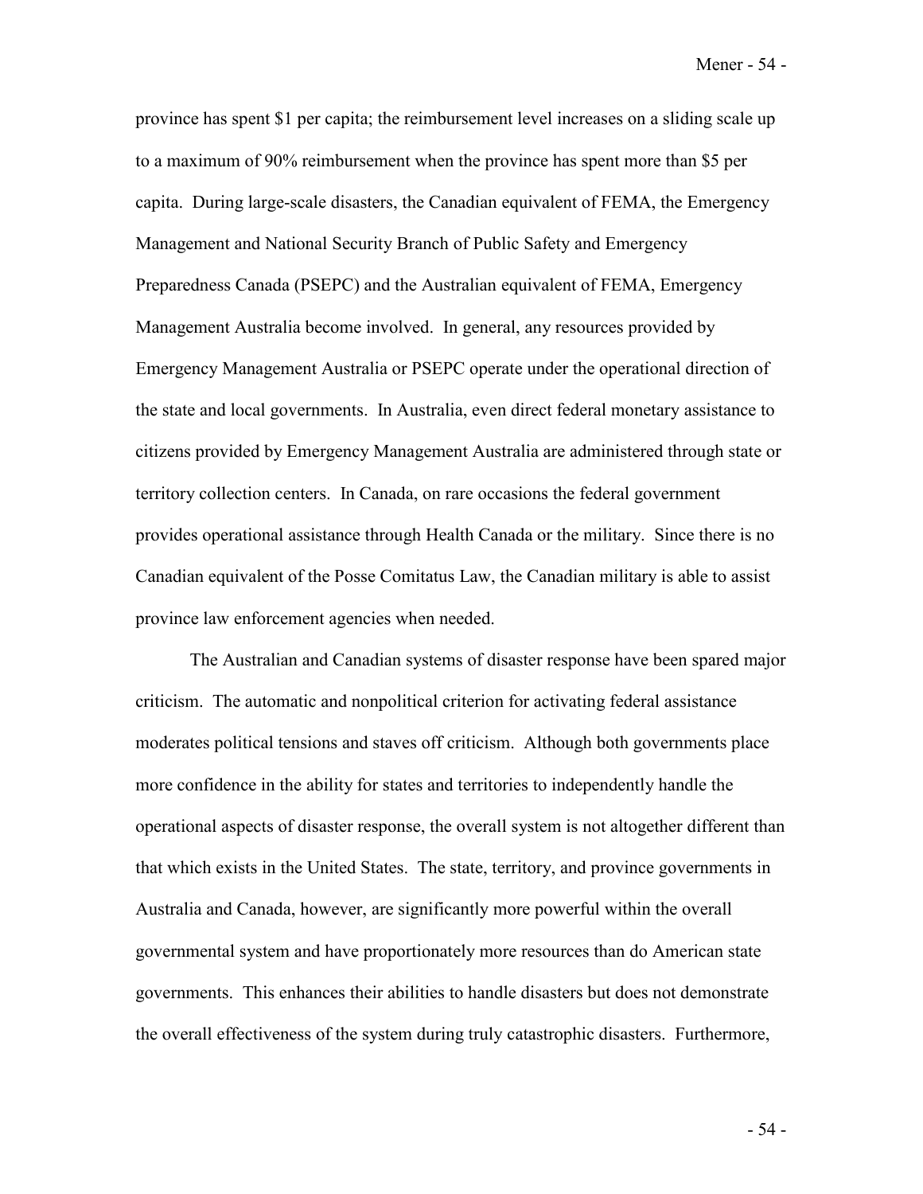province has spent $1 per capita; the reimbursement level increases on a sliding scale up to a maximum of 90% reimbursement when the province has spent more than $5 per capita. During large-scale disasters, the Canadian equivalent of FEMA, the Emergency Management and National Security Branch of Public Safety and Emergency Preparedness Canada (PSEPC) and the Australian equivalent of FEMA, Emergency Management Australia become involved. In general, any resources provided by Emergency Management Australia or PSEPC operate under the operational direction of the state and local governments. In Australia, even direct federal monetary assistance to citizens provided by Emergency Management Australia are administered through state or territory collection centers. In Canada, on rare occasions the federal government provides operational assistance through Health Canada or the military. Since there is no Canadian equivalent of the Posse Comitatus Law, the Canadian military is able to assist province law enforcement agencies when needed.

The Australian and Canadian systems of disaster response have been spared major criticism. The automatic and nonpolitical criterion for activating federal assistance moderates political tensions and staves off criticism. Although both governments place more confidence in the ability for states and territories to independently handle the operational aspects of disaster response, the overall system is not altogether different than that which exists in the United States. The state, territory, and province governments in Australia and Canada, however, are significantly more powerful within the overall governmental system and have proportionately more resources than do American state governments. This enhances their abilities to handle disasters but does not demonstrate the overall effectiveness of the system during truly catastrophic disasters. Furthermore,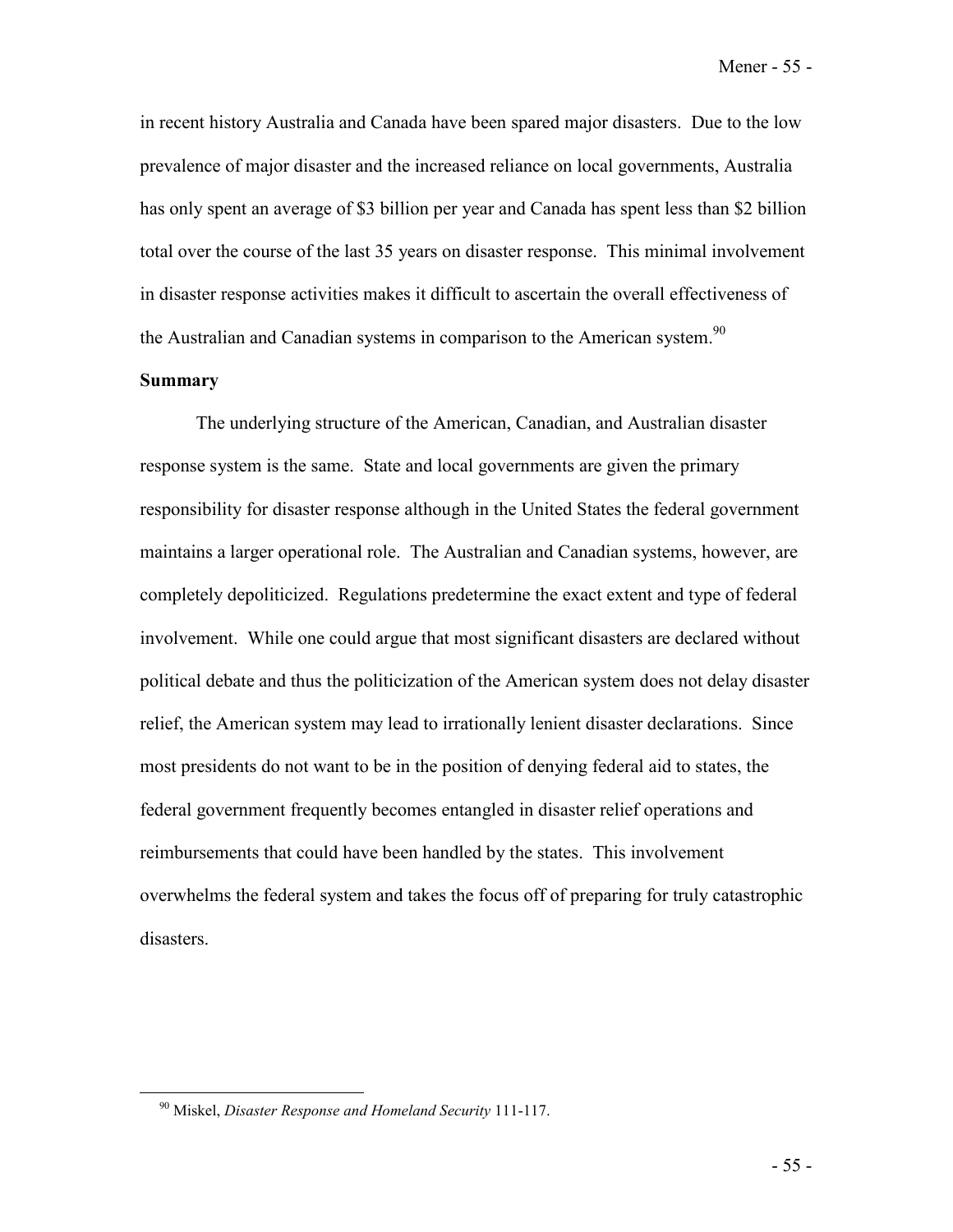in recent history Australia and Canada have been spared major disasters. Due to the low prevalence of major disaster and the increased reliance on local governments, Australia has only spent an average of $3 billion per year and Canada has spent less than $2 billion total over the course of the last 35 years on disaster response. This minimal involvement in disaster response activities makes it difficult to ascertain the overall effectiveness of the Australian and Canadian systems in comparison to the American system.[90]

**Summary**

The underlying structure of the American, Canadian, and Australian disaster response system is the same. State and local governments are given the primary responsibility for disaster response although in the United States the federal government maintains a larger operational role. The Australian and Canadian systems, however, are completely depoliticized. Regulations predetermine the exact extent and type of federal involvement. While one could argue that most significant disasters are declared without political debate and thus the politicization of the American system does not delay disaster relief, the American system may lead to irrationally lenient disaster declarations. Since most presidents do not want to be in the position of denying federal aid to states, the federal government frequently becomes entangled in disaster relief operations and reimbursements that could have been handled by the states. This involvement overwhelms the federal system and takes the focus off of preparing for truly catastrophic disasters.

---

[90] Miskel, *Disaster Response and Homeland Security* 111-117.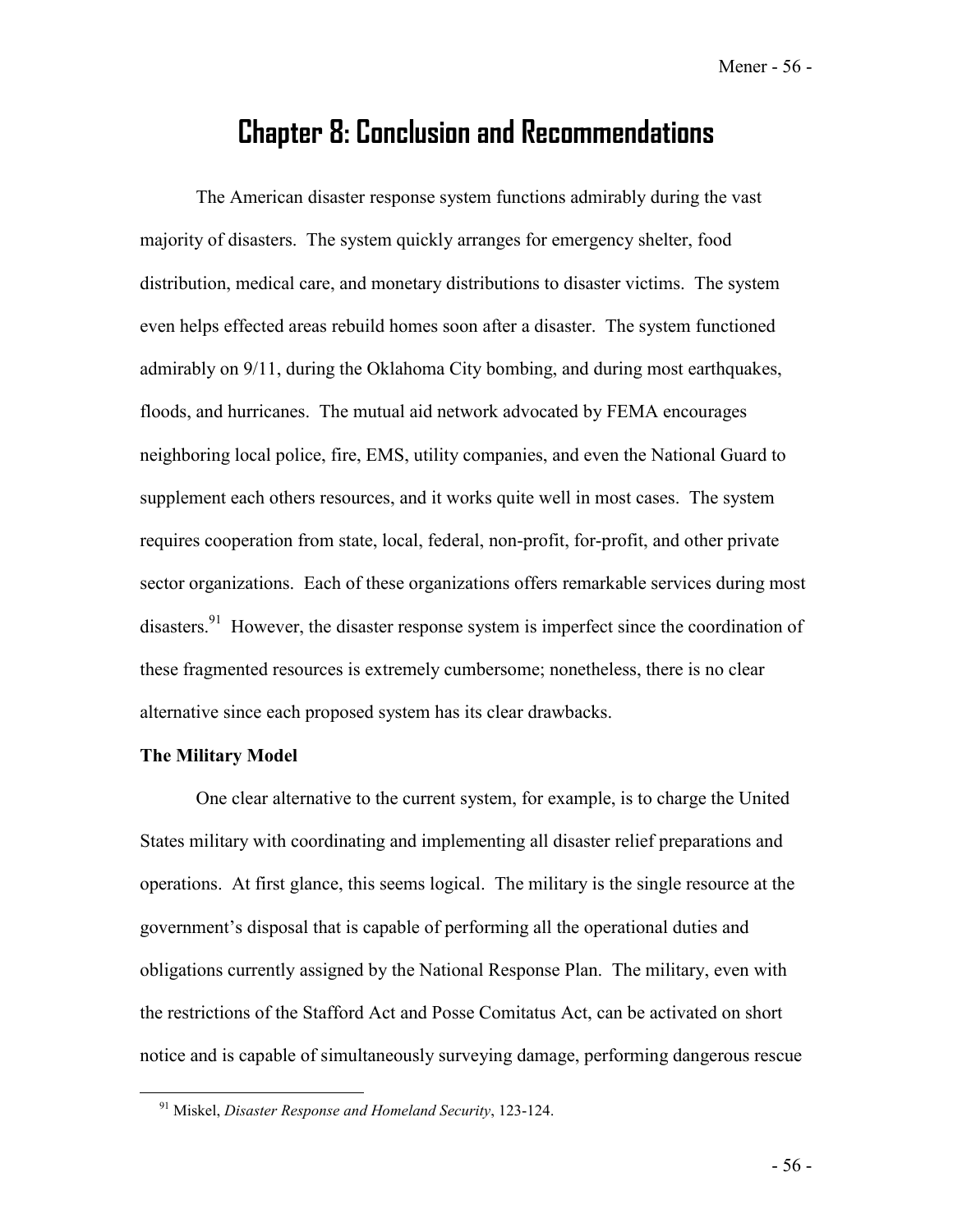# Chapter 8: Conclusion and Recommendations

The American disaster response system functions admirably during the vast majority of disasters. The system quickly arranges for emergency shelter, food distribution, medical care, and monetary distributions to disaster victims. The system even helps effected areas rebuild homes soon after a disaster. The system functioned admirably on 9/11, during the Oklahoma City bombing, and during most earthquakes, floods, and hurricanes. The mutual aid network advocated by FEMA encourages neighboring local police, fire, EMS, utility companies, and even the National Guard to supplement each others resources, and it works quite well in most cases. The system requires cooperation from state, local, federal, non-profit, for-profit, and other private sector organizations. Each of these organizations offers remarkable services during most disasters.[91] However, the disaster response system is imperfect since the coordination of these fragmented resources is extremely cumbersome; nonetheless, there is no clear alternative since each proposed system has its clear drawbacks.

**The Military Model**

One clear alternative to the current system, for example, is to charge the United States military with coordinating and implementing all disaster relief preparations and operations. At first glance, this seems logical. The military is the single resource at the government's disposal that is capable of performing all the operational duties and obligations currently assigned by the National Response Plan. The military, even with the restrictions of the Stafford Act and Posse Comitatus Act, can be activated on short notice and is capable of simultaneously surveying damage, performing dangerous rescue

[91] Miskel, *Disaster Response and Homeland Security*, 123-124.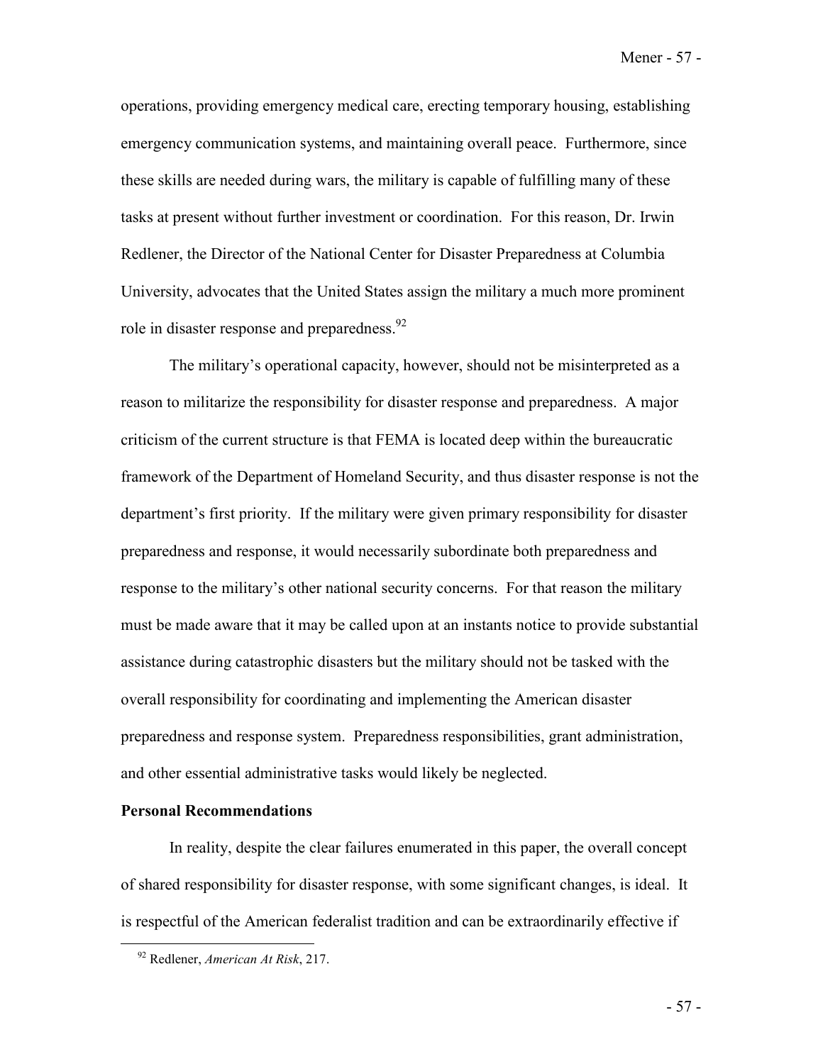operations, providing emergency medical care, erecting temporary housing, establishing emergency communication systems, and maintaining overall peace. Furthermore, since these skills are needed during wars, the military is capable of fulfilling many of these tasks at present without further investment or coordination. For this reason, Dr. Irwin Redlener, the Director of the National Center for Disaster Preparedness at Columbia University, advocates that the United States assign the military a much more prominent role in disaster response and preparedness.[92]

The military's operational capacity, however, should not be misinterpreted as a reason to militarize the responsibility for disaster response and preparedness. A major criticism of the current structure is that FEMA is located deep within the bureaucratic framework of the Department of Homeland Security, and thus disaster response is not the department's first priority. If the military were given primary responsibility for disaster preparedness and response, it would necessarily subordinate both preparedness and response to the military's other national security concerns. For that reason the military must be made aware that it may be called upon at an instants notice to provide substantial assistance during catastrophic disasters but the military should not be tasked with the overall responsibility for coordinating and implementing the American disaster preparedness and response system. Preparedness responsibilities, grant administration, and other essential administrative tasks would likely be neglected.

**Personal Recommendations**

In reality, despite the clear failures enumerated in this paper, the overall concept of shared responsibility for disaster response, with some significant changes, is ideal. It is respectful of the American federalist tradition and can be extraordinarily effective if

---

[92] Redlener, *American At Risk*, 217.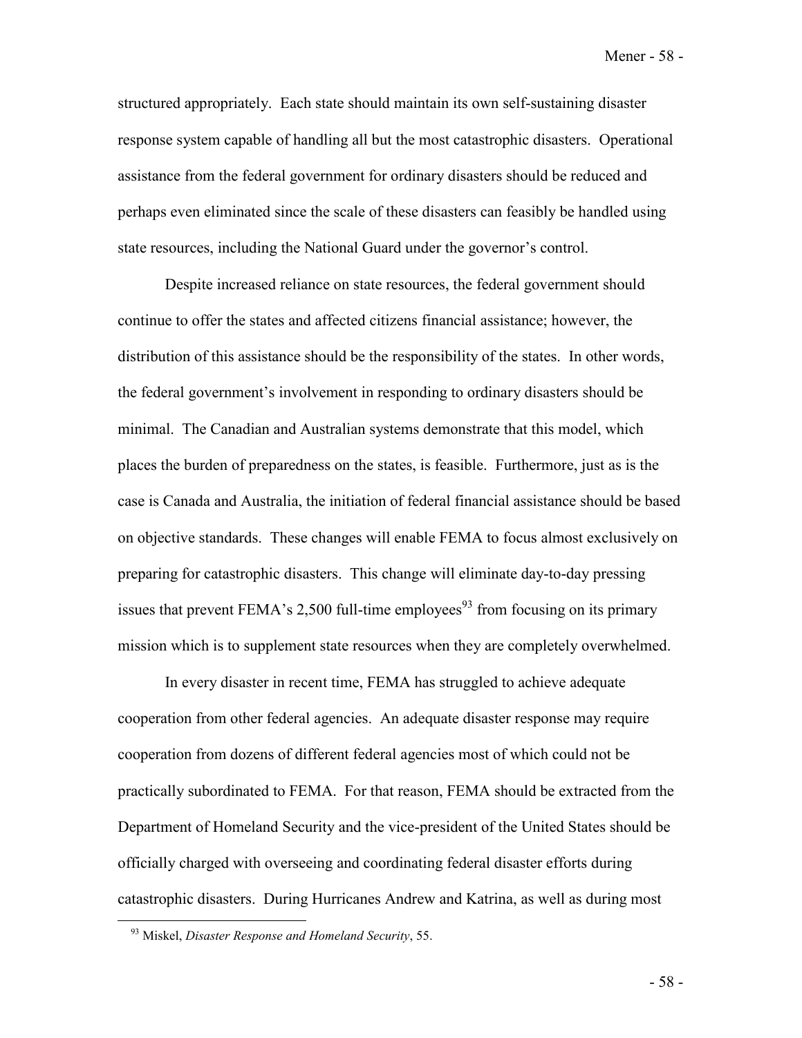structured appropriately. Each state should maintain its own self-sustaining disaster response system capable of handling all but the most catastrophic disasters. Operational assistance from the federal government for ordinary disasters should be reduced and perhaps even eliminated since the scale of these disasters can feasibly be handled using state resources, including the National Guard under the governor's control.

Despite increased reliance on state resources, the federal government should continue to offer the states and affected citizens financial assistance; however, the distribution of this assistance should be the responsibility of the states. In other words, the federal government's involvement in responding to ordinary disasters should be minimal. The Canadian and Australian systems demonstrate that this model, which places the burden of preparedness on the states, is feasible. Furthermore, just as is the case is Canada and Australia, the initiation of federal financial assistance should be based on objective standards. These changes will enable FEMA to focus almost exclusively on preparing for catastrophic disasters. This change will eliminate day-to-day pressing issues that prevent FEMA's 2,500 full-time employees[93] from focusing on its primary mission which is to supplement state resources when they are completely overwhelmed.

In every disaster in recent time, FEMA has struggled to achieve adequate cooperation from other federal agencies. An adequate disaster response may require cooperation from dozens of different federal agencies most of which could not be practically subordinated to FEMA. For that reason, FEMA should be extracted from the Department of Homeland Security and the vice-president of the United States should be officially charged with overseeing and coordinating federal disaster efforts during catastrophic disasters. During Hurricanes Andrew and Katrina, as well as during most

---

[93] Miskel, *Disaster Response and Homeland Security*, 55.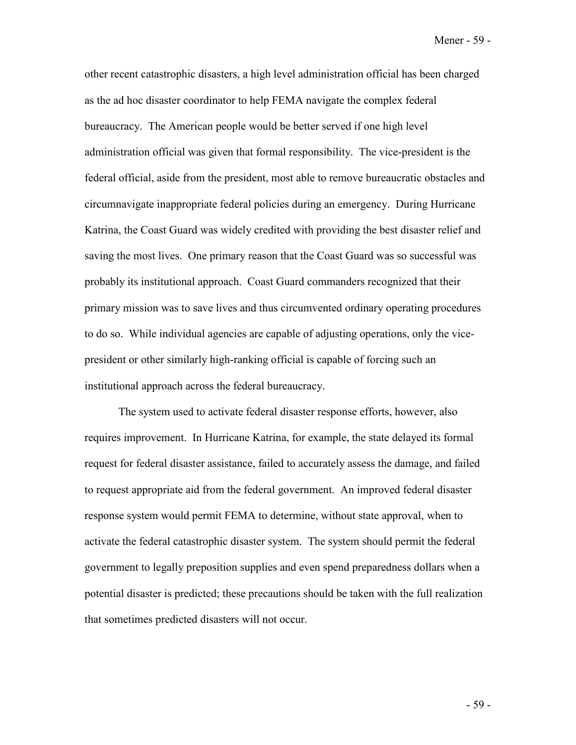other recent catastrophic disasters, a high level administration official has been charged as the ad hoc disaster coordinator to help FEMA navigate the complex federal bureaucracy. The American people would be better served if one high level administration official was given that formal responsibility. The vice-president is the federal official, aside from the president, most able to remove bureaucratic obstacles and circumnavigate inappropriate federal policies during an emergency. During Hurricane Katrina, the Coast Guard was widely credited with providing the best disaster relief and saving the most lives. One primary reason that the Coast Guard was so successful was probably its institutional approach. Coast Guard commanders recognized that their primary mission was to save lives and thus circumvented ordinary operating procedures to do so. While individual agencies are capable of adjusting operations, only the vice-president or other similarly high-ranking official is capable of forcing such an institutional approach across the federal bureaucracy.

The system used to activate federal disaster response efforts, however, also requires improvement. In Hurricane Katrina, for example, the state delayed its formal request for federal disaster assistance, failed to accurately assess the damage, and failed to request appropriate aid from the federal government. An improved federal disaster response system would permit FEMA to determine, without state approval, when to activate the federal catastrophic disaster system. The system should permit the federal government to legally preposition supplies and even spend preparedness dollars when a potential disaster is predicted; these precautions should be taken with the full realization that sometimes predicted disasters will not occur.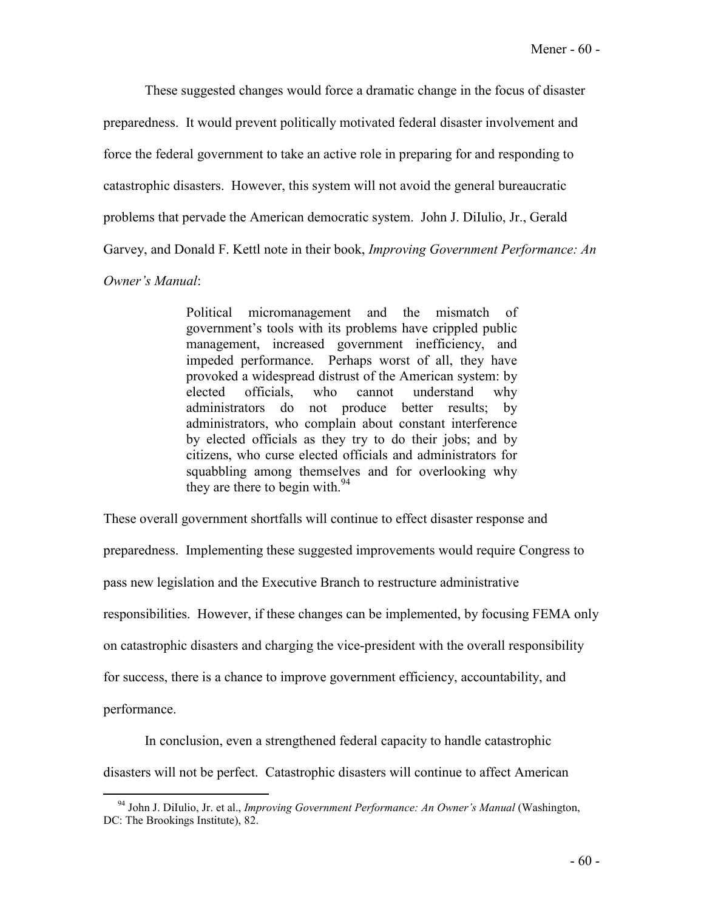These suggested changes would force a dramatic change in the focus of disaster preparedness. It would prevent politically motivated federal disaster involvement and force the federal government to take an active role in preparing for and responding to catastrophic disasters. However, this system will not avoid the general bureaucratic problems that pervade the American democratic system. John J. DiIulio, Jr., Gerald Garvey, and Donald F. Kettl note in their book, *Improving Government Performance: An Owner's Manual*:

> Political micromanagement and the mismatch of government's tools with its problems have crippled public management, increased government inefficiency, and impeded performance. Perhaps worst of all, they have provoked a widespread distrust of the American system: by elected officials, who cannot understand why administrators do not produce better results; by administrators, who complain about constant interference by elected officials as they try to do their jobs; and by citizens, who curse elected officials and administrators for squabbling among themselves and for overlooking why they are there to begin with.[94]

These overall government shortfalls will continue to effect disaster response and preparedness. Implementing these suggested improvements would require Congress to pass new legislation and the Executive Branch to restructure administrative responsibilities. However, if these changes can be implemented, by focusing FEMA only on catastrophic disasters and charging the vice-president with the overall responsibility for success, there is a chance to improve government efficiency, accountability, and performance.

In conclusion, even a strengthened federal capacity to handle catastrophic disasters will not be perfect. Catastrophic disasters will continue to affect American

---

[94] John J. DiIulio, Jr. et al., *Improving Government Performance: An Owner's Manual* (Washington, DC: The Brookings Institute), 82.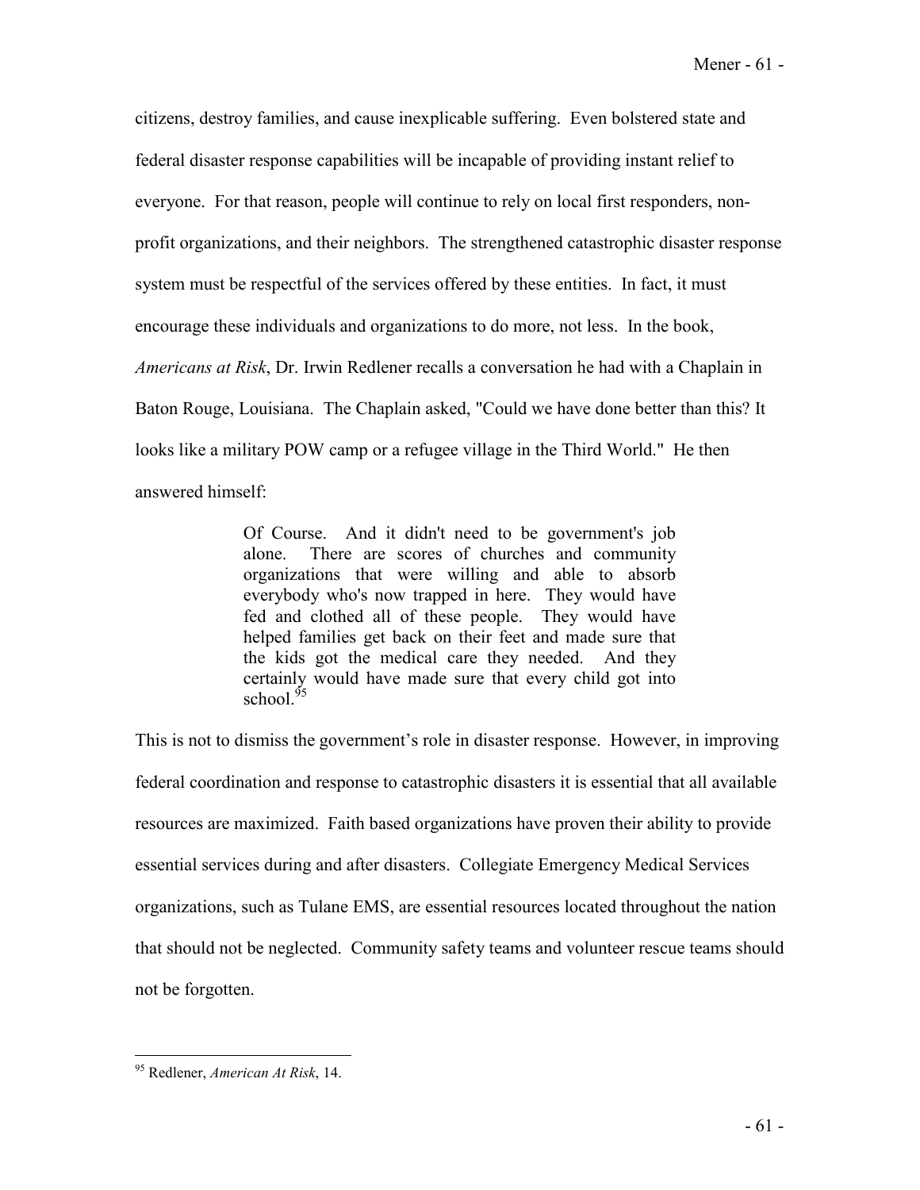citizens, destroy families, and cause inexplicable suffering. Even bolstered state and federal disaster response capabilities will be incapable of providing instant relief to everyone. For that reason, people will continue to rely on local first responders, non-profit organizations, and their neighbors. The strengthened catastrophic disaster response system must be respectful of the services offered by these entities. In fact, it must encourage these individuals and organizations to do more, not less. In the book, *Americans at Risk*, Dr. Irwin Redlener recalls a conversation he had with a Chaplain in Baton Rouge, Louisiana. The Chaplain asked, "Could we have done better than this? It looks like a military POW camp or a refugee village in the Third World." He then answered himself:

> Of Course. And it didn't need to be government's job alone. There are scores of churches and community organizations that were willing and able to absorb everybody who's now trapped in here. They would have fed and clothed all of these people. They would have helped families get back on their feet and made sure that the kids got the medical care they needed. And they certainly would have made sure that every child got into school.[95]

This is not to dismiss the government's role in disaster response. However, in improving federal coordination and response to catastrophic disasters it is essential that all available resources are maximized. Faith based organizations have proven their ability to provide essential services during and after disasters. Collegiate Emergency Medical Services organizations, such as Tulane EMS, are essential resources located throughout the nation that should not be neglected. Community safety teams and volunteer rescue teams should not be forgotten.

---

[95] Redlener, *American At Risk*, 14.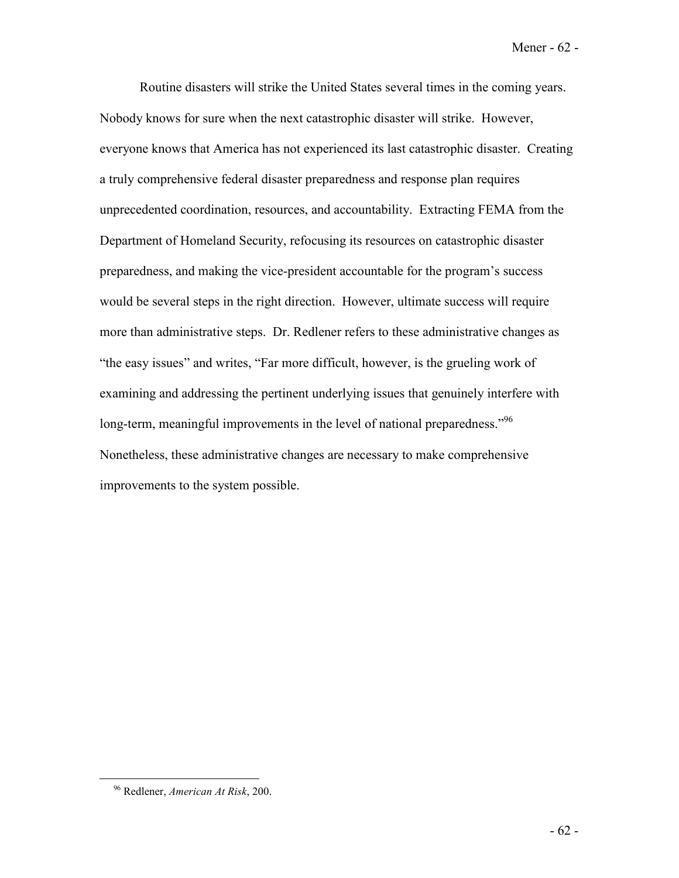Routine disasters will strike the United States several times in the coming years. Nobody knows for sure when the next catastrophic disaster will strike. However, everyone knows that America has not experienced its last catastrophic disaster. Creating a truly comprehensive federal disaster preparedness and response plan requires unprecedented coordination, resources, and accountability. Extracting FEMA from the Department of Homeland Security, refocusing its resources on catastrophic disaster preparedness, and making the vice-president accountable for the program's success would be several steps in the right direction. However, ultimate success will require more than administrative steps. Dr. Redlener refers to these administrative changes as "the easy issues" and writes, "Far more difficult, however, is the grueling work of examining and addressing the pertinent underlying issues that genuinely interfere with long-term, meaningful improvements in the level of national preparedness."[96] Nonetheless, these administrative changes are necessary to make comprehensive improvements to the system possible.

---

[96] Redlener, *American At Risk*, 200.